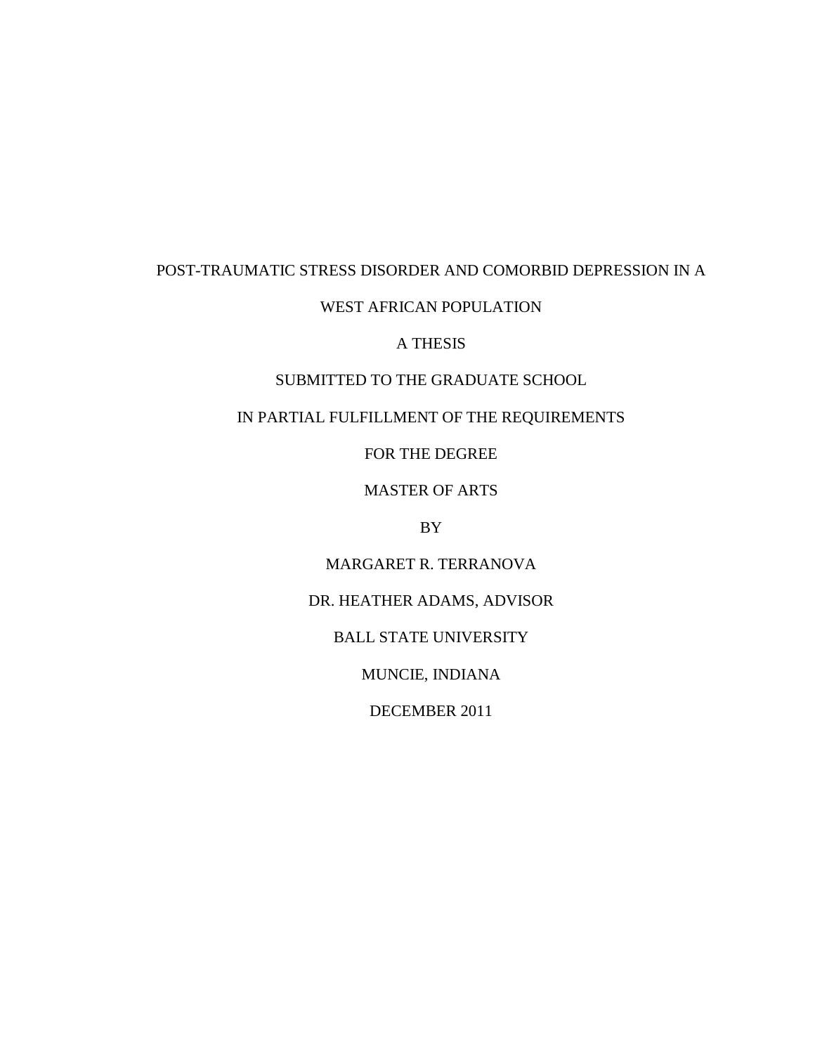# POST-TRAUMATIC STRESS DISORDER AND COMORBID DEPRESSION IN A WEST AFRICAN POPULATION

A THESIS

SUBMITTED TO THE GRADUATE SCHOOL

IN PARTIAL FULFILLMENT OF THE REQUIREMENTS

FOR THE DEGREE

MASTER OF ARTS

BY

MARGARET R. TERRANOVA

DR. HEATHER ADAMS, ADVISOR

BALL STATE UNIVERSITY

MUNCIE, INDIANA

DECEMBER 2011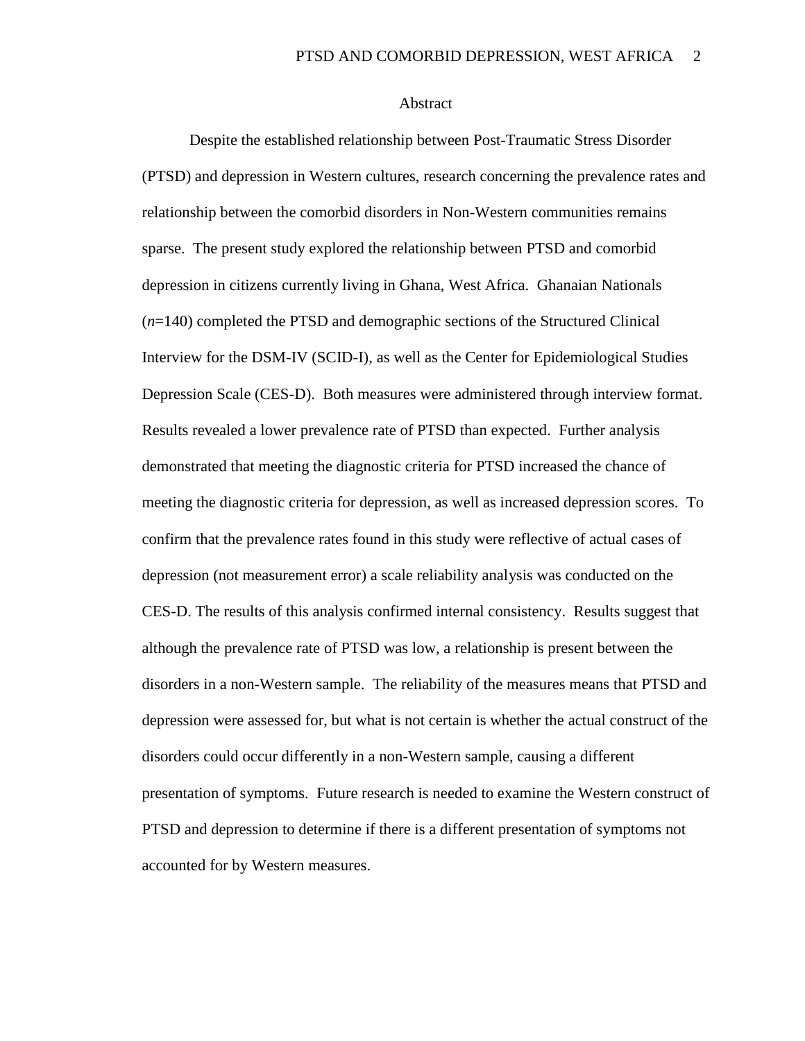# Abstract

Despite the established relationship between Post-Traumatic Stress Disorder (PTSD) and depression in Western cultures, research concerning the prevalence rates and relationship between the comorbid disorders in Non-Western communities remains sparse. The present study explored the relationship between PTSD and comorbid depression in citizens currently living in Ghana, West Africa. Ghanaian Nationals ($n$=140) completed the PTSD and demographic sections of the Structured Clinical Interview for the DSM-IV (SCID-I), as well as the Center for Epidemiological Studies Depression Scale (CES-D). Both measures were administered through interview format. Results revealed a lower prevalence rate of PTSD than expected. Further analysis demonstrated that meeting the diagnostic criteria for PTSD increased the chance of meeting the diagnostic criteria for depression, as well as increased depression scores. To confirm that the prevalence rates found in this study were reflective of actual cases of depression (not measurement error) a scale reliability analysis was conducted on the CES-D. The results of this analysis confirmed internal consistency. Results suggest that although the prevalence rate of PTSD was low, a relationship is present between the disorders in a non-Western sample. The reliability of the measures means that PTSD and depression were assessed for, but what is not certain is whether the actual construct of the disorders could occur differently in a non-Western sample, causing a different presentation of symptoms. Future research is needed to examine the Western construct of PTSD and depression to determine if there is a different presentation of symptoms not accounted for by Western measures.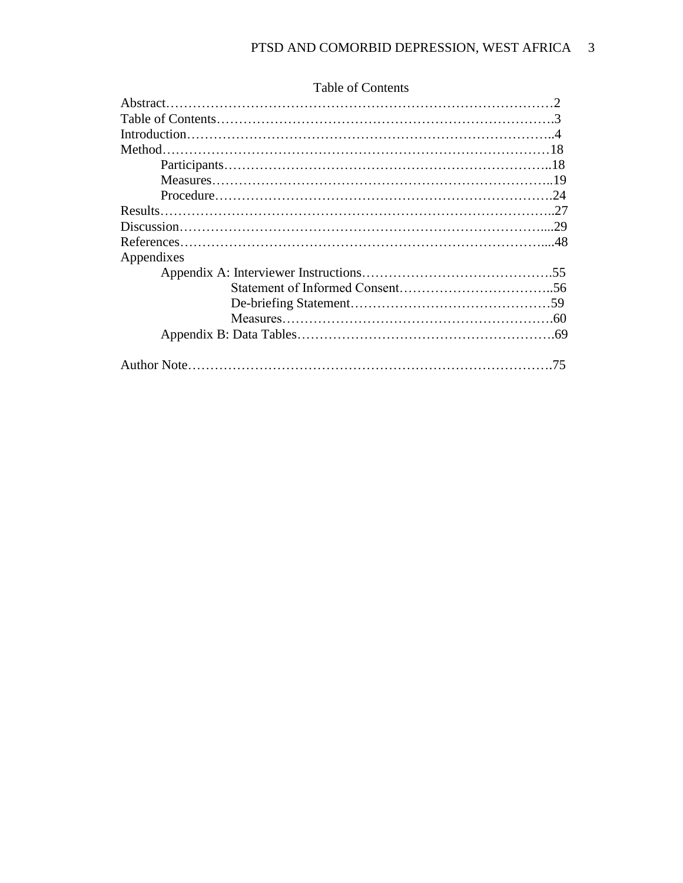# Table of Contents

Abstract……………………………………………………………………………2
Table of Contents…………………………………………………………………3
Introduction………………………………………………………………………4
Method……………………………………………………………………………18
    Participants……………………………………………………………………18
    Measures………………………………………………………………………19
    Procedure………………………………………………………………………24
Results……………………………………………………………………………27
Discussion…………………………………………………………………………29
References…………………………………………………………………………48
Appendixes
    Appendix A: Interviewer Instructions……………………………………55
        Statement of Informed Consent……………………………………56
        De-briefing Statement………………………………………………59
        Measures……………………………………………………………60
    Appendix B: Data Tables…………………………………………………69

Author Note………………………………………………………………………75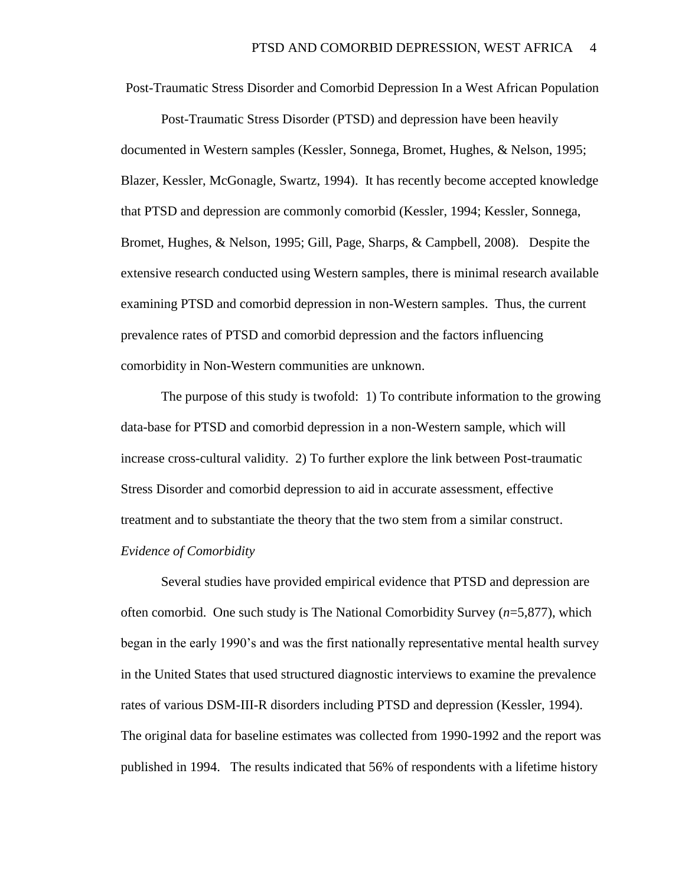# Post-Traumatic Stress Disorder and Comorbid Depression In a West African Population

Post-Traumatic Stress Disorder (PTSD) and depression have been heavily documented in Western samples (Kessler, Sonnega, Bromet, Hughes, & Nelson, 1995; Blazer, Kessler, McGonagle, Swartz, 1994). It has recently become accepted knowledge that PTSD and depression are commonly comorbid (Kessler, 1994; Kessler, Sonnega, Bromet, Hughes, & Nelson, 1995; Gill, Page, Sharps, & Campbell, 2008). Despite the extensive research conducted using Western samples, there is minimal research available examining PTSD and comorbid depression in non-Western samples. Thus, the current prevalence rates of PTSD and comorbid depression and the factors influencing comorbidity in Non-Western communities are unknown.

The purpose of this study is twofold: 1) To contribute information to the growing data-base for PTSD and comorbid depression in a non-Western sample, which will increase cross-cultural validity. 2) To further explore the link between Post-traumatic Stress Disorder and comorbid depression to aid in accurate assessment, effective treatment and to substantiate the theory that the two stem from a similar construct.

### *Evidence of Comorbidity*

Several studies have provided empirical evidence that PTSD and depression are often comorbid. One such study is The National Comorbidity Survey (*n*=5,877), which began in the early 1990's and was the first nationally representative mental health survey in the United States that used structured diagnostic interviews to examine the prevalence rates of various DSM-III-R disorders including PTSD and depression (Kessler, 1994). The original data for baseline estimates was collected from 1990-1992 and the report was published in 1994. The results indicated that 56% of respondents with a lifetime history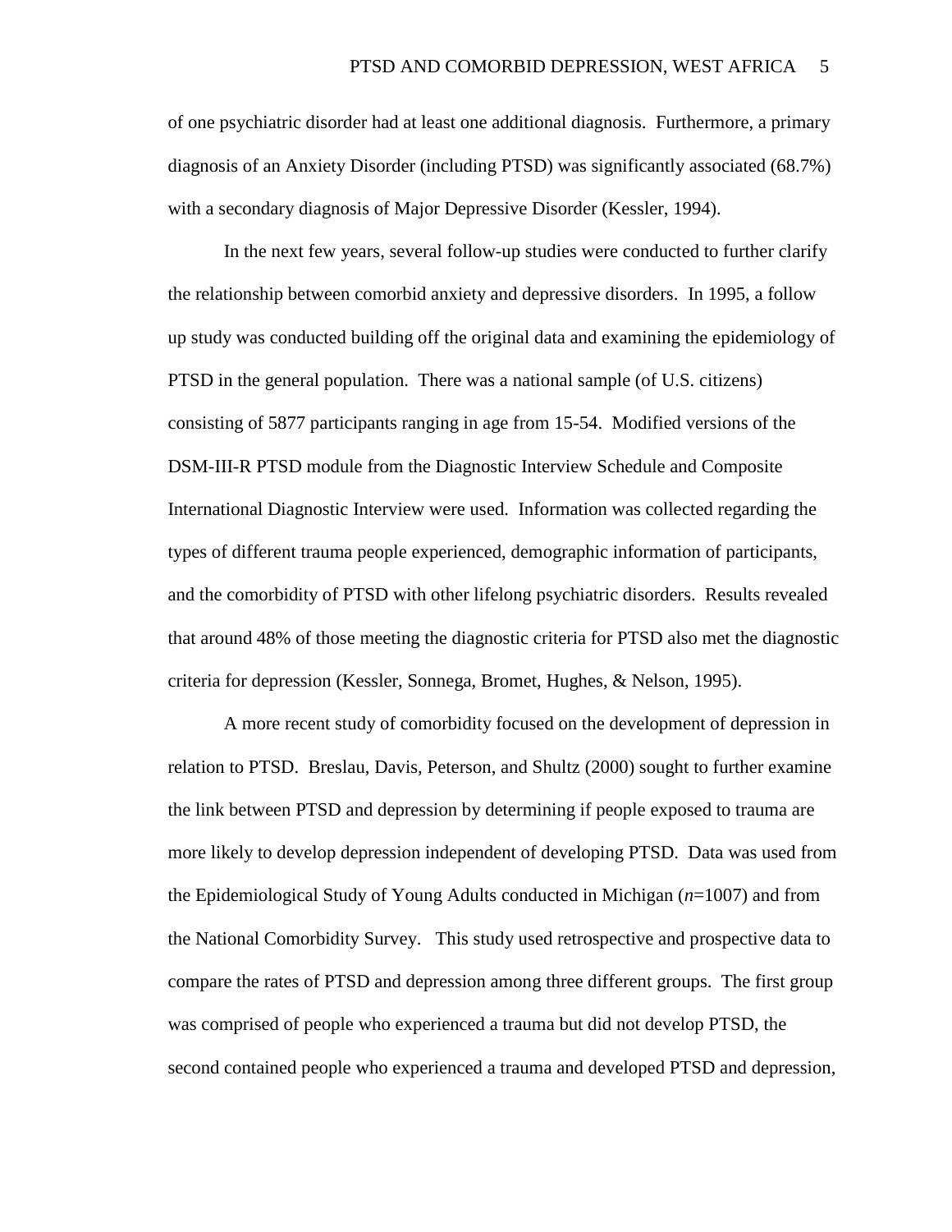of one psychiatric disorder had at least one additional diagnosis. Furthermore, a primary diagnosis of an Anxiety Disorder (including PTSD) was significantly associated (68.7%) with a secondary diagnosis of Major Depressive Disorder (Kessler, 1994).

In the next few years, several follow-up studies were conducted to further clarify the relationship between comorbid anxiety and depressive disorders. In 1995, a follow up study was conducted building off the original data and examining the epidemiology of PTSD in the general population. There was a national sample (of U.S. citizens) consisting of 5877 participants ranging in age from 15-54. Modified versions of the DSM-III-R PTSD module from the Diagnostic Interview Schedule and Composite International Diagnostic Interview were used. Information was collected regarding the types of different trauma people experienced, demographic information of participants, and the comorbidity of PTSD with other lifelong psychiatric disorders. Results revealed that around 48% of those meeting the diagnostic criteria for PTSD also met the diagnostic criteria for depression (Kessler, Sonnega, Bromet, Hughes, & Nelson, 1995).

A more recent study of comorbidity focused on the development of depression in relation to PTSD. Breslau, Davis, Peterson, and Shultz (2000) sought to further examine the link between PTSD and depression by determining if people exposed to trauma are more likely to develop depression independent of developing PTSD. Data was used from the Epidemiological Study of Young Adults conducted in Michigan (*n*=1007) and from the National Comorbidity Survey. This study used retrospective and prospective data to compare the rates of PTSD and depression among three different groups. The first group was comprised of people who experienced a trauma but did not develop PTSD, the second contained people who experienced a trauma and developed PTSD and depression,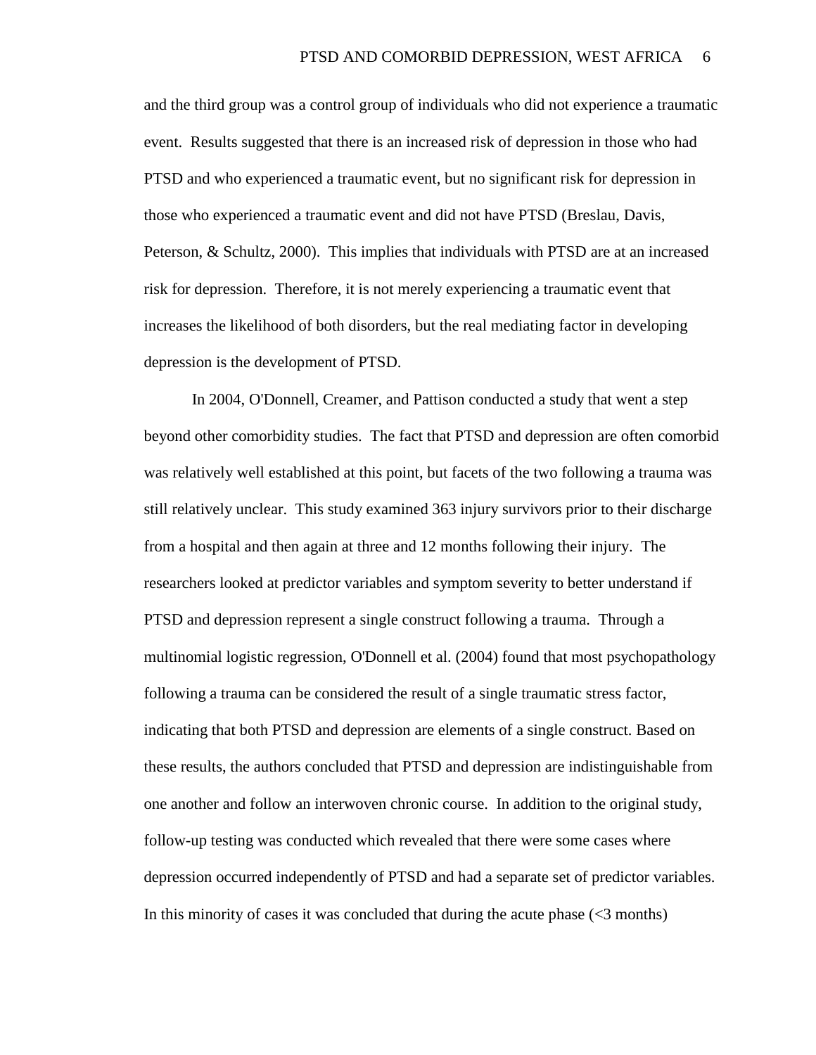and the third group was a control group of individuals who did not experience a traumatic event. Results suggested that there is an increased risk of depression in those who had PTSD and who experienced a traumatic event, but no significant risk for depression in those who experienced a traumatic event and did not have PTSD (Breslau, Davis, Peterson, & Schultz, 2000). This implies that individuals with PTSD are at an increased risk for depression. Therefore, it is not merely experiencing a traumatic event that increases the likelihood of both disorders, but the real mediating factor in developing depression is the development of PTSD.

In 2004, O'Donnell, Creamer, and Pattison conducted a study that went a step beyond other comorbidity studies. The fact that PTSD and depression are often comorbid was relatively well established at this point, but facets of the two following a trauma was still relatively unclear. This study examined 363 injury survivors prior to their discharge from a hospital and then again at three and 12 months following their injury. The researchers looked at predictor variables and symptom severity to better understand if PTSD and depression represent a single construct following a trauma. Through a multinomial logistic regression, O'Donnell et al. (2004) found that most psychopathology following a trauma can be considered the result of a single traumatic stress factor, indicating that both PTSD and depression are elements of a single construct. Based on these results, the authors concluded that PTSD and depression are indistinguishable from one another and follow an interwoven chronic course. In addition to the original study, follow-up testing was conducted which revealed that there were some cases where depression occurred independently of PTSD and had a separate set of predictor variables. In this minority of cases it was concluded that during the acute phase (<3 months)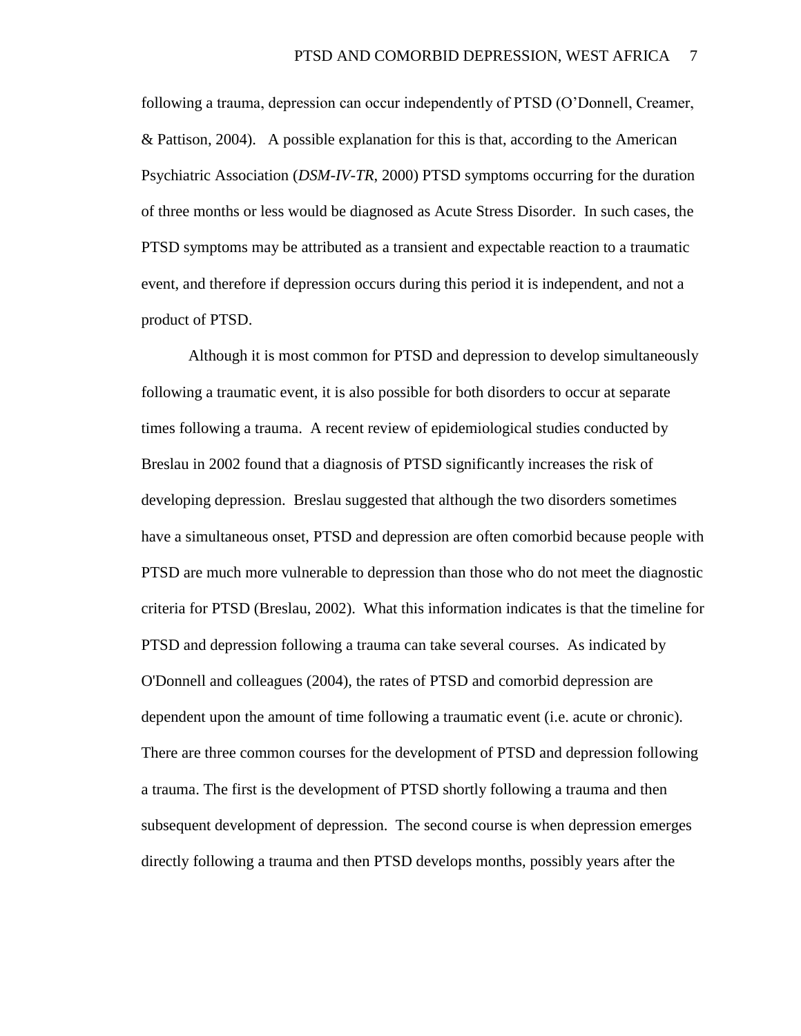following a trauma, depression can occur independently of PTSD (O'Donnell, Creamer, & Pattison, 2004). A possible explanation for this is that, according to the American Psychiatric Association (*DSM-IV-TR*, 2000) PTSD symptoms occurring for the duration of three months or less would be diagnosed as Acute Stress Disorder. In such cases, the PTSD symptoms may be attributed as a transient and expectable reaction to a traumatic event, and therefore if depression occurs during this period it is independent, and not a product of PTSD.

Although it is most common for PTSD and depression to develop simultaneously following a traumatic event, it is also possible for both disorders to occur at separate times following a trauma. A recent review of epidemiological studies conducted by Breslau in 2002 found that a diagnosis of PTSD significantly increases the risk of developing depression. Breslau suggested that although the two disorders sometimes have a simultaneous onset, PTSD and depression are often comorbid because people with PTSD are much more vulnerable to depression than those who do not meet the diagnostic criteria for PTSD (Breslau, 2002). What this information indicates is that the timeline for PTSD and depression following a trauma can take several courses. As indicated by O'Donnell and colleagues (2004), the rates of PTSD and comorbid depression are dependent upon the amount of time following a traumatic event (i.e. acute or chronic). There are three common courses for the development of PTSD and depression following a trauma. The first is the development of PTSD shortly following a trauma and then subsequent development of depression. The second course is when depression emerges directly following a trauma and then PTSD develops months, possibly years after the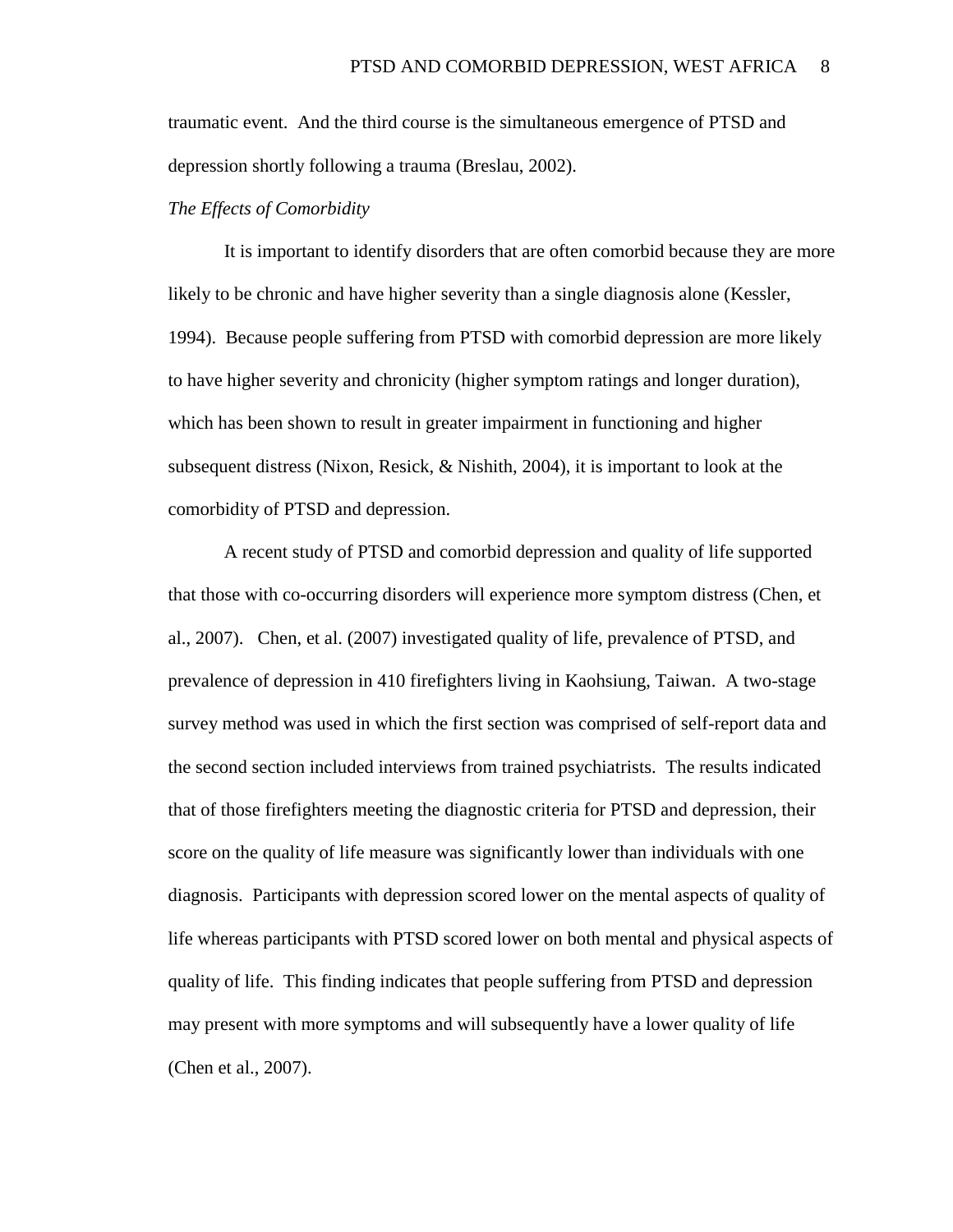traumatic event. And the third course is the simultaneous emergence of PTSD and depression shortly following a trauma (Breslau, 2002).

*The Effects of Comorbidity*

It is important to identify disorders that are often comorbid because they are more likely to be chronic and have higher severity than a single diagnosis alone (Kessler, 1994). Because people suffering from PTSD with comorbid depression are more likely to have higher severity and chronicity (higher symptom ratings and longer duration), which has been shown to result in greater impairment in functioning and higher subsequent distress (Nixon, Resick, & Nishith, 2004), it is important to look at the comorbidity of PTSD and depression.

A recent study of PTSD and comorbid depression and quality of life supported that those with co-occurring disorders will experience more symptom distress (Chen, et al., 2007). Chen, et al. (2007) investigated quality of life, prevalence of PTSD, and prevalence of depression in 410 firefighters living in Kaohsiung, Taiwan. A two-stage survey method was used in which the first section was comprised of self-report data and the second section included interviews from trained psychiatrists. The results indicated that of those firefighters meeting the diagnostic criteria for PTSD and depression, their score on the quality of life measure was significantly lower than individuals with one diagnosis. Participants with depression scored lower on the mental aspects of quality of life whereas participants with PTSD scored lower on both mental and physical aspects of quality of life. This finding indicates that people suffering from PTSD and depression may present with more symptoms and will subsequently have a lower quality of life (Chen et al., 2007).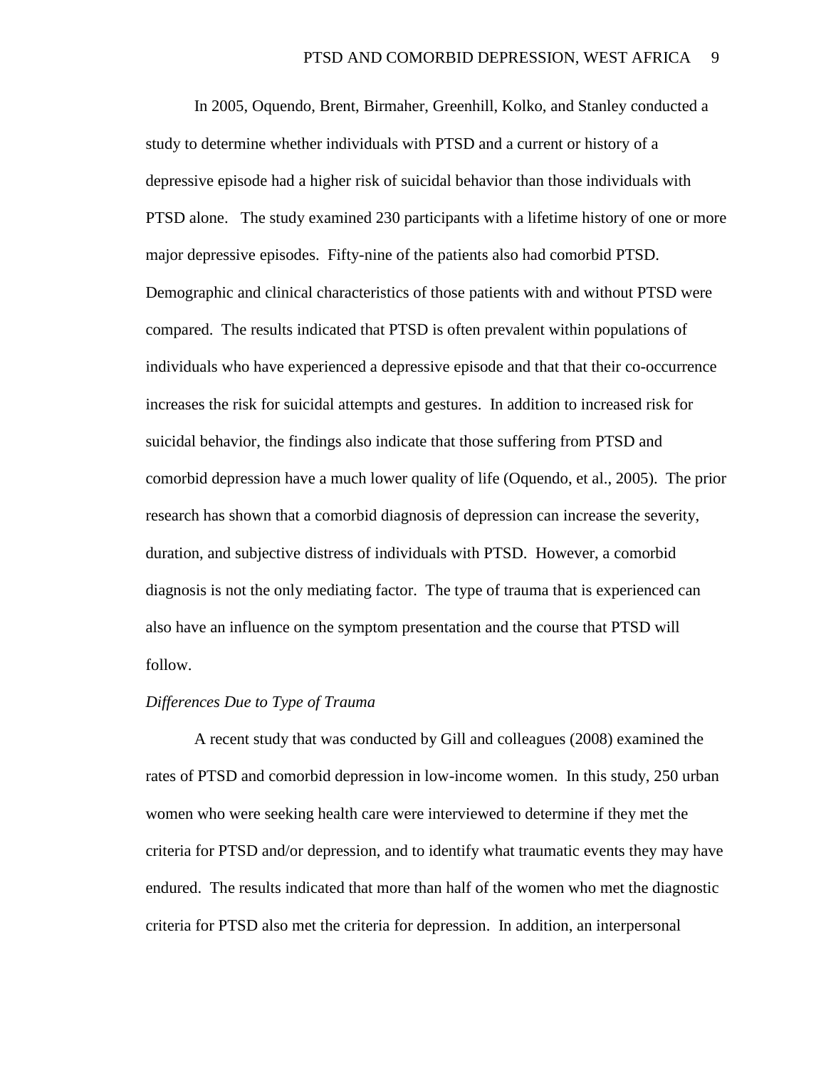In 2005, Oquendo, Brent, Birmaher, Greenhill, Kolko, and Stanley conducted a study to determine whether individuals with PTSD and a current or history of a depressive episode had a higher risk of suicidal behavior than those individuals with PTSD alone. The study examined 230 participants with a lifetime history of one or more major depressive episodes. Fifty-nine of the patients also had comorbid PTSD. Demographic and clinical characteristics of those patients with and without PTSD were compared. The results indicated that PTSD is often prevalent within populations of individuals who have experienced a depressive episode and that that their co-occurrence increases the risk for suicidal attempts and gestures. In addition to increased risk for suicidal behavior, the findings also indicate that those suffering from PTSD and comorbid depression have a much lower quality of life (Oquendo, et al., 2005). The prior research has shown that a comorbid diagnosis of depression can increase the severity, duration, and subjective distress of individuals with PTSD. However, a comorbid diagnosis is not the only mediating factor. The type of trauma that is experienced can also have an influence on the symptom presentation and the course that PTSD will follow.

*Differences Due to Type of Trauma*

A recent study that was conducted by Gill and colleagues (2008) examined the rates of PTSD and comorbid depression in low-income women. In this study, 250 urban women who were seeking health care were interviewed to determine if they met the criteria for PTSD and/or depression, and to identify what traumatic events they may have endured. The results indicated that more than half of the women who met the diagnostic criteria for PTSD also met the criteria for depression. In addition, an interpersonal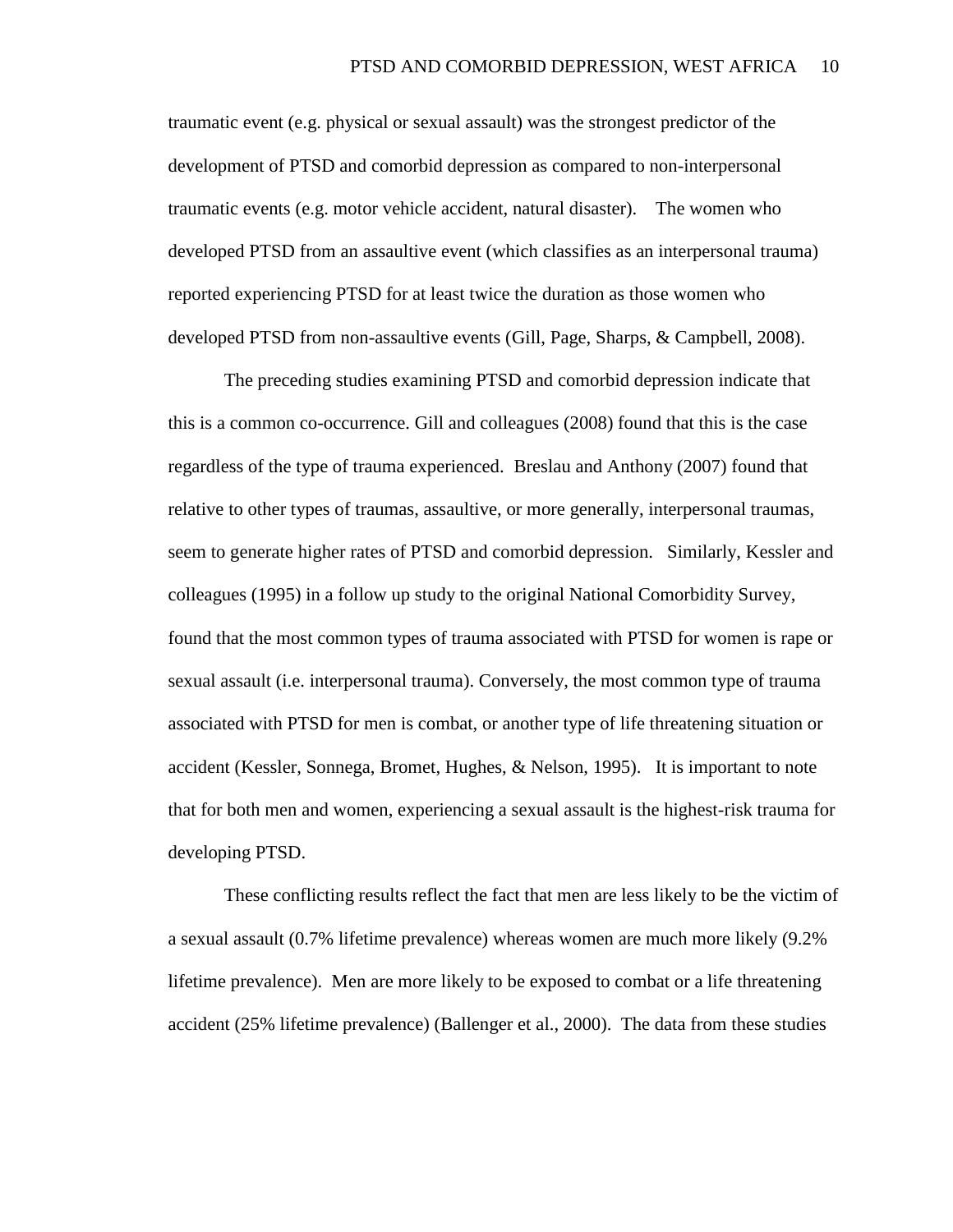traumatic event (e.g. physical or sexual assault) was the strongest predictor of the development of PTSD and comorbid depression as compared to non-interpersonal traumatic events (e.g. motor vehicle accident, natural disaster). The women who developed PTSD from an assaultive event (which classifies as an interpersonal trauma) reported experiencing PTSD for at least twice the duration as those women who developed PTSD from non-assaultive events (Gill, Page, Sharps, & Campbell, 2008).

The preceding studies examining PTSD and comorbid depression indicate that this is a common co-occurrence. Gill and colleagues (2008) found that this is the case regardless of the type of trauma experienced. Breslau and Anthony (2007) found that relative to other types of traumas, assaultive, or more generally, interpersonal traumas, seem to generate higher rates of PTSD and comorbid depression. Similarly, Kessler and colleagues (1995) in a follow up study to the original National Comorbidity Survey, found that the most common types of trauma associated with PTSD for women is rape or sexual assault (i.e. interpersonal trauma). Conversely, the most common type of trauma associated with PTSD for men is combat, or another type of life threatening situation or accident (Kessler, Sonnega, Bromet, Hughes, & Nelson, 1995). It is important to note that for both men and women, experiencing a sexual assault is the highest-risk trauma for developing PTSD.

These conflicting results reflect the fact that men are less likely to be the victim of a sexual assault (0.7% lifetime prevalence) whereas women are much more likely (9.2% lifetime prevalence). Men are more likely to be exposed to combat or a life threatening accident (25% lifetime prevalence) (Ballenger et al., 2000). The data from these studies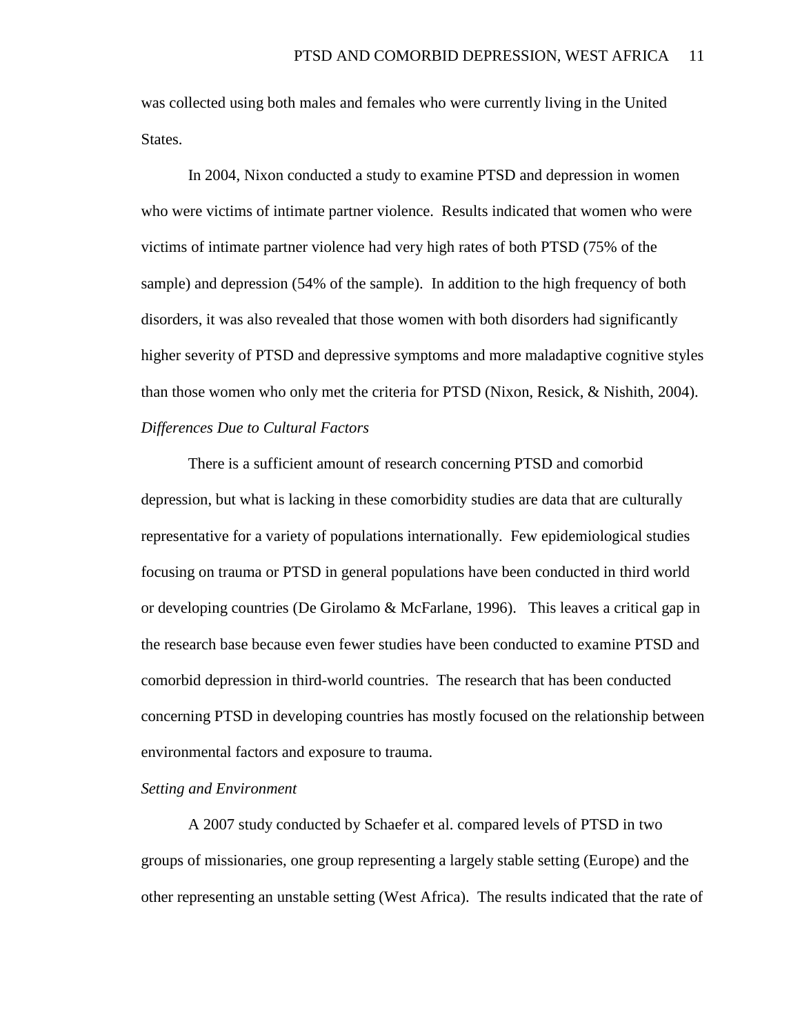was collected using both males and females who were currently living in the United States.

In 2004, Nixon conducted a study to examine PTSD and depression in women who were victims of intimate partner violence. Results indicated that women who were victims of intimate partner violence had very high rates of both PTSD (75% of the sample) and depression (54% of the sample). In addition to the high frequency of both disorders, it was also revealed that those women with both disorders had significantly higher severity of PTSD and depressive symptoms and more maladaptive cognitive styles than those women who only met the criteria for PTSD (Nixon, Resick, & Nishith, 2004).

*Differences Due to Cultural Factors*

There is a sufficient amount of research concerning PTSD and comorbid depression, but what is lacking in these comorbidity studies are data that are culturally representative for a variety of populations internationally. Few epidemiological studies focusing on trauma or PTSD in general populations have been conducted in third world or developing countries (De Girolamo & McFarlane, 1996). This leaves a critical gap in the research base because even fewer studies have been conducted to examine PTSD and comorbid depression in third-world countries. The research that has been conducted concerning PTSD in developing countries has mostly focused on the relationship between environmental factors and exposure to trauma.

*Setting and Environment*

A 2007 study conducted by Schaefer et al. compared levels of PTSD in two groups of missionaries, one group representing a largely stable setting (Europe) and the other representing an unstable setting (West Africa). The results indicated that the rate of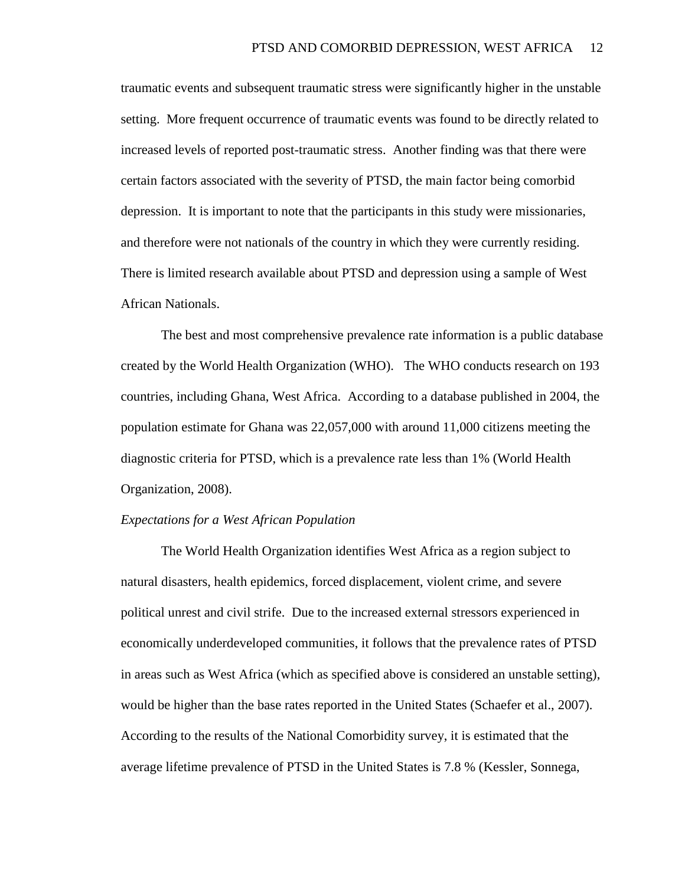traumatic events and subsequent traumatic stress were significantly higher in the unstable setting. More frequent occurrence of traumatic events was found to be directly related to increased levels of reported post-traumatic stress. Another finding was that there were certain factors associated with the severity of PTSD, the main factor being comorbid depression. It is important to note that the participants in this study were missionaries, and therefore were not nationals of the country in which they were currently residing. There is limited research available about PTSD and depression using a sample of West African Nationals.

The best and most comprehensive prevalence rate information is a public database created by the World Health Organization (WHO). The WHO conducts research on 193 countries, including Ghana, West Africa. According to a database published in 2004, the population estimate for Ghana was 22,057,000 with around 11,000 citizens meeting the diagnostic criteria for PTSD, which is a prevalence rate less than 1% (World Health Organization, 2008).

*Expectations for a West African Population*

The World Health Organization identifies West Africa as a region subject to natural disasters, health epidemics, forced displacement, violent crime, and severe political unrest and civil strife. Due to the increased external stressors experienced in economically underdeveloped communities, it follows that the prevalence rates of PTSD in areas such as West Africa (which as specified above is considered an unstable setting), would be higher than the base rates reported in the United States (Schaefer et al., 2007). According to the results of the National Comorbidity survey, it is estimated that the average lifetime prevalence of PTSD in the United States is 7.8 % (Kessler, Sonnega,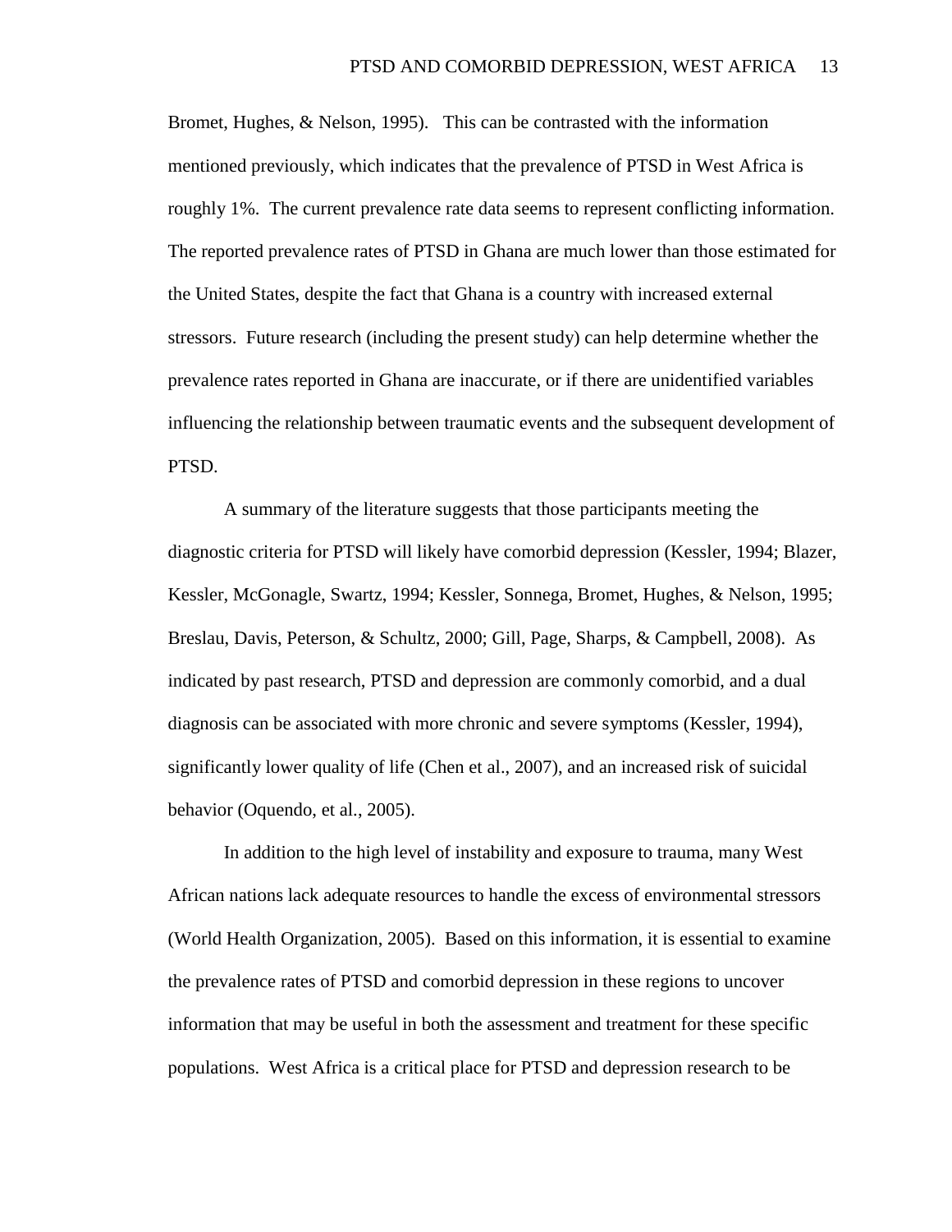Bromet, Hughes, & Nelson, 1995). This can be contrasted with the information mentioned previously, which indicates that the prevalence of PTSD in West Africa is roughly 1%. The current prevalence rate data seems to represent conflicting information. The reported prevalence rates of PTSD in Ghana are much lower than those estimated for the United States, despite the fact that Ghana is a country with increased external stressors. Future research (including the present study) can help determine whether the prevalence rates reported in Ghana are inaccurate, or if there are unidentified variables influencing the relationship between traumatic events and the subsequent development of PTSD.

A summary of the literature suggests that those participants meeting the diagnostic criteria for PTSD will likely have comorbid depression (Kessler, 1994; Blazer, Kessler, McGonagle, Swartz, 1994; Kessler, Sonnega, Bromet, Hughes, & Nelson, 1995; Breslau, Davis, Peterson, & Schultz, 2000; Gill, Page, Sharps, & Campbell, 2008). As indicated by past research, PTSD and depression are commonly comorbid, and a dual diagnosis can be associated with more chronic and severe symptoms (Kessler, 1994), significantly lower quality of life (Chen et al., 2007), and an increased risk of suicidal behavior (Oquendo, et al., 2005).

In addition to the high level of instability and exposure to trauma, many West African nations lack adequate resources to handle the excess of environmental stressors (World Health Organization, 2005). Based on this information, it is essential to examine the prevalence rates of PTSD and comorbid depression in these regions to uncover information that may be useful in both the assessment and treatment for these specific populations. West Africa is a critical place for PTSD and depression research to be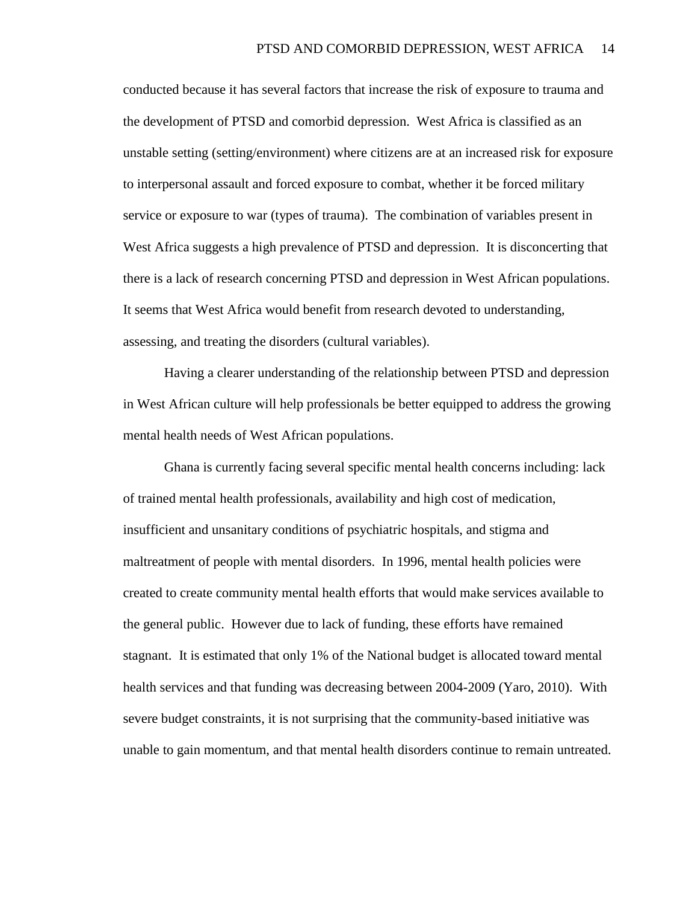conducted because it has several factors that increase the risk of exposure to trauma and the development of PTSD and comorbid depression. West Africa is classified as an unstable setting (setting/environment) where citizens are at an increased risk for exposure to interpersonal assault and forced exposure to combat, whether it be forced military service or exposure to war (types of trauma). The combination of variables present in West Africa suggests a high prevalence of PTSD and depression. It is disconcerting that there is a lack of research concerning PTSD and depression in West African populations. It seems that West Africa would benefit from research devoted to understanding, assessing, and treating the disorders (cultural variables).

Having a clearer understanding of the relationship between PTSD and depression in West African culture will help professionals be better equipped to address the growing mental health needs of West African populations.

Ghana is currently facing several specific mental health concerns including: lack of trained mental health professionals, availability and high cost of medication, insufficient and unsanitary conditions of psychiatric hospitals, and stigma and maltreatment of people with mental disorders. In 1996, mental health policies were created to create community mental health efforts that would make services available to the general public. However due to lack of funding, these efforts have remained stagnant. It is estimated that only 1% of the National budget is allocated toward mental health services and that funding was decreasing between 2004-2009 (Yaro, 2010). With severe budget constraints, it is not surprising that the community-based initiative was unable to gain momentum, and that mental health disorders continue to remain untreated.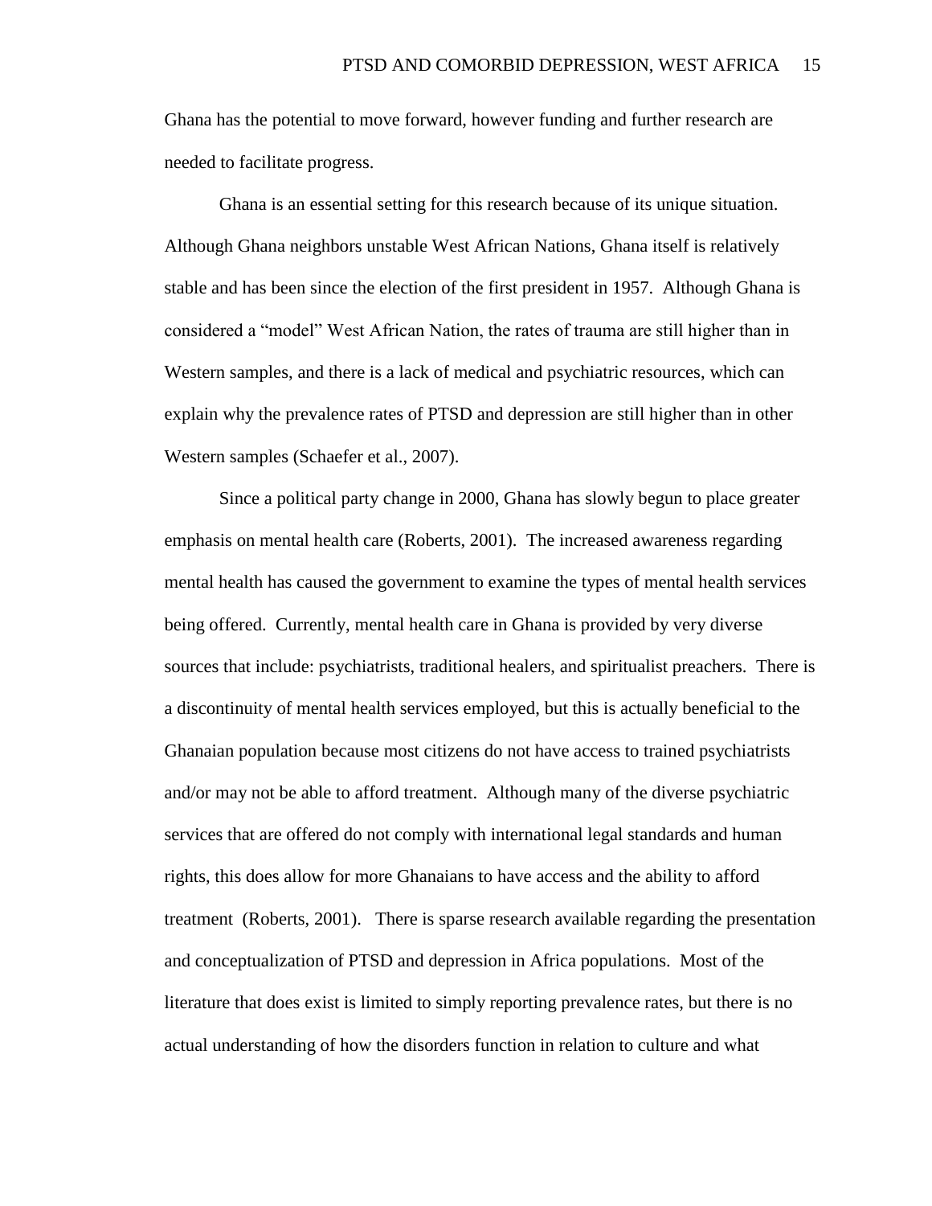Ghana has the potential to move forward, however funding and further research are needed to facilitate progress.

Ghana is an essential setting for this research because of its unique situation. Although Ghana neighbors unstable West African Nations, Ghana itself is relatively stable and has been since the election of the first president in 1957. Although Ghana is considered a "model" West African Nation, the rates of trauma are still higher than in Western samples, and there is a lack of medical and psychiatric resources, which can explain why the prevalence rates of PTSD and depression are still higher than in other Western samples (Schaefer et al., 2007).

Since a political party change in 2000, Ghana has slowly begun to place greater emphasis on mental health care (Roberts, 2001). The increased awareness regarding mental health has caused the government to examine the types of mental health services being offered. Currently, mental health care in Ghana is provided by very diverse sources that include: psychiatrists, traditional healers, and spiritualist preachers. There is a discontinuity of mental health services employed, but this is actually beneficial to the Ghanaian population because most citizens do not have access to trained psychiatrists and/or may not be able to afford treatment. Although many of the diverse psychiatric services that are offered do not comply with international legal standards and human rights, this does allow for more Ghanaians to have access and the ability to afford treatment (Roberts, 2001). There is sparse research available regarding the presentation and conceptualization of PTSD and depression in Africa populations. Most of the literature that does exist is limited to simply reporting prevalence rates, but there is no actual understanding of how the disorders function in relation to culture and what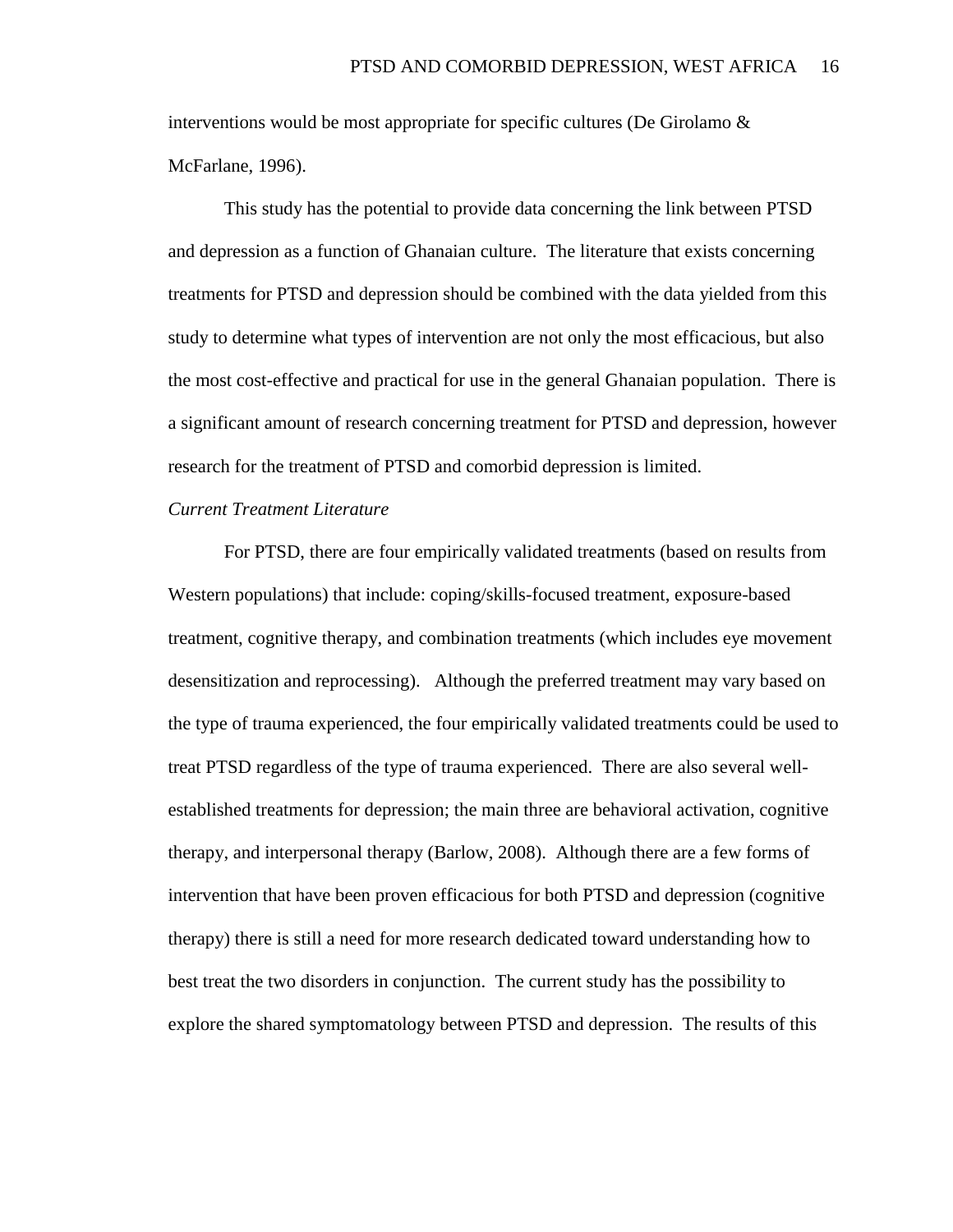interventions would be most appropriate for specific cultures (De Girolamo & McFarlane, 1996).

This study has the potential to provide data concerning the link between PTSD and depression as a function of Ghanaian culture. The literature that exists concerning treatments for PTSD and depression should be combined with the data yielded from this study to determine what types of intervention are not only the most efficacious, but also the most cost-effective and practical for use in the general Ghanaian population. There is a significant amount of research concerning treatment for PTSD and depression, however research for the treatment of PTSD and comorbid depression is limited.

*Current Treatment Literature*

For PTSD, there are four empirically validated treatments (based on results from Western populations) that include: coping/skills-focused treatment, exposure-based treatment, cognitive therapy, and combination treatments (which includes eye movement desensitization and reprocessing). Although the preferred treatment may vary based on the type of trauma experienced, the four empirically validated treatments could be used to treat PTSD regardless of the type of trauma experienced. There are also several well-established treatments for depression; the main three are behavioral activation, cognitive therapy, and interpersonal therapy (Barlow, 2008). Although there are a few forms of intervention that have been proven efficacious for both PTSD and depression (cognitive therapy) there is still a need for more research dedicated toward understanding how to best treat the two disorders in conjunction. The current study has the possibility to explore the shared symptomatology between PTSD and depression. The results of this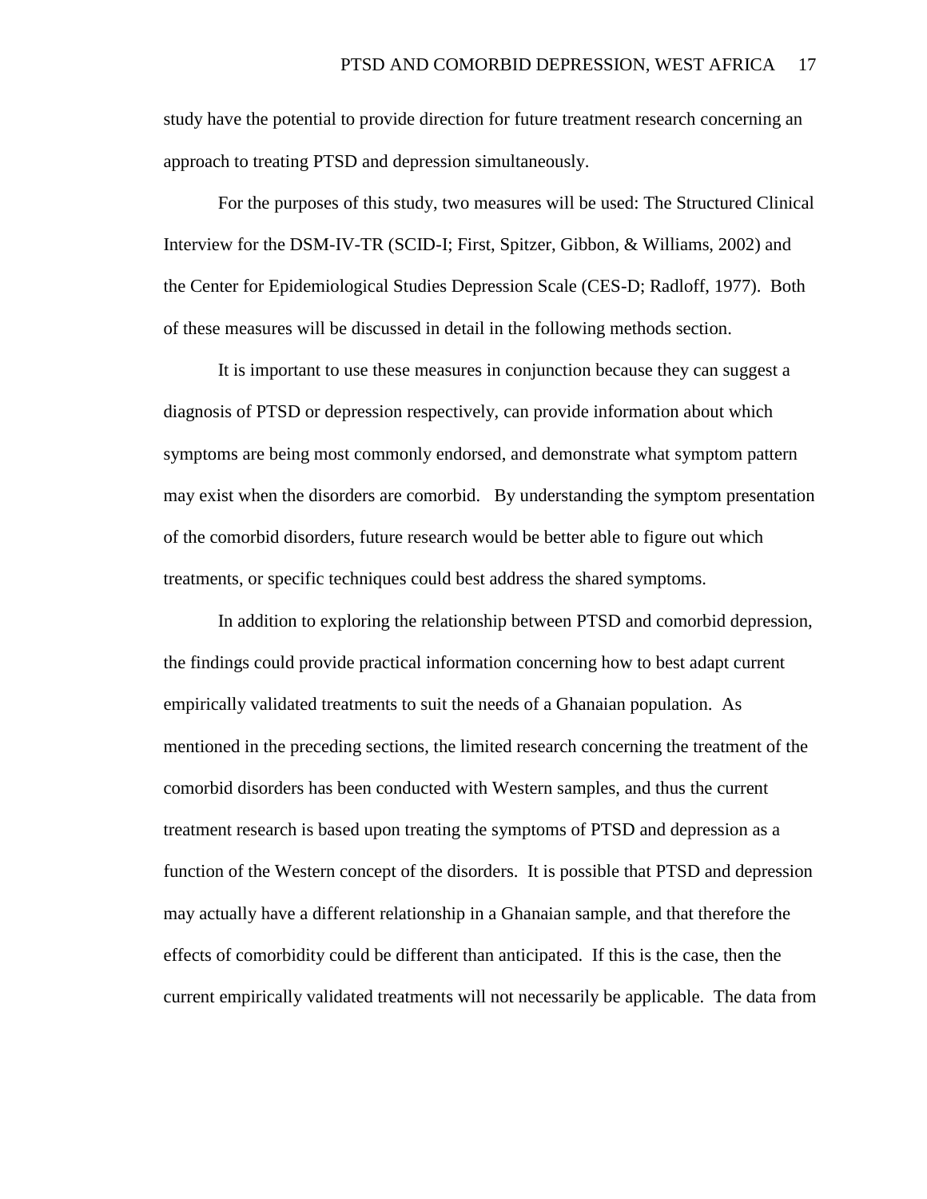study have the potential to provide direction for future treatment research concerning an approach to treating PTSD and depression simultaneously.

For the purposes of this study, two measures will be used: The Structured Clinical Interview for the DSM-IV-TR (SCID-I; First, Spitzer, Gibbon, & Williams, 2002) and the Center for Epidemiological Studies Depression Scale (CES-D; Radloff, 1977). Both of these measures will be discussed in detail in the following methods section.

It is important to use these measures in conjunction because they can suggest a diagnosis of PTSD or depression respectively, can provide information about which symptoms are being most commonly endorsed, and demonstrate what symptom pattern may exist when the disorders are comorbid. By understanding the symptom presentation of the comorbid disorders, future research would be better able to figure out which treatments, or specific techniques could best address the shared symptoms.

In addition to exploring the relationship between PTSD and comorbid depression, the findings could provide practical information concerning how to best adapt current empirically validated treatments to suit the needs of a Ghanaian population. As mentioned in the preceding sections, the limited research concerning the treatment of the comorbid disorders has been conducted with Western samples, and thus the current treatment research is based upon treating the symptoms of PTSD and depression as a function of the Western concept of the disorders. It is possible that PTSD and depression may actually have a different relationship in a Ghanaian sample, and that therefore the effects of comorbidity could be different than anticipated. If this is the case, then the current empirically validated treatments will not necessarily be applicable. The data from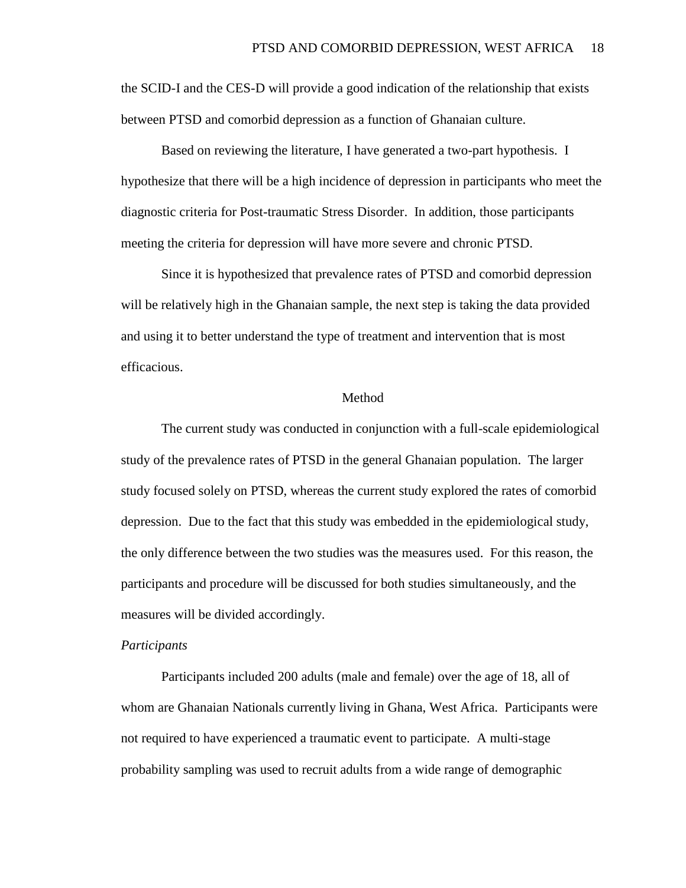the SCID-I and the CES-D will provide a good indication of the relationship that exists between PTSD and comorbid depression as a function of Ghanaian culture.

Based on reviewing the literature, I have generated a two-part hypothesis. I hypothesize that there will be a high incidence of depression in participants who meet the diagnostic criteria for Post-traumatic Stress Disorder. In addition, those participants meeting the criteria for depression will have more severe and chronic PTSD.

Since it is hypothesized that prevalence rates of PTSD and comorbid depression will be relatively high in the Ghanaian sample, the next step is taking the data provided and using it to better understand the type of treatment and intervention that is most efficacious.

## Method

The current study was conducted in conjunction with a full-scale epidemiological study of the prevalence rates of PTSD in the general Ghanaian population. The larger study focused solely on PTSD, whereas the current study explored the rates of comorbid depression. Due to the fact that this study was embedded in the epidemiological study, the only difference between the two studies was the measures used. For this reason, the participants and procedure will be discussed for both studies simultaneously, and the measures will be divided accordingly.

### *Participants*

Participants included 200 adults (male and female) over the age of 18, all of whom are Ghanaian Nationals currently living in Ghana, West Africa. Participants were not required to have experienced a traumatic event to participate. A multi-stage probability sampling was used to recruit adults from a wide range of demographic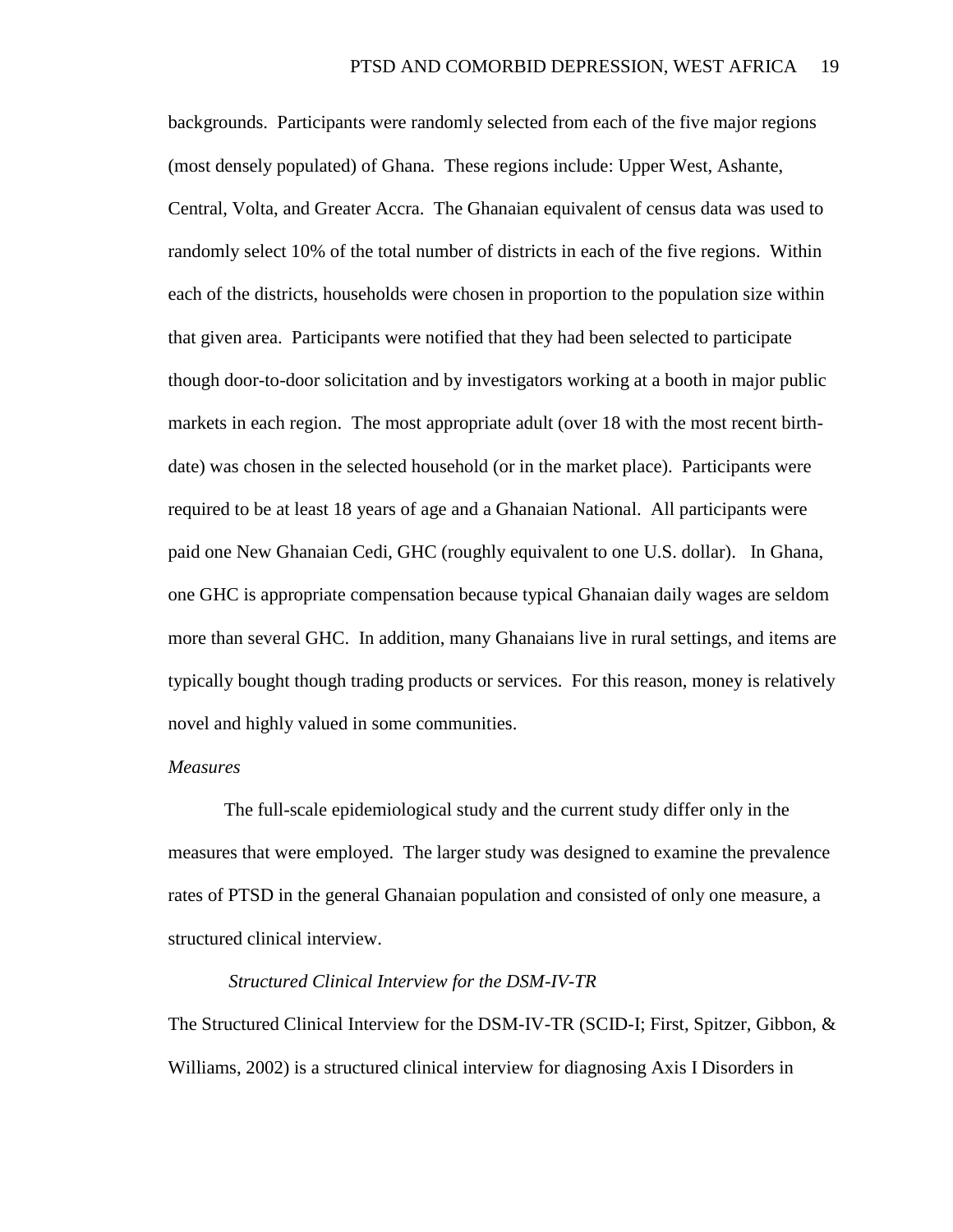backgrounds. Participants were randomly selected from each of the five major regions (most densely populated) of Ghana. These regions include: Upper West, Ashante, Central, Volta, and Greater Accra. The Ghanaian equivalent of census data was used to randomly select 10% of the total number of districts in each of the five regions. Within each of the districts, households were chosen in proportion to the population size within that given area. Participants were notified that they had been selected to participate though door-to-door solicitation and by investigators working at a booth in major public markets in each region. The most appropriate adult (over 18 with the most recent birth-date) was chosen in the selected household (or in the market place). Participants were required to be at least 18 years of age and a Ghanaian National. All participants were paid one New Ghanaian Cedi, GHC (roughly equivalent to one U.S. dollar). In Ghana, one GHC is appropriate compensation because typical Ghanaian daily wages are seldom more than several GHC. In addition, many Ghanaians live in rural settings, and items are typically bought though trading products or services. For this reason, money is relatively novel and highly valued in some communities.

*Measures*

The full-scale epidemiological study and the current study differ only in the measures that were employed. The larger study was designed to examine the prevalence rates of PTSD in the general Ghanaian population and consisted of only one measure, a structured clinical interview.

*Structured Clinical Interview for the DSM-IV-TR*

The Structured Clinical Interview for the DSM-IV-TR (SCID-I; First, Spitzer, Gibbon, & Williams, 2002) is a structured clinical interview for diagnosing Axis I Disorders in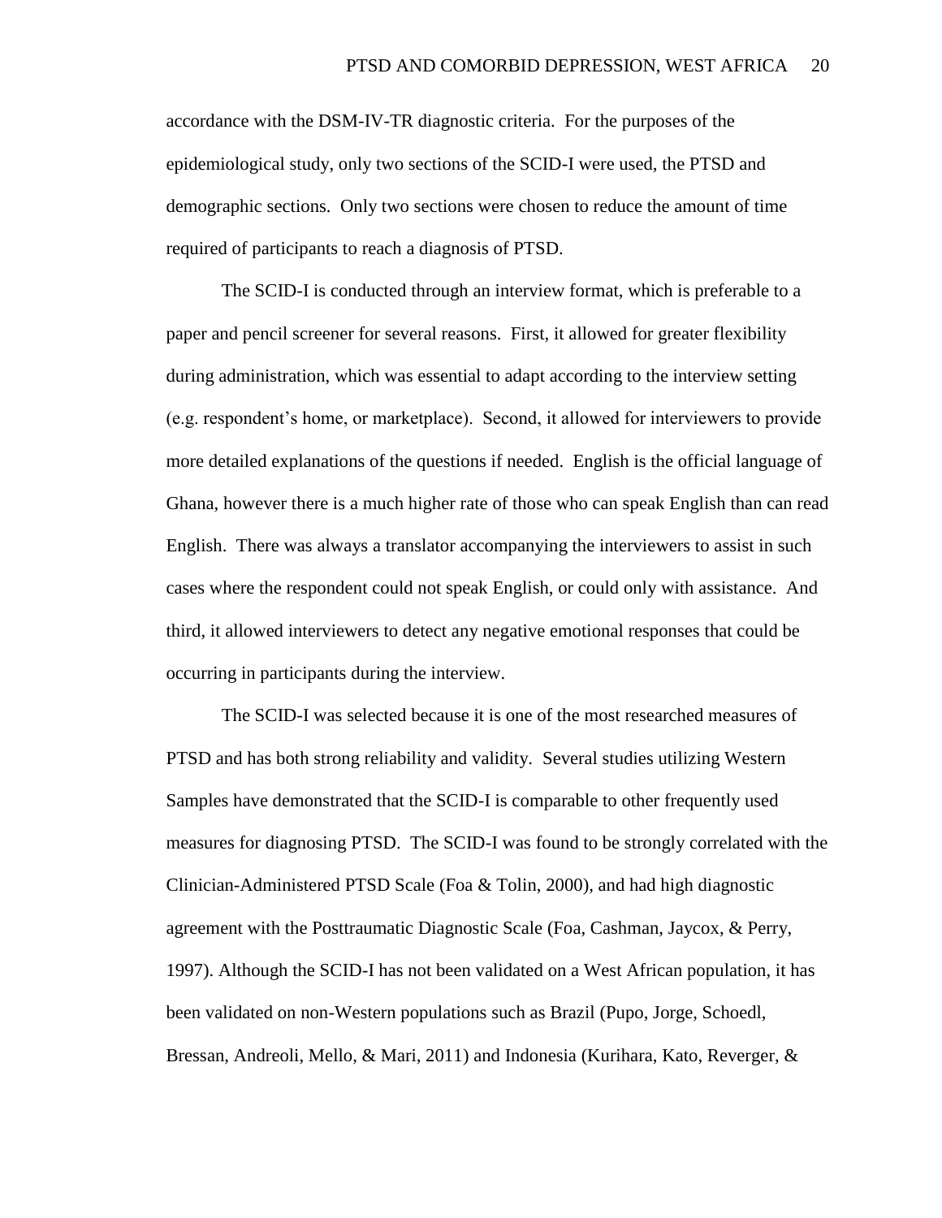accordance with the DSM-IV-TR diagnostic criteria. For the purposes of the epidemiological study, only two sections of the SCID-I were used, the PTSD and demographic sections. Only two sections were chosen to reduce the amount of time required of participants to reach a diagnosis of PTSD.

The SCID-I is conducted through an interview format, which is preferable to a paper and pencil screener for several reasons. First, it allowed for greater flexibility during administration, which was essential to adapt according to the interview setting (e.g. respondent's home, or marketplace). Second, it allowed for interviewers to provide more detailed explanations of the questions if needed. English is the official language of Ghana, however there is a much higher rate of those who can speak English than can read English. There was always a translator accompanying the interviewers to assist in such cases where the respondent could not speak English, or could only with assistance. And third, it allowed interviewers to detect any negative emotional responses that could be occurring in participants during the interview.

The SCID-I was selected because it is one of the most researched measures of PTSD and has both strong reliability and validity. Several studies utilizing Western Samples have demonstrated that the SCID-I is comparable to other frequently used measures for diagnosing PTSD. The SCID-I was found to be strongly correlated with the Clinician-Administered PTSD Scale (Foa & Tolin, 2000), and had high diagnostic agreement with the Posttraumatic Diagnostic Scale (Foa, Cashman, Jaycox, & Perry, 1997). Although the SCID-I has not been validated on a West African population, it has been validated on non-Western populations such as Brazil (Pupo, Jorge, Schoedl, Bressan, Andreoli, Mello, & Mari, 2011) and Indonesia (Kurihara, Kato, Reverger, &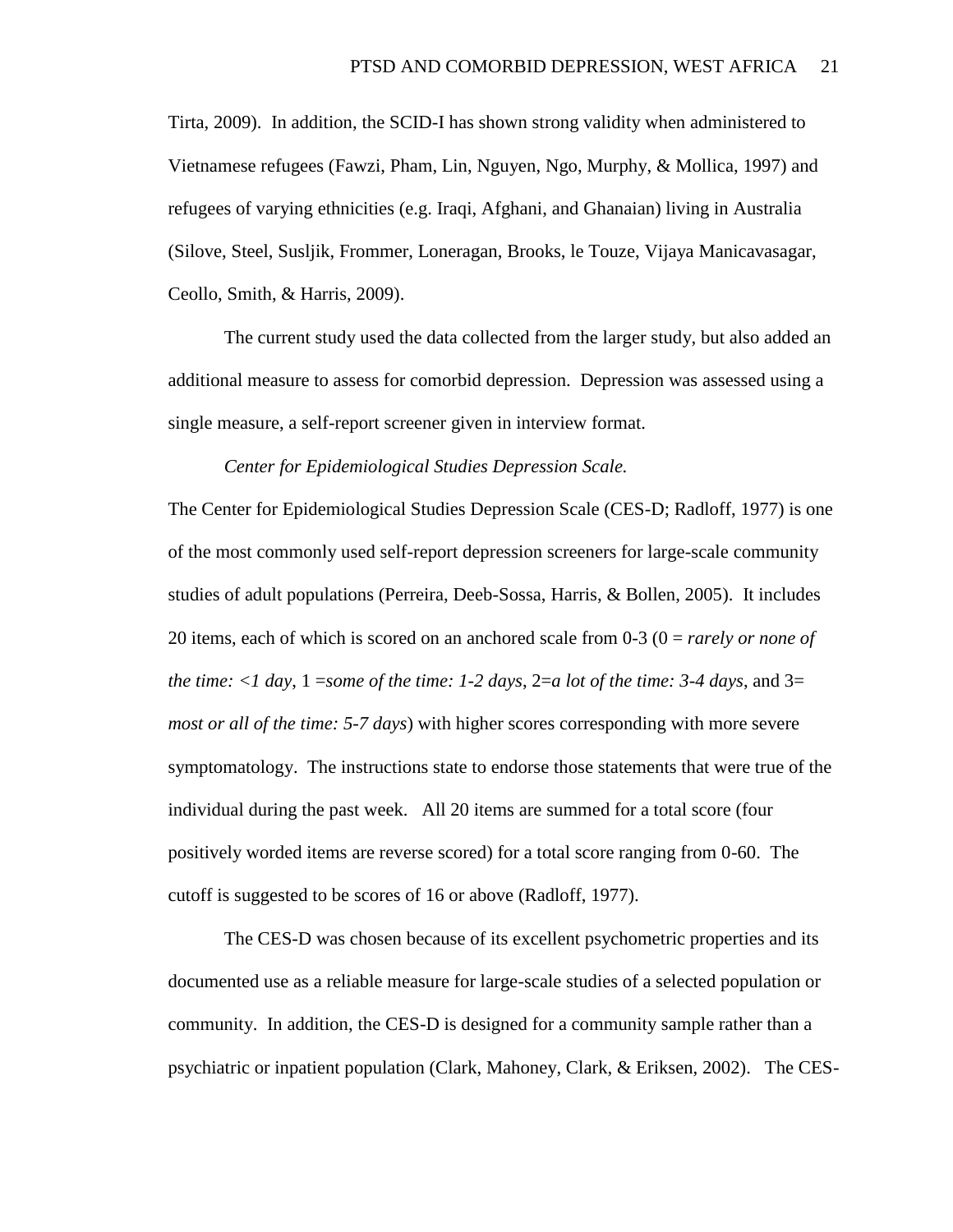Tirta, 2009). In addition, the SCID-I has shown strong validity when administered to Vietnamese refugees (Fawzi, Pham, Lin, Nguyen, Ngo, Murphy, & Mollica, 1997) and refugees of varying ethnicities (e.g. Iraqi, Afghani, and Ghanaian) living in Australia (Silove, Steel, Susljik, Frommer, Loneragan, Brooks, le Touze, Vijaya Manicavasagar, Ceollo, Smith, & Harris, 2009).

The current study used the data collected from the larger study, but also added an additional measure to assess for comorbid depression. Depression was assessed using a single measure, a self-report screener given in interview format.

*Center for Epidemiological Studies Depression Scale.*

The Center for Epidemiological Studies Depression Scale (CES-D; Radloff, 1977) is one of the most commonly used self-report depression screeners for large-scale community studies of adult populations (Perreira, Deeb-Sossa, Harris, & Bollen, 2005). It includes 20 items, each of which is scored on an anchored scale from 0-3 (0 = *rarely or none of the time: <1 day*, 1 =*some of the time: 1-2 days*, 2=*a lot of the time: 3-4 days*, and 3= *most or all of the time: 5-7 days*) with higher scores corresponding with more severe symptomatology. The instructions state to endorse those statements that were true of the individual during the past week. All 20 items are summed for a total score (four positively worded items are reverse scored) for a total score ranging from 0-60. The cutoff is suggested to be scores of 16 or above (Radloff, 1977).

The CES-D was chosen because of its excellent psychometric properties and its documented use as a reliable measure for large-scale studies of a selected population or community. In addition, the CES-D is designed for a community sample rather than a psychiatric or inpatient population (Clark, Mahoney, Clark, & Eriksen, 2002). The CES-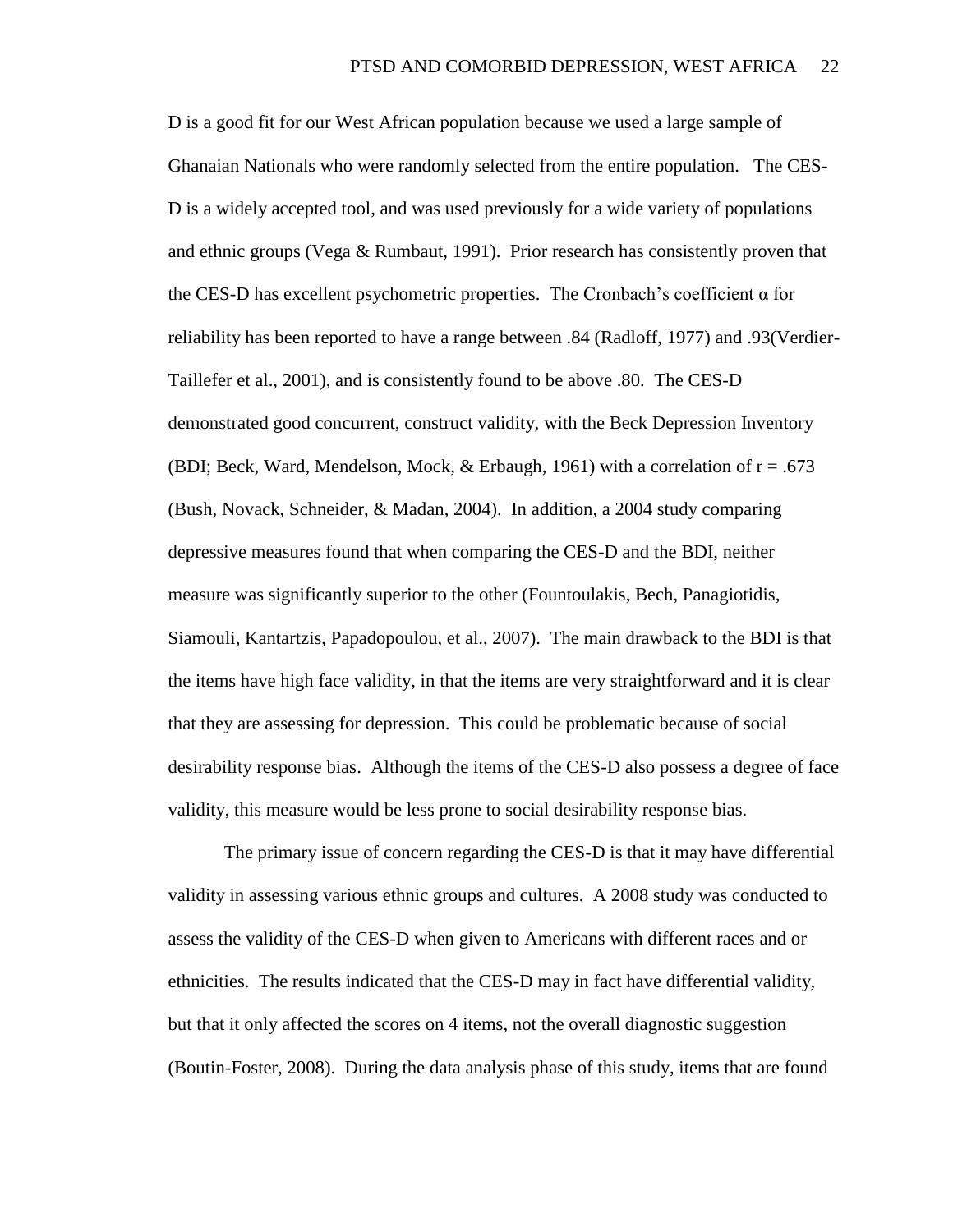D is a good fit for our West African population because we used a large sample of Ghanaian Nationals who were randomly selected from the entire population. The CES-D is a widely accepted tool, and was used previously for a wide variety of populations and ethnic groups (Vega & Rumbaut, 1991). Prior research has consistently proven that the CES-D has excellent psychometric properties. The Cronbach's coefficient α for reliability has been reported to have a range between .84 (Radloff, 1977) and .93(Verdier-Taillefer et al., 2001), and is consistently found to be above .80. The CES-D demonstrated good concurrent, construct validity, with the Beck Depression Inventory (BDI; Beck, Ward, Mendelson, Mock, & Erbaugh, 1961) with a correlation of $r = .673$ (Bush, Novack, Schneider, & Madan, 2004). In addition, a 2004 study comparing depressive measures found that when comparing the CES-D and the BDI, neither measure was significantly superior to the other (Fountoulakis, Bech, Panagiotidis, Siamouli, Kantartzis, Papadopoulou, et al., 2007). The main drawback to the BDI is that the items have high face validity, in that the items are very straightforward and it is clear that they are assessing for depression. This could be problematic because of social desirability response bias. Although the items of the CES-D also possess a degree of face validity, this measure would be less prone to social desirability response bias.

The primary issue of concern regarding the CES-D is that it may have differential validity in assessing various ethnic groups and cultures. A 2008 study was conducted to assess the validity of the CES-D when given to Americans with different races and or ethnicities. The results indicated that the CES-D may in fact have differential validity, but that it only affected the scores on 4 items, not the overall diagnostic suggestion (Boutin-Foster, 2008). During the data analysis phase of this study, items that are found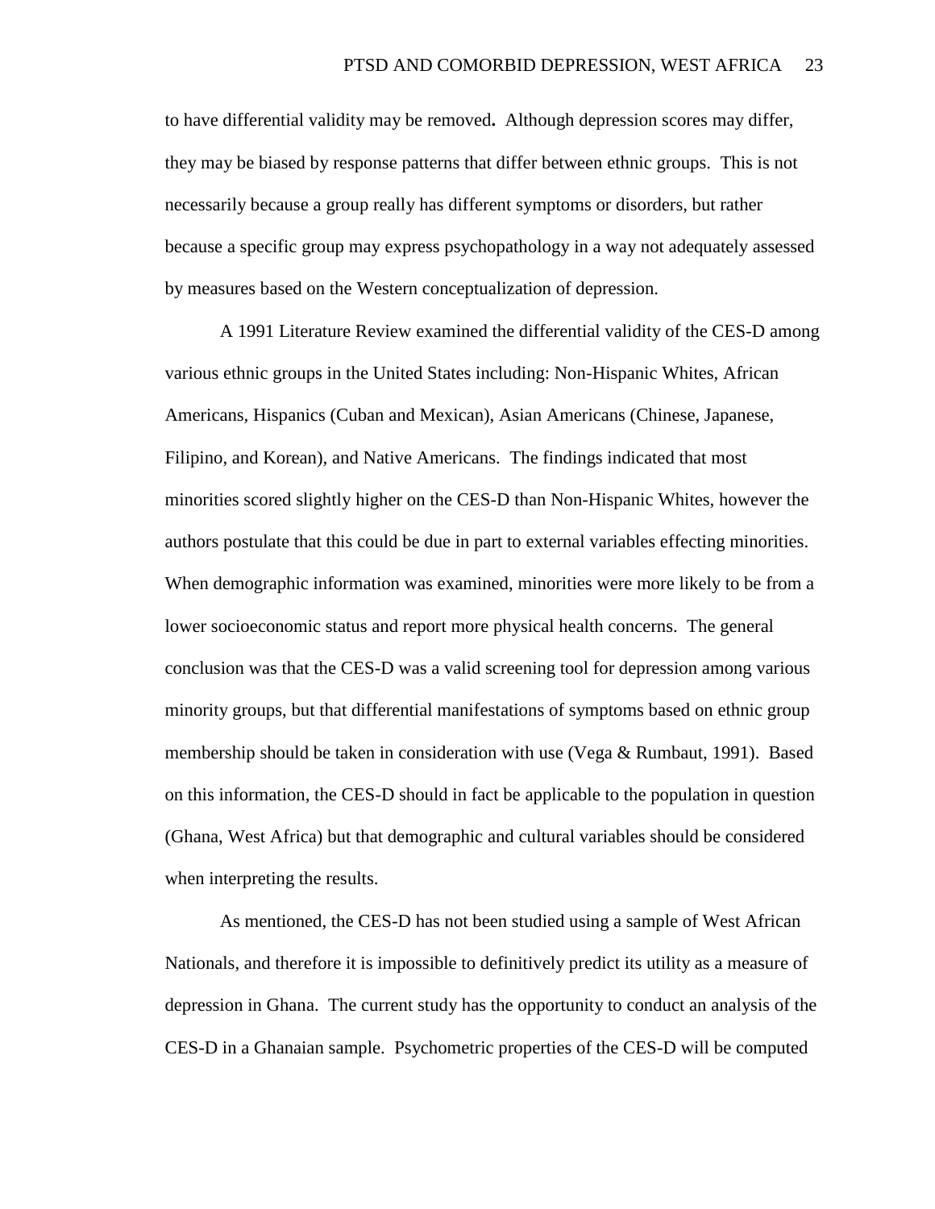to have differential validity may be removed**.** Although depression scores may differ, they may be biased by response patterns that differ between ethnic groups. This is not necessarily because a group really has different symptoms or disorders, but rather because a specific group may express psychopathology in a way not adequately assessed by measures based on the Western conceptualization of depression.

A 1991 Literature Review examined the differential validity of the CES-D among various ethnic groups in the United States including: Non-Hispanic Whites, African Americans, Hispanics (Cuban and Mexican), Asian Americans (Chinese, Japanese, Filipino, and Korean), and Native Americans. The findings indicated that most minorities scored slightly higher on the CES-D than Non-Hispanic Whites, however the authors postulate that this could be due in part to external variables effecting minorities. When demographic information was examined, minorities were more likely to be from a lower socioeconomic status and report more physical health concerns. The general conclusion was that the CES-D was a valid screening tool for depression among various minority groups, but that differential manifestations of symptoms based on ethnic group membership should be taken in consideration with use (Vega & Rumbaut, 1991). Based on this information, the CES-D should in fact be applicable to the population in question (Ghana, West Africa) but that demographic and cultural variables should be considered when interpreting the results.

As mentioned, the CES-D has not been studied using a sample of West African Nationals, and therefore it is impossible to definitively predict its utility as a measure of depression in Ghana. The current study has the opportunity to conduct an analysis of the CES-D in a Ghanaian sample. Psychometric properties of the CES-D will be computed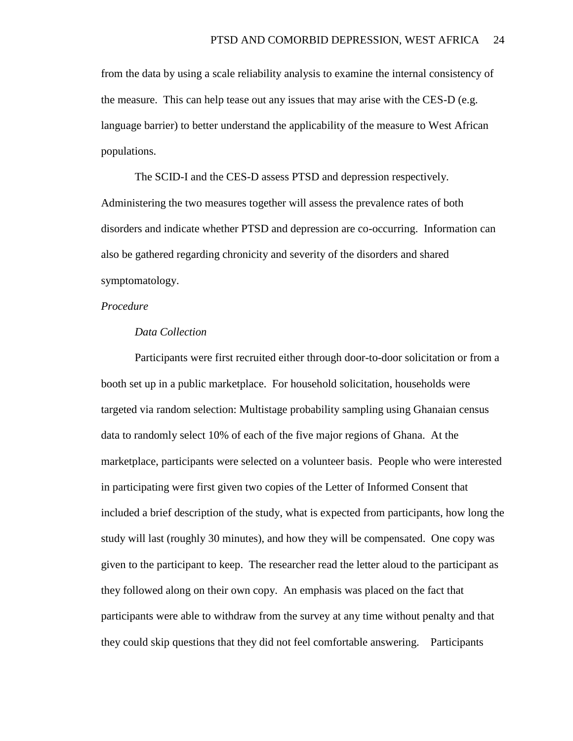from the data by using a scale reliability analysis to examine the internal consistency of the measure. This can help tease out any issues that may arise with the CES-D (e.g. language barrier) to better understand the applicability of the measure to West African populations.

The SCID-I and the CES-D assess PTSD and depression respectively. Administering the two measures together will assess the prevalence rates of both disorders and indicate whether PTSD and depression are co-occurring. Information can also be gathered regarding chronicity and severity of the disorders and shared symptomatology.

*Procedure*

*Data Collection*

Participants were first recruited either through door-to-door solicitation or from a booth set up in a public marketplace. For household solicitation, households were targeted via random selection: Multistage probability sampling using Ghanaian census data to randomly select 10% of each of the five major regions of Ghana. At the marketplace, participants were selected on a volunteer basis. People who were interested in participating were first given two copies of the Letter of Informed Consent that included a brief description of the study, what is expected from participants, how long the study will last (roughly 30 minutes), and how they will be compensated. One copy was given to the participant to keep. The researcher read the letter aloud to the participant as they followed along on their own copy. An emphasis was placed on the fact that participants were able to withdraw from the survey at any time without penalty and that they could skip questions that they did not feel comfortable answering. Participants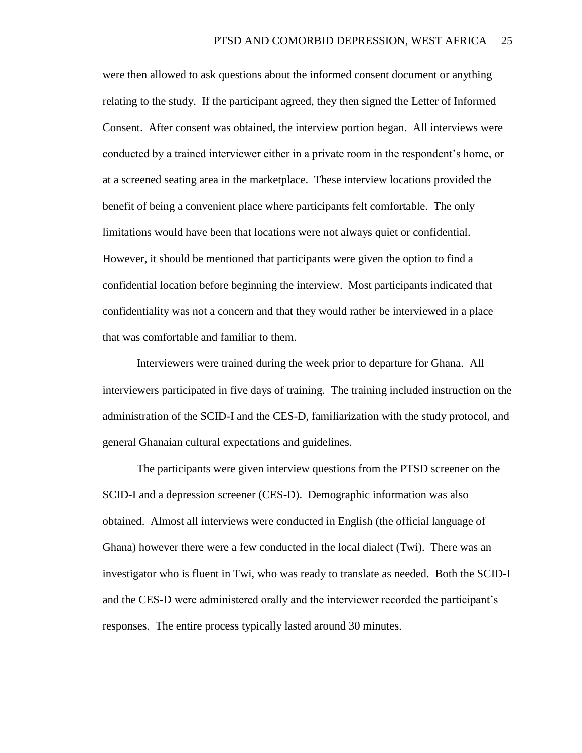were then allowed to ask questions about the informed consent document or anything relating to the study. If the participant agreed, they then signed the Letter of Informed Consent. After consent was obtained, the interview portion began. All interviews were conducted by a trained interviewer either in a private room in the respondent's home, or at a screened seating area in the marketplace. These interview locations provided the benefit of being a convenient place where participants felt comfortable. The only limitations would have been that locations were not always quiet or confidential. However, it should be mentioned that participants were given the option to find a confidential location before beginning the interview. Most participants indicated that confidentiality was not a concern and that they would rather be interviewed in a place that was comfortable and familiar to them.

Interviewers were trained during the week prior to departure for Ghana. All interviewers participated in five days of training. The training included instruction on the administration of the SCID-I and the CES-D, familiarization with the study protocol, and general Ghanaian cultural expectations and guidelines.

The participants were given interview questions from the PTSD screener on the SCID-I and a depression screener (CES-D). Demographic information was also obtained. Almost all interviews were conducted in English (the official language of Ghana) however there were a few conducted in the local dialect (Twi). There was an investigator who is fluent in Twi, who was ready to translate as needed. Both the SCID-I and the CES-D were administered orally and the interviewer recorded the participant's responses. The entire process typically lasted around 30 minutes.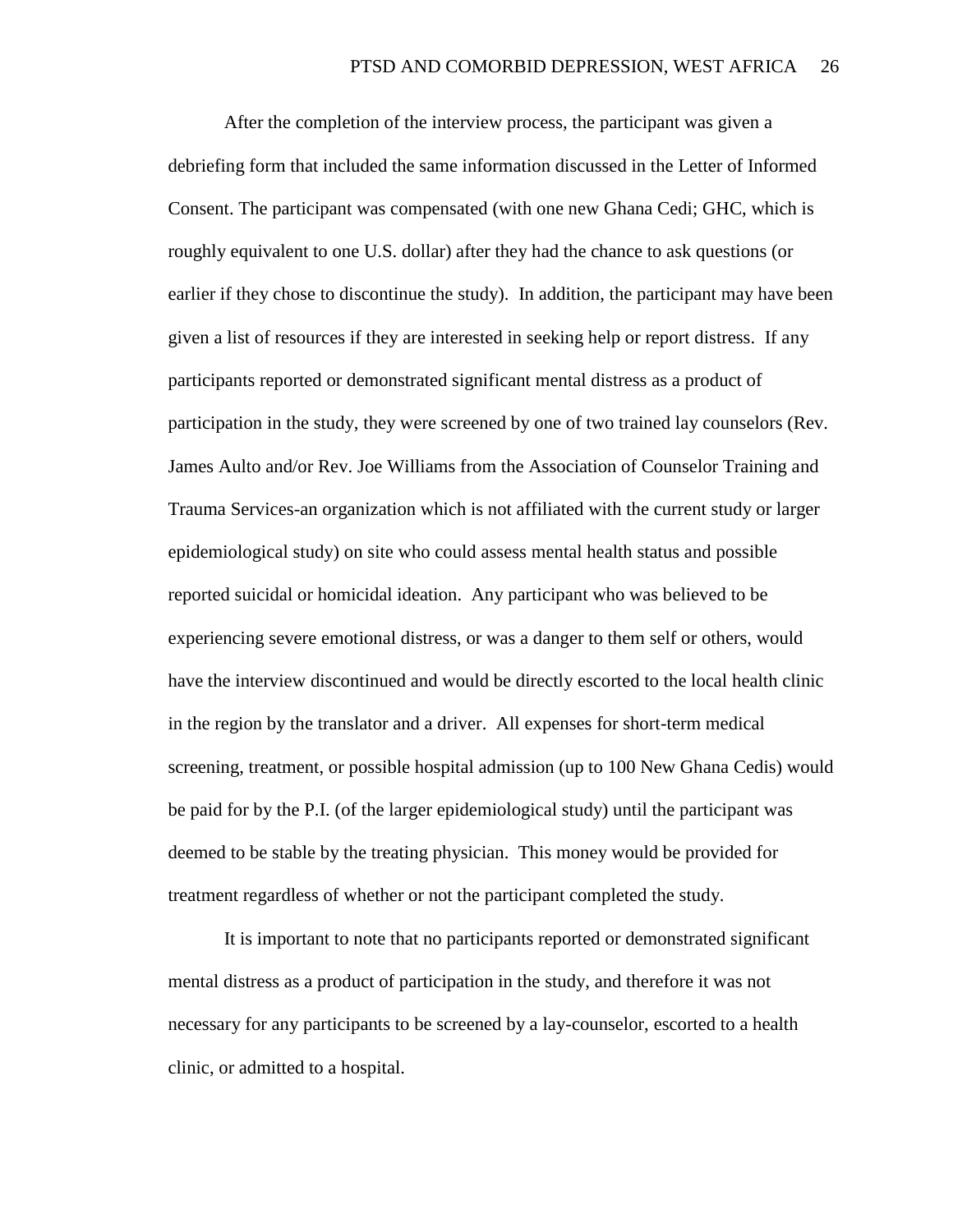After the completion of the interview process, the participant was given a debriefing form that included the same information discussed in the Letter of Informed Consent. The participant was compensated (with one new Ghana Cedi; GHC, which is roughly equivalent to one U.S. dollar) after they had the chance to ask questions (or earlier if they chose to discontinue the study). In addition, the participant may have been given a list of resources if they are interested in seeking help or report distress. If any participants reported or demonstrated significant mental distress as a product of participation in the study, they were screened by one of two trained lay counselors (Rev. James Aulto and/or Rev. Joe Williams from the Association of Counselor Training and Trauma Services-an organization which is not affiliated with the current study or larger epidemiological study) on site who could assess mental health status and possible reported suicidal or homicidal ideation. Any participant who was believed to be experiencing severe emotional distress, or was a danger to them self or others, would have the interview discontinued and would be directly escorted to the local health clinic in the region by the translator and a driver. All expenses for short-term medical screening, treatment, or possible hospital admission (up to 100 New Ghana Cedis) would be paid for by the P.I. (of the larger epidemiological study) until the participant was deemed to be stable by the treating physician. This money would be provided for treatment regardless of whether or not the participant completed the study.

It is important to note that no participants reported or demonstrated significant mental distress as a product of participation in the study, and therefore it was not necessary for any participants to be screened by a lay-counselor, escorted to a health clinic, or admitted to a hospital.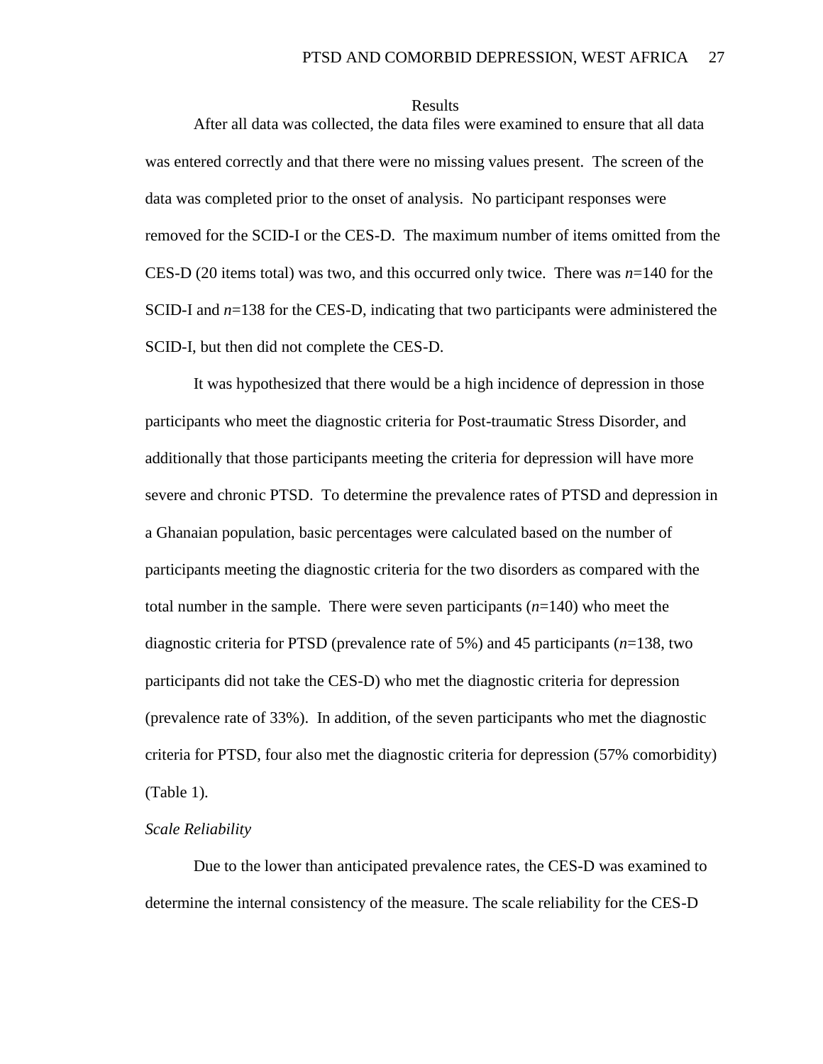## Results

After all data was collected, the data files were examined to ensure that all data was entered correctly and that there were no missing values present. The screen of the data was completed prior to the onset of analysis. No participant responses were removed for the SCID-I or the CES-D. The maximum number of items omitted from the CES-D (20 items total) was two, and this occurred only twice. There was $n$=140 for the SCID-I and $n$=138 for the CES-D, indicating that two participants were administered the SCID-I, but then did not complete the CES-D.

It was hypothesized that there would be a high incidence of depression in those participants who meet the diagnostic criteria for Post-traumatic Stress Disorder, and additionally that those participants meeting the criteria for depression will have more severe and chronic PTSD. To determine the prevalence rates of PTSD and depression in a Ghanaian population, basic percentages were calculated based on the number of participants meeting the diagnostic criteria for the two disorders as compared with the total number in the sample. There were seven participants ($n$=140) who meet the diagnostic criteria for PTSD (prevalence rate of 5%) and 45 participants ($n$=138, two participants did not take the CES-D) who met the diagnostic criteria for depression (prevalence rate of 33%). In addition, of the seven participants who met the diagnostic criteria for PTSD, four also met the diagnostic criteria for depression (57% comorbidity) (Table 1).

### *Scale Reliability*

Due to the lower than anticipated prevalence rates, the CES-D was examined to determine the internal consistency of the measure. The scale reliability for the CES-D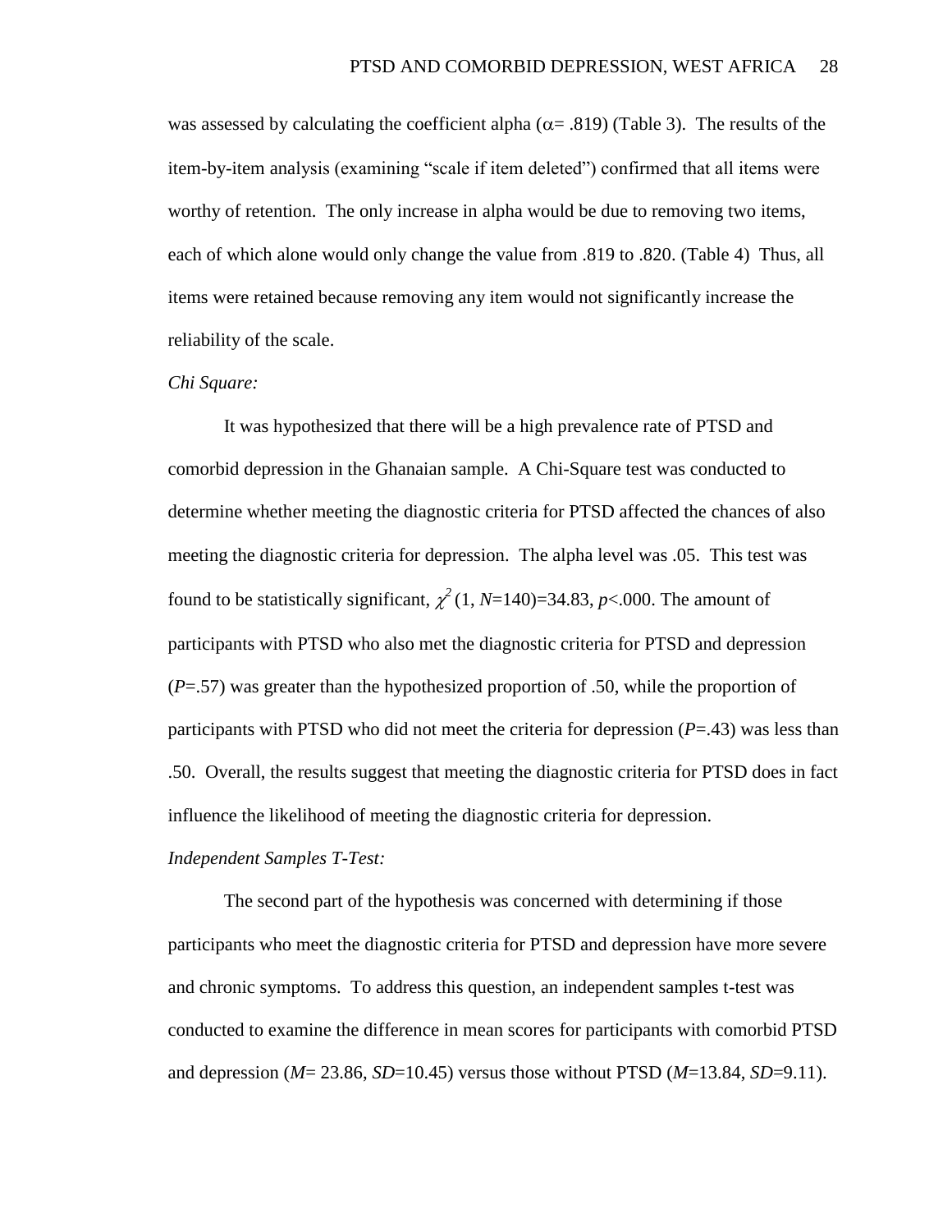was assessed by calculating the coefficient alpha ($\alpha$= .819) (Table 3). The results of the item-by-item analysis (examining "scale if item deleted") confirmed that all items were worthy of retention. The only increase in alpha would be due to removing two items, each of which alone would only change the value from .819 to .820. (Table 4) Thus, all items were retained because removing any item would not significantly increase the reliability of the scale.

*Chi Square:*

It was hypothesized that there will be a high prevalence rate of PTSD and comorbid depression in the Ghanaian sample. A Chi-Square test was conducted to determine whether meeting the diagnostic criteria for PTSD affected the chances of also meeting the diagnostic criteria for depression. The alpha level was .05. This test was found to be statistically significant, $\chi^2$ (1, $N$=140)=34.83, $p$<.000. The amount of participants with PTSD who also met the diagnostic criteria for PTSD and depression ($P$=.57) was greater than the hypothesized proportion of .50, while the proportion of participants with PTSD who did not meet the criteria for depression ($P$=.43) was less than .50. Overall, the results suggest that meeting the diagnostic criteria for PTSD does in fact influence the likelihood of meeting the diagnostic criteria for depression.

*Independent Samples T-Test:*

The second part of the hypothesis was concerned with determining if those participants who meet the diagnostic criteria for PTSD and depression have more severe and chronic symptoms. To address this question, an independent samples t-test was conducted to examine the difference in mean scores for participants with comorbid PTSD and depression ($M$= 23.86, $SD$=10.45) versus those without PTSD ($M$=13.84, $SD$=9.11).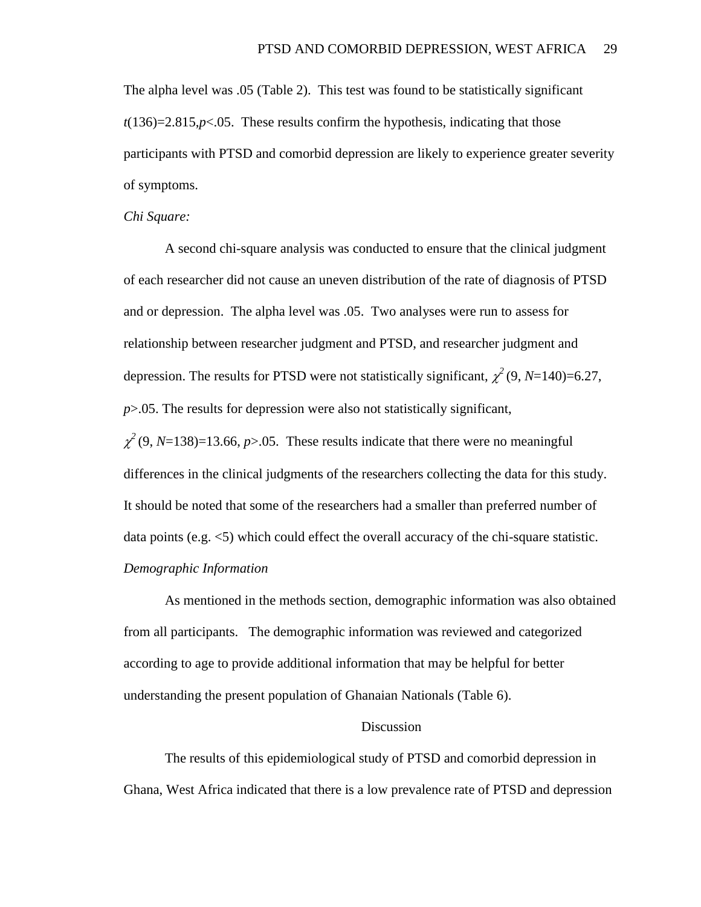The alpha level was .05 (Table 2). This test was found to be statistically significant $t(136)=2.815, p<.05$. These results confirm the hypothesis, indicating that those participants with PTSD and comorbid depression are likely to experience greater severity of symptoms.

*Chi Square:*

A second chi-square analysis was conducted to ensure that the clinical judgment of each researcher did not cause an uneven distribution of the rate of diagnosis of PTSD and or depression. The alpha level was .05. Two analyses were run to assess for relationship between researcher judgment and PTSD, and researcher judgment and depression. The results for PTSD were not statistically significant, $\chi^2(9, N=140)=6.27, p>.05$. The results for depression were also not statistically significant, $\chi^2(9, N=138)=13.66, p>.05$. These results indicate that there were no meaningful differences in the clinical judgments of the researchers collecting the data for this study. It should be noted that some of the researchers had a smaller than preferred number of data points (e.g. <5) which could effect the overall accuracy of the chi-square statistic.

*Demographic Information*

As mentioned in the methods section, demographic information was also obtained from all participants. The demographic information was reviewed and categorized according to age to provide additional information that may be helpful for better understanding the present population of Ghanaian Nationals (Table 6).

## Discussion

The results of this epidemiological study of PTSD and comorbid depression in Ghana, West Africa indicated that there is a low prevalence rate of PTSD and depression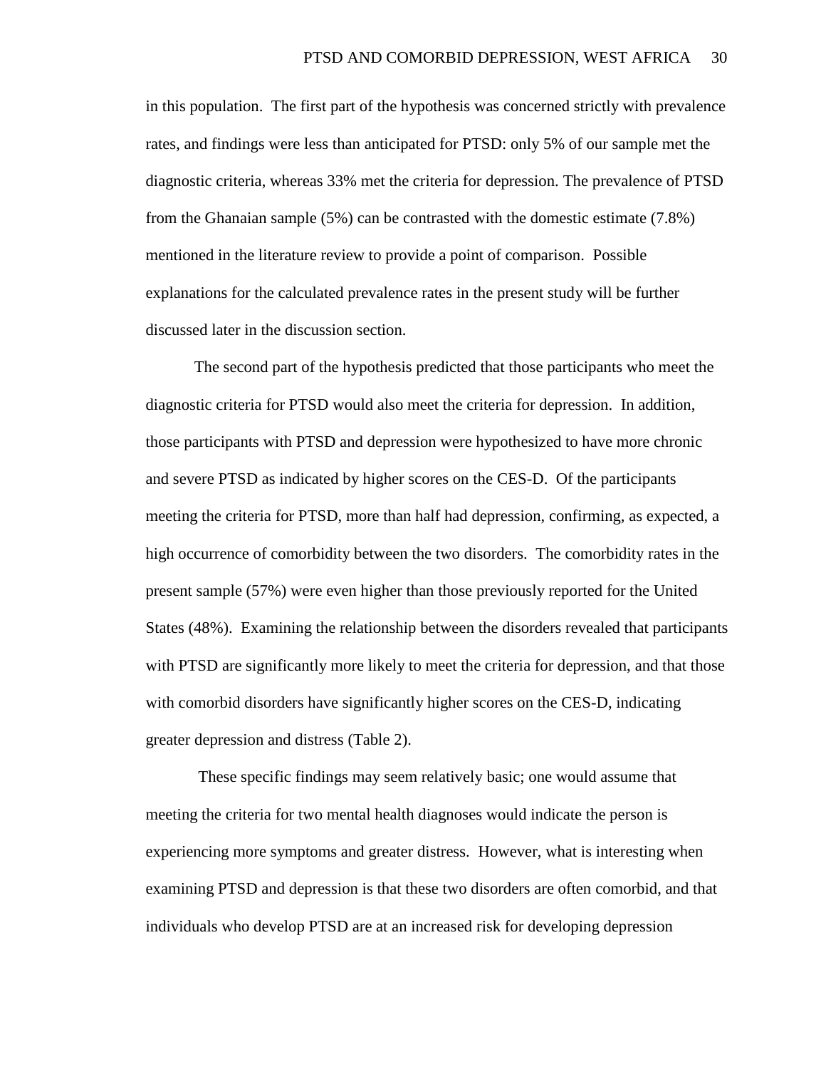in this population. The first part of the hypothesis was concerned strictly with prevalence rates, and findings were less than anticipated for PTSD: only 5% of our sample met the diagnostic criteria, whereas 33% met the criteria for depression. The prevalence of PTSD from the Ghanaian sample (5%) can be contrasted with the domestic estimate (7.8%) mentioned in the literature review to provide a point of comparison. Possible explanations for the calculated prevalence rates in the present study will be further discussed later in the discussion section.

The second part of the hypothesis predicted that those participants who meet the diagnostic criteria for PTSD would also meet the criteria for depression. In addition, those participants with PTSD and depression were hypothesized to have more chronic and severe PTSD as indicated by higher scores on the CES-D. Of the participants meeting the criteria for PTSD, more than half had depression, confirming, as expected, a high occurrence of comorbidity between the two disorders. The comorbidity rates in the present sample (57%) were even higher than those previously reported for the United States (48%). Examining the relationship between the disorders revealed that participants with PTSD are significantly more likely to meet the criteria for depression, and that those with comorbid disorders have significantly higher scores on the CES-D, indicating greater depression and distress (Table 2).

These specific findings may seem relatively basic; one would assume that meeting the criteria for two mental health diagnoses would indicate the person is experiencing more symptoms and greater distress. However, what is interesting when examining PTSD and depression is that these two disorders are often comorbid, and that individuals who develop PTSD are at an increased risk for developing depression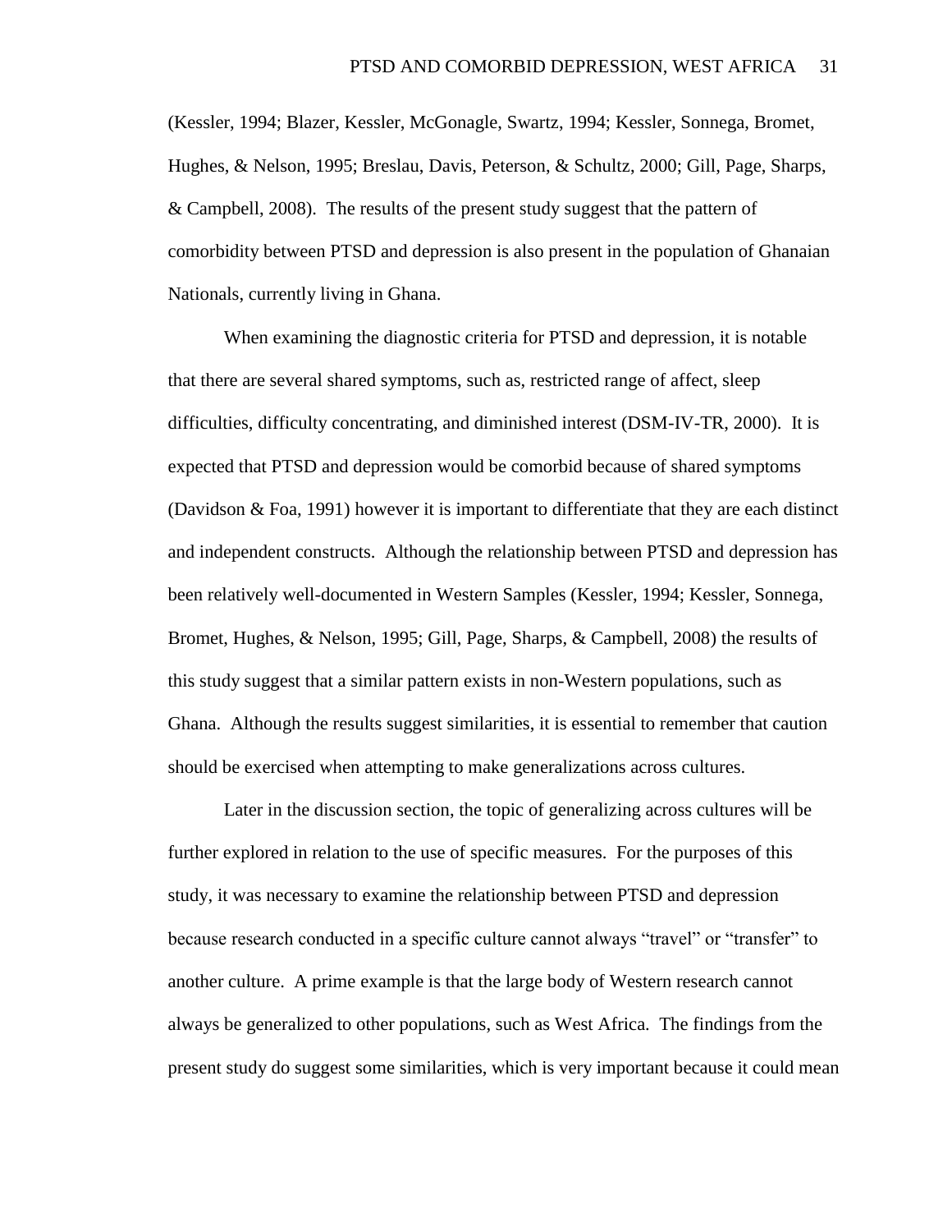(Kessler, 1994; Blazer, Kessler, McGonagle, Swartz, 1994; Kessler, Sonnega, Bromet, Hughes, & Nelson, 1995; Breslau, Davis, Peterson, & Schultz, 2000; Gill, Page, Sharps, & Campbell, 2008). The results of the present study suggest that the pattern of comorbidity between PTSD and depression is also present in the population of Ghanaian Nationals, currently living in Ghana.

When examining the diagnostic criteria for PTSD and depression, it is notable that there are several shared symptoms, such as, restricted range of affect, sleep difficulties, difficulty concentrating, and diminished interest (DSM-IV-TR, 2000). It is expected that PTSD and depression would be comorbid because of shared symptoms (Davidson & Foa, 1991) however it is important to differentiate that they are each distinct and independent constructs. Although the relationship between PTSD and depression has been relatively well-documented in Western Samples (Kessler, 1994; Kessler, Sonnega, Bromet, Hughes, & Nelson, 1995; Gill, Page, Sharps, & Campbell, 2008) the results of this study suggest that a similar pattern exists in non-Western populations, such as Ghana. Although the results suggest similarities, it is essential to remember that caution should be exercised when attempting to make generalizations across cultures.

Later in the discussion section, the topic of generalizing across cultures will be further explored in relation to the use of specific measures. For the purposes of this study, it was necessary to examine the relationship between PTSD and depression because research conducted in a specific culture cannot always "travel" or "transfer" to another culture. A prime example is that the large body of Western research cannot always be generalized to other populations, such as West Africa. The findings from the present study do suggest some similarities, which is very important because it could mean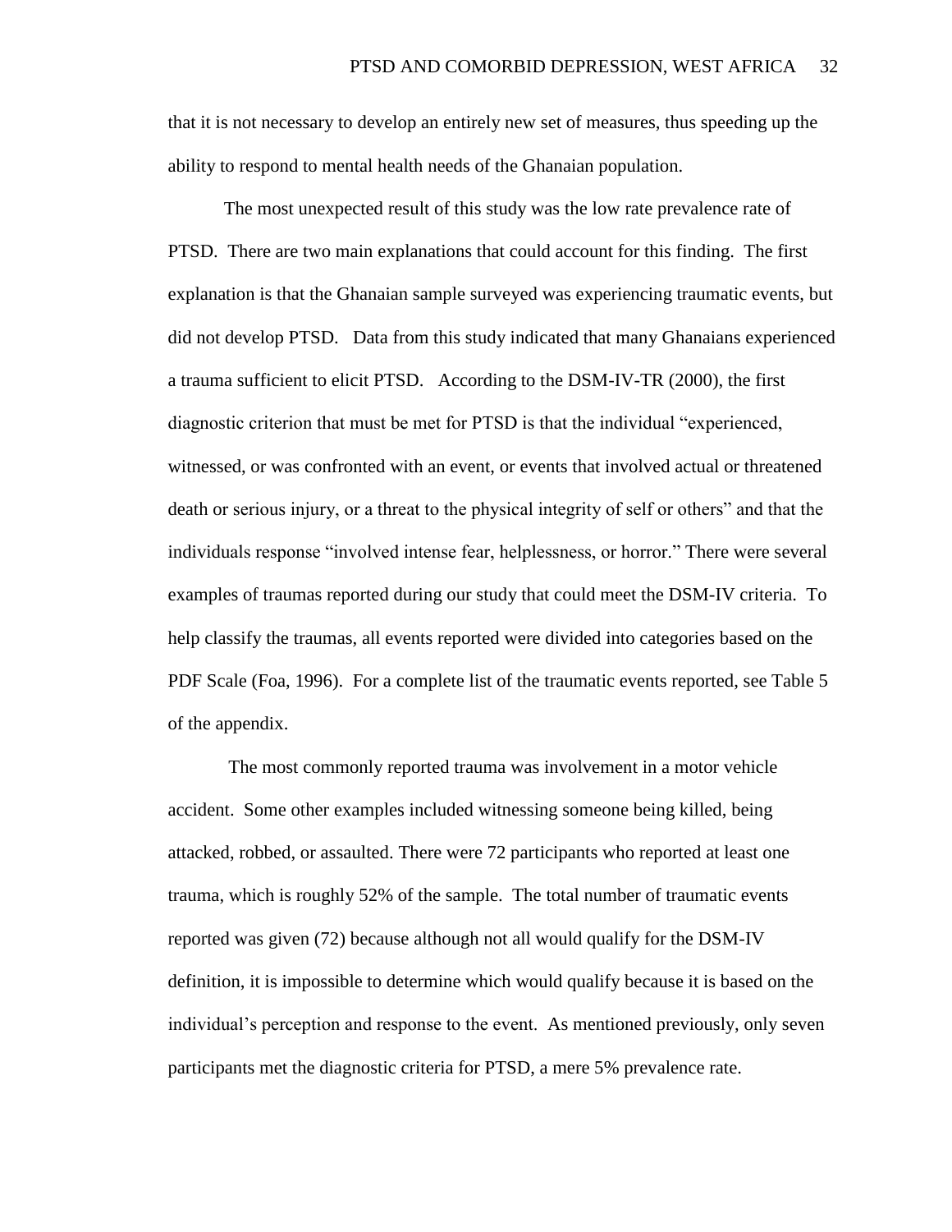that it is not necessary to develop an entirely new set of measures, thus speeding up the ability to respond to mental health needs of the Ghanaian population.

The most unexpected result of this study was the low rate prevalence rate of PTSD. There are two main explanations that could account for this finding. The first explanation is that the Ghanaian sample surveyed was experiencing traumatic events, but did not develop PTSD. Data from this study indicated that many Ghanaians experienced a trauma sufficient to elicit PTSD. According to the DSM-IV-TR (2000), the first diagnostic criterion that must be met for PTSD is that the individual "experienced, witnessed, or was confronted with an event, or events that involved actual or threatened death or serious injury, or a threat to the physical integrity of self or others" and that the individuals response "involved intense fear, helplessness, or horror." There were several examples of traumas reported during our study that could meet the DSM-IV criteria. To help classify the traumas, all events reported were divided into categories based on the PDF Scale (Foa, 1996). For a complete list of the traumatic events reported, see Table 5 of the appendix.

The most commonly reported trauma was involvement in a motor vehicle accident. Some other examples included witnessing someone being killed, being attacked, robbed, or assaulted. There were 72 participants who reported at least one trauma, which is roughly 52% of the sample. The total number of traumatic events reported was given (72) because although not all would qualify for the DSM-IV definition, it is impossible to determine which would qualify because it is based on the individual's perception and response to the event. As mentioned previously, only seven participants met the diagnostic criteria for PTSD, a mere 5% prevalence rate.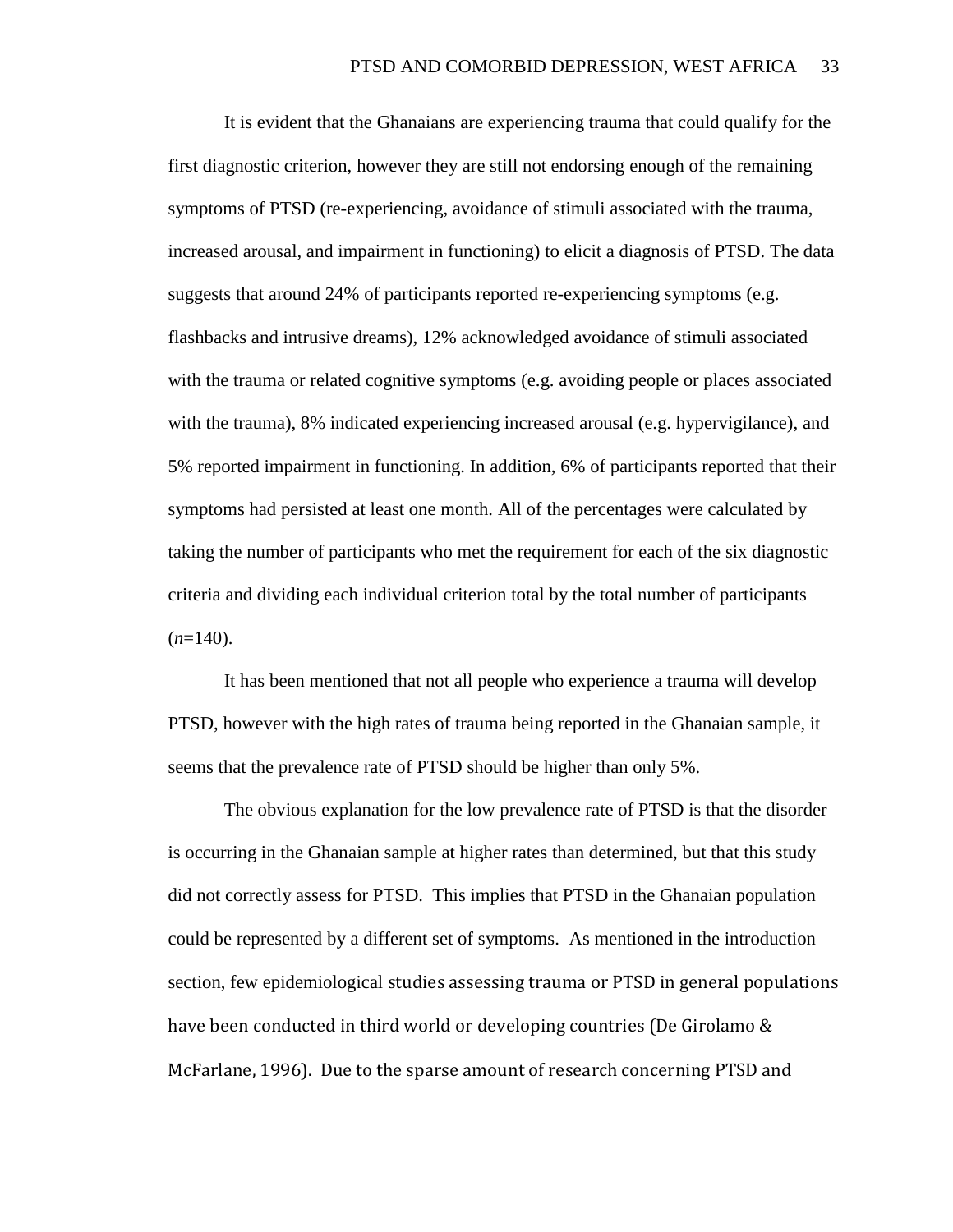It is evident that the Ghanaians are experiencing trauma that could qualify for the first diagnostic criterion, however they are still not endorsing enough of the remaining symptoms of PTSD (re-experiencing, avoidance of stimuli associated with the trauma, increased arousal, and impairment in functioning) to elicit a diagnosis of PTSD. The data suggests that around 24% of participants reported re-experiencing symptoms (e.g. flashbacks and intrusive dreams), 12% acknowledged avoidance of stimuli associated with the trauma or related cognitive symptoms (e.g. avoiding people or places associated with the trauma), 8% indicated experiencing increased arousal (e.g. hypervigilance), and 5% reported impairment in functioning. In addition, 6% of participants reported that their symptoms had persisted at least one month. All of the percentages were calculated by taking the number of participants who met the requirement for each of the six diagnostic criteria and dividing each individual criterion total by the total number of participants ($n$=140).

It has been mentioned that not all people who experience a trauma will develop PTSD, however with the high rates of trauma being reported in the Ghanaian sample, it seems that the prevalence rate of PTSD should be higher than only 5%.

The obvious explanation for the low prevalence rate of PTSD is that the disorder is occurring in the Ghanaian sample at higher rates than determined, but that this study did not correctly assess for PTSD. This implies that PTSD in the Ghanaian population could be represented by a different set of symptoms. As mentioned in the introduction section, few epidemiological studies assessing trauma or PTSD in general populations have been conducted in third world or developing countries (De Girolamo & McFarlane, 1996). Due to the sparse amount of research concerning PTSD and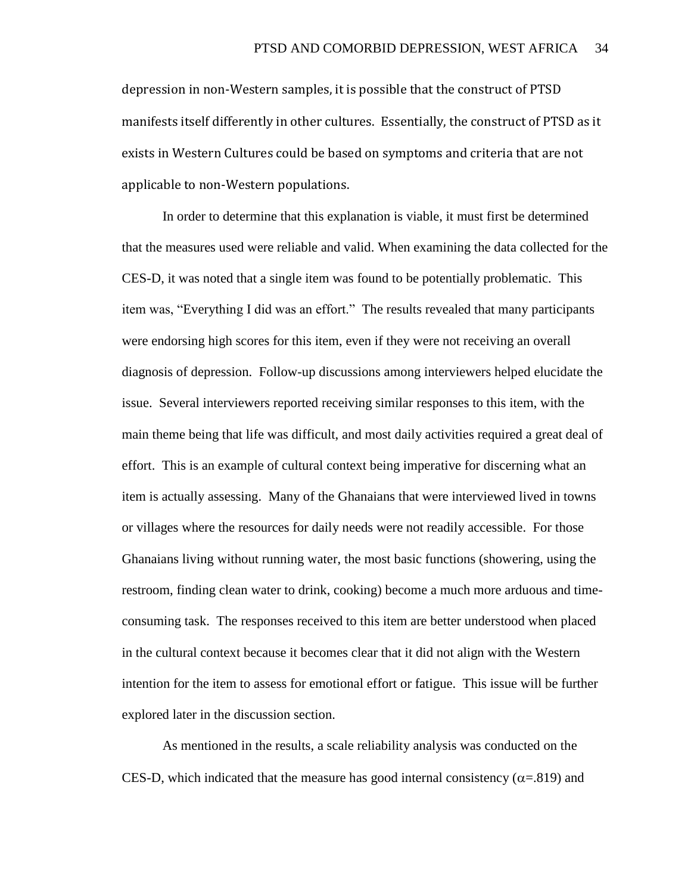depression in non-Western samples, it is possible that the construct of PTSD manifests itself differently in other cultures. Essentially, the construct of PTSD as it exists in Western Cultures could be based on symptoms and criteria that are not applicable to non-Western populations.

In order to determine that this explanation is viable, it must first be determined that the measures used were reliable and valid. When examining the data collected for the CES-D, it was noted that a single item was found to be potentially problematic. This item was, "Everything I did was an effort." The results revealed that many participants were endorsing high scores for this item, even if they were not receiving an overall diagnosis of depression. Follow-up discussions among interviewers helped elucidate the issue. Several interviewers reported receiving similar responses to this item, with the main theme being that life was difficult, and most daily activities required a great deal of effort. This is an example of cultural context being imperative for discerning what an item is actually assessing. Many of the Ghanaians that were interviewed lived in towns or villages where the resources for daily needs were not readily accessible. For those Ghanaians living without running water, the most basic functions (showering, using the restroom, finding clean water to drink, cooking) become a much more arduous and time-consuming task. The responses received to this item are better understood when placed in the cultural context because it becomes clear that it did not align with the Western intention for the item to assess for emotional effort or fatigue. This issue will be further explored later in the discussion section.

As mentioned in the results, a scale reliability analysis was conducted on the CES-D, which indicated that the measure has good internal consistency ($\alpha$=.819) and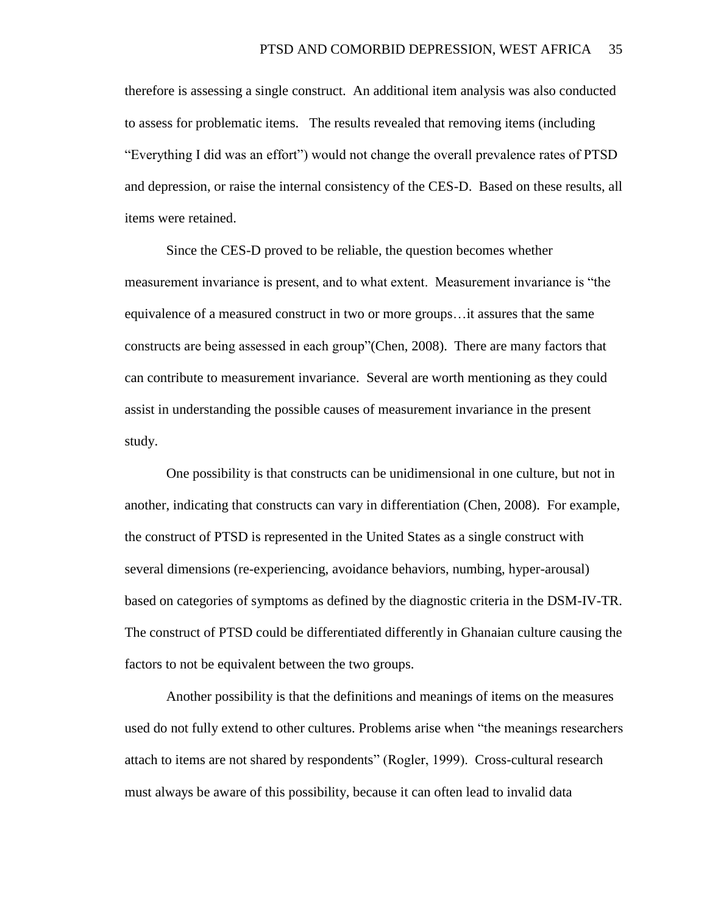therefore is assessing a single construct. An additional item analysis was also conducted to assess for problematic items. The results revealed that removing items (including "Everything I did was an effort") would not change the overall prevalence rates of PTSD and depression, or raise the internal consistency of the CES-D. Based on these results, all items were retained.

Since the CES-D proved to be reliable, the question becomes whether measurement invariance is present, and to what extent. Measurement invariance is "the equivalence of a measured construct in two or more groups…it assures that the same constructs are being assessed in each group"(Chen, 2008). There are many factors that can contribute to measurement invariance. Several are worth mentioning as they could assist in understanding the possible causes of measurement invariance in the present study.

One possibility is that constructs can be unidimensional in one culture, but not in another, indicating that constructs can vary in differentiation (Chen, 2008). For example, the construct of PTSD is represented in the United States as a single construct with several dimensions (re-experiencing, avoidance behaviors, numbing, hyper-arousal) based on categories of symptoms as defined by the diagnostic criteria in the DSM-IV-TR. The construct of PTSD could be differentiated differently in Ghanaian culture causing the factors to not be equivalent between the two groups.

Another possibility is that the definitions and meanings of items on the measures used do not fully extend to other cultures. Problems arise when "the meanings researchers attach to items are not shared by respondents" (Rogler, 1999). Cross-cultural research must always be aware of this possibility, because it can often lead to invalid data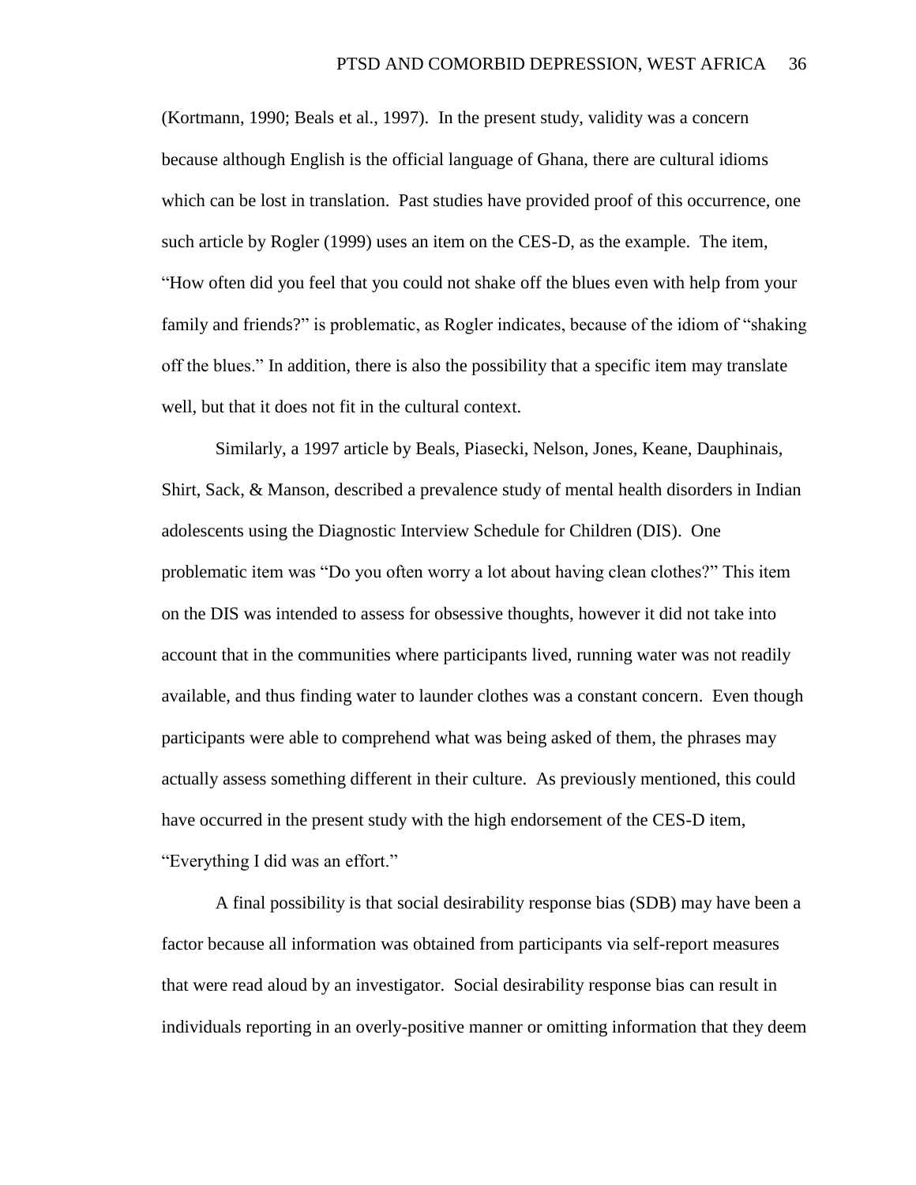(Kortmann, 1990; Beals et al., 1997). In the present study, validity was a concern because although English is the official language of Ghana, there are cultural idioms which can be lost in translation. Past studies have provided proof of this occurrence, one such article by Rogler (1999) uses an item on the CES-D, as the example. The item, "How often did you feel that you could not shake off the blues even with help from your family and friends?" is problematic, as Rogler indicates, because of the idiom of "shaking off the blues." In addition, there is also the possibility that a specific item may translate well, but that it does not fit in the cultural context.

Similarly, a 1997 article by Beals, Piasecki, Nelson, Jones, Keane, Dauphinais, Shirt, Sack, & Manson, described a prevalence study of mental health disorders in Indian adolescents using the Diagnostic Interview Schedule for Children (DIS). One problematic item was "Do you often worry a lot about having clean clothes?" This item on the DIS was intended to assess for obsessive thoughts, however it did not take into account that in the communities where participants lived, running water was not readily available, and thus finding water to launder clothes was a constant concern. Even though participants were able to comprehend what was being asked of them, the phrases may actually assess something different in their culture. As previously mentioned, this could have occurred in the present study with the high endorsement of the CES-D item, "Everything I did was an effort."

A final possibility is that social desirability response bias (SDB) may have been a factor because all information was obtained from participants via self-report measures that were read aloud by an investigator. Social desirability response bias can result in individuals reporting in an overly-positive manner or omitting information that they deem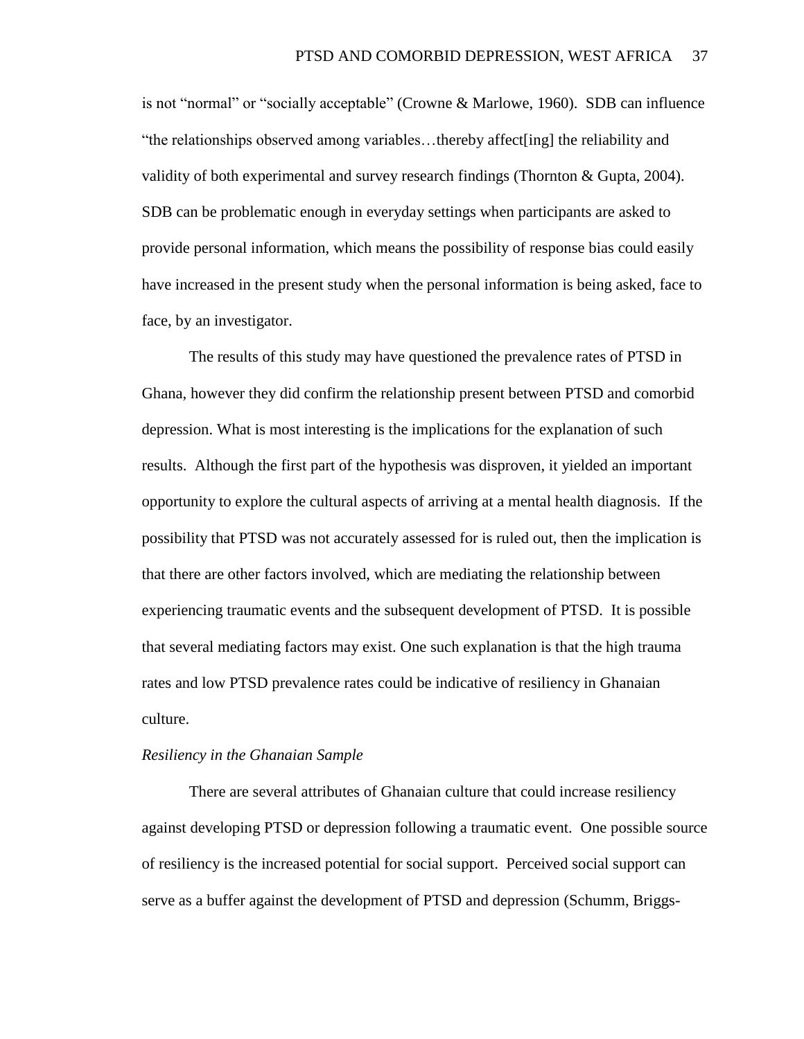is not "normal" or "socially acceptable" (Crowne & Marlowe, 1960). SDB can influence "the relationships observed among variables…thereby affect[ing] the reliability and validity of both experimental and survey research findings (Thornton & Gupta, 2004). SDB can be problematic enough in everyday settings when participants are asked to provide personal information, which means the possibility of response bias could easily have increased in the present study when the personal information is being asked, face to face, by an investigator.

The results of this study may have questioned the prevalence rates of PTSD in Ghana, however they did confirm the relationship present between PTSD and comorbid depression. What is most interesting is the implications for the explanation of such results. Although the first part of the hypothesis was disproven, it yielded an important opportunity to explore the cultural aspects of arriving at a mental health diagnosis. If the possibility that PTSD was not accurately assessed for is ruled out, then the implication is that there are other factors involved, which are mediating the relationship between experiencing traumatic events and the subsequent development of PTSD. It is possible that several mediating factors may exist. One such explanation is that the high trauma rates and low PTSD prevalence rates could be indicative of resiliency in Ghanaian culture.

### *Resiliency in the Ghanaian Sample*

There are several attributes of Ghanaian culture that could increase resiliency against developing PTSD or depression following a traumatic event. One possible source of resiliency is the increased potential for social support. Perceived social support can serve as a buffer against the development of PTSD and depression (Schumm, Briggs-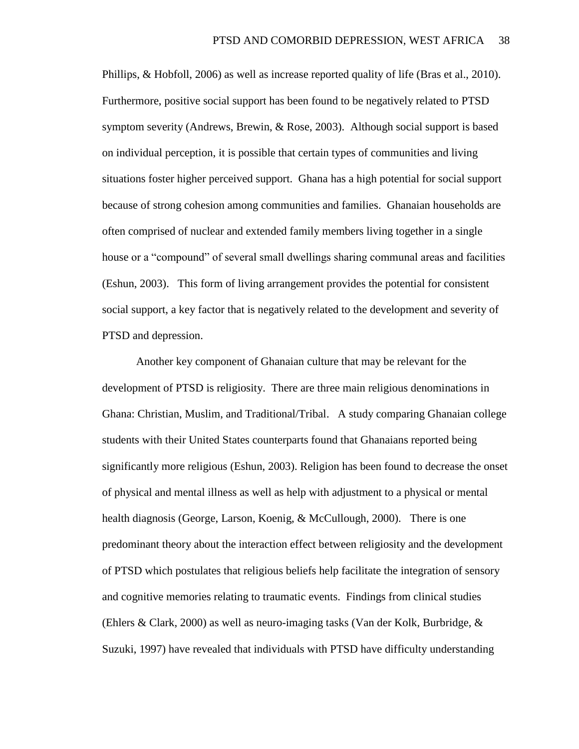Phillips, & Hobfoll, 2006) as well as increase reported quality of life (Bras et al., 2010). Furthermore, positive social support has been found to be negatively related to PTSD symptom severity (Andrews, Brewin, & Rose, 2003). Although social support is based on individual perception, it is possible that certain types of communities and living situations foster higher perceived support. Ghana has a high potential for social support because of strong cohesion among communities and families. Ghanaian households are often comprised of nuclear and extended family members living together in a single house or a "compound" of several small dwellings sharing communal areas and facilities (Eshun, 2003). This form of living arrangement provides the potential for consistent social support, a key factor that is negatively related to the development and severity of PTSD and depression.

Another key component of Ghanaian culture that may be relevant for the development of PTSD is religiosity. There are three main religious denominations in Ghana: Christian, Muslim, and Traditional/Tribal. A study comparing Ghanaian college students with their United States counterparts found that Ghanaians reported being significantly more religious (Eshun, 2003). Religion has been found to decrease the onset of physical and mental illness as well as help with adjustment to a physical or mental health diagnosis (George, Larson, Koenig, & McCullough, 2000). There is one predominant theory about the interaction effect between religiosity and the development of PTSD which postulates that religious beliefs help facilitate the integration of sensory and cognitive memories relating to traumatic events. Findings from clinical studies (Ehlers & Clark, 2000) as well as neuro-imaging tasks (Van der Kolk, Burbridge, & Suzuki, 1997) have revealed that individuals with PTSD have difficulty understanding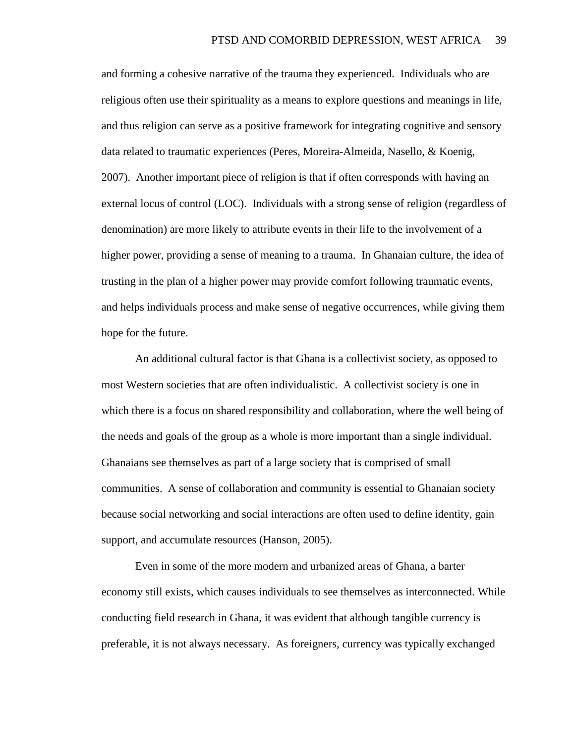and forming a cohesive narrative of the trauma they experienced. Individuals who are religious often use their spirituality as a means to explore questions and meanings in life, and thus religion can serve as a positive framework for integrating cognitive and sensory data related to traumatic experiences (Peres, Moreira-Almeida, Nasello, & Koenig, 2007). Another important piece of religion is that if often corresponds with having an external locus of control (LOC). Individuals with a strong sense of religion (regardless of denomination) are more likely to attribute events in their life to the involvement of a higher power, providing a sense of meaning to a trauma. In Ghanaian culture, the idea of trusting in the plan of a higher power may provide comfort following traumatic events, and helps individuals process and make sense of negative occurrences, while giving them hope for the future.

An additional cultural factor is that Ghana is a collectivist society, as opposed to most Western societies that are often individualistic. A collectivist society is one in which there is a focus on shared responsibility and collaboration, where the well being of the needs and goals of the group as a whole is more important than a single individual. Ghanaians see themselves as part of a large society that is comprised of small communities. A sense of collaboration and community is essential to Ghanaian society because social networking and social interactions are often used to define identity, gain support, and accumulate resources (Hanson, 2005).

Even in some of the more modern and urbanized areas of Ghana, a barter economy still exists, which causes individuals to see themselves as interconnected. While conducting field research in Ghana, it was evident that although tangible currency is preferable, it is not always necessary. As foreigners, currency was typically exchanged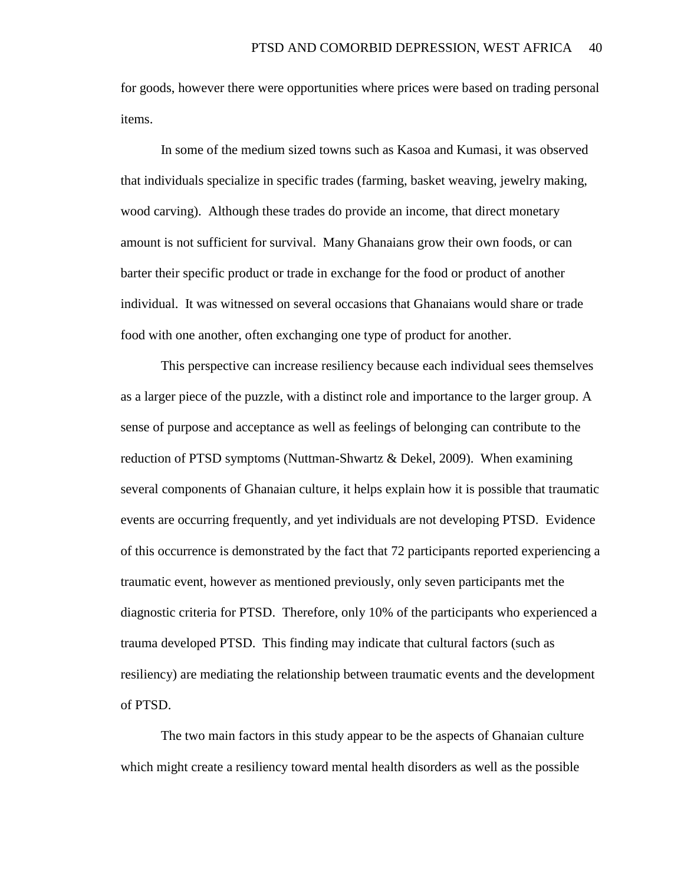for goods, however there were opportunities where prices were based on trading personal items.

In some of the medium sized towns such as Kasoa and Kumasi, it was observed that individuals specialize in specific trades (farming, basket weaving, jewelry making, wood carving). Although these trades do provide an income, that direct monetary amount is not sufficient for survival. Many Ghanaians grow their own foods, or can barter their specific product or trade in exchange for the food or product of another individual. It was witnessed on several occasions that Ghanaians would share or trade food with one another, often exchanging one type of product for another.

This perspective can increase resiliency because each individual sees themselves as a larger piece of the puzzle, with a distinct role and importance to the larger group. A sense of purpose and acceptance as well as feelings of belonging can contribute to the reduction of PTSD symptoms (Nuttman-Shwartz & Dekel, 2009). When examining several components of Ghanaian culture, it helps explain how it is possible that traumatic events are occurring frequently, and yet individuals are not developing PTSD. Evidence of this occurrence is demonstrated by the fact that 72 participants reported experiencing a traumatic event, however as mentioned previously, only seven participants met the diagnostic criteria for PTSD. Therefore, only 10% of the participants who experienced a trauma developed PTSD. This finding may indicate that cultural factors (such as resiliency) are mediating the relationship between traumatic events and the development of PTSD.

The two main factors in this study appear to be the aspects of Ghanaian culture which might create a resiliency toward mental health disorders as well as the possible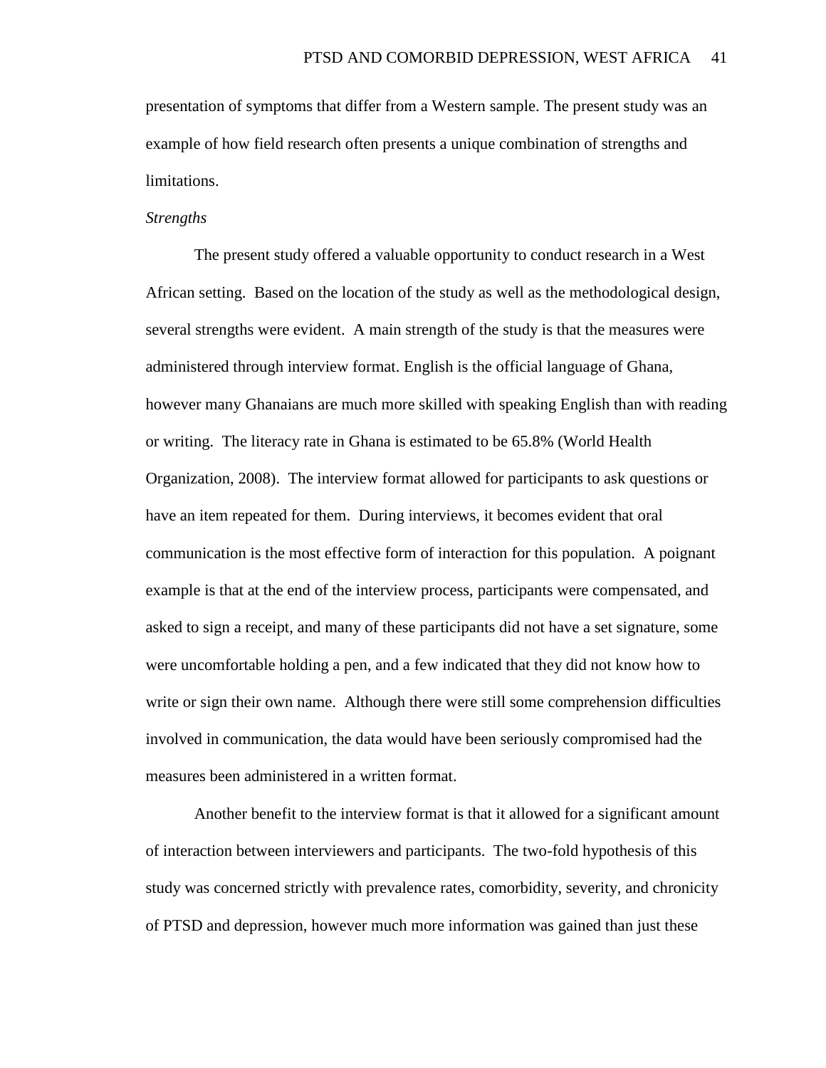presentation of symptoms that differ from a Western sample. The present study was an example of how field research often presents a unique combination of strengths and limitations.

*Strengths*

The present study offered a valuable opportunity to conduct research in a West African setting. Based on the location of the study as well as the methodological design, several strengths were evident. A main strength of the study is that the measures were administered through interview format. English is the official language of Ghana, however many Ghanaians are much more skilled with speaking English than with reading or writing. The literacy rate in Ghana is estimated to be 65.8% (World Health Organization, 2008). The interview format allowed for participants to ask questions or have an item repeated for them. During interviews, it becomes evident that oral communication is the most effective form of interaction for this population. A poignant example is that at the end of the interview process, participants were compensated, and asked to sign a receipt, and many of these participants did not have a set signature, some were uncomfortable holding a pen, and a few indicated that they did not know how to write or sign their own name. Although there were still some comprehension difficulties involved in communication, the data would have been seriously compromised had the measures been administered in a written format.

Another benefit to the interview format is that it allowed for a significant amount of interaction between interviewers and participants. The two-fold hypothesis of this study was concerned strictly with prevalence rates, comorbidity, severity, and chronicity of PTSD and depression, however much more information was gained than just these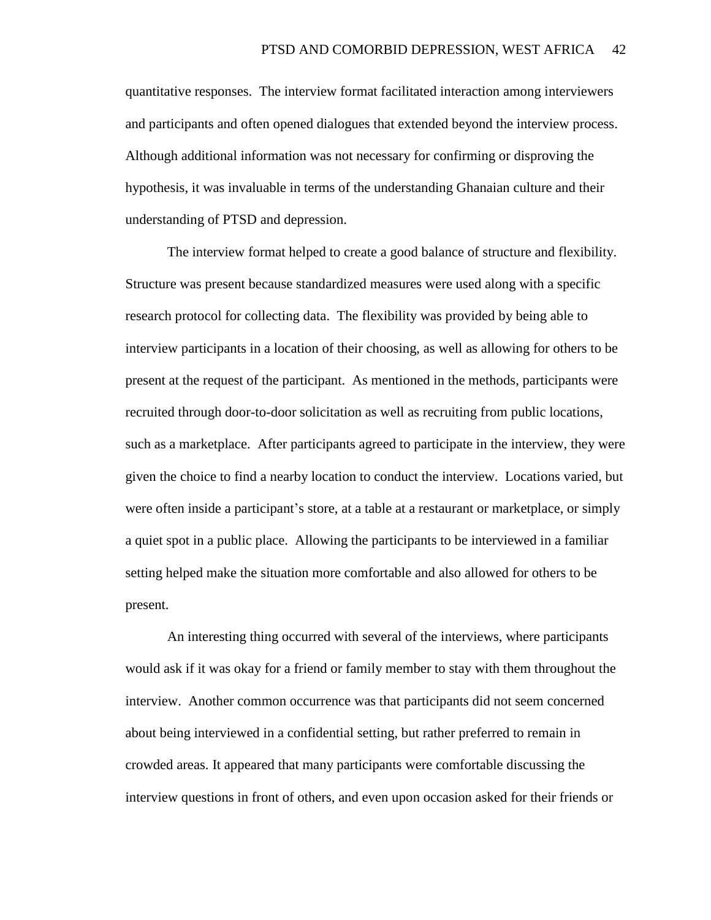quantitative responses. The interview format facilitated interaction among interviewers and participants and often opened dialogues that extended beyond the interview process. Although additional information was not necessary for confirming or disproving the hypothesis, it was invaluable in terms of the understanding Ghanaian culture and their understanding of PTSD and depression.

The interview format helped to create a good balance of structure and flexibility. Structure was present because standardized measures were used along with a specific research protocol for collecting data. The flexibility was provided by being able to interview participants in a location of their choosing, as well as allowing for others to be present at the request of the participant. As mentioned in the methods, participants were recruited through door-to-door solicitation as well as recruiting from public locations, such as a marketplace. After participants agreed to participate in the interview, they were given the choice to find a nearby location to conduct the interview. Locations varied, but were often inside a participant's store, at a table at a restaurant or marketplace, or simply a quiet spot in a public place. Allowing the participants to be interviewed in a familiar setting helped make the situation more comfortable and also allowed for others to be present.

An interesting thing occurred with several of the interviews, where participants would ask if it was okay for a friend or family member to stay with them throughout the interview. Another common occurrence was that participants did not seem concerned about being interviewed in a confidential setting, but rather preferred to remain in crowded areas. It appeared that many participants were comfortable discussing the interview questions in front of others, and even upon occasion asked for their friends or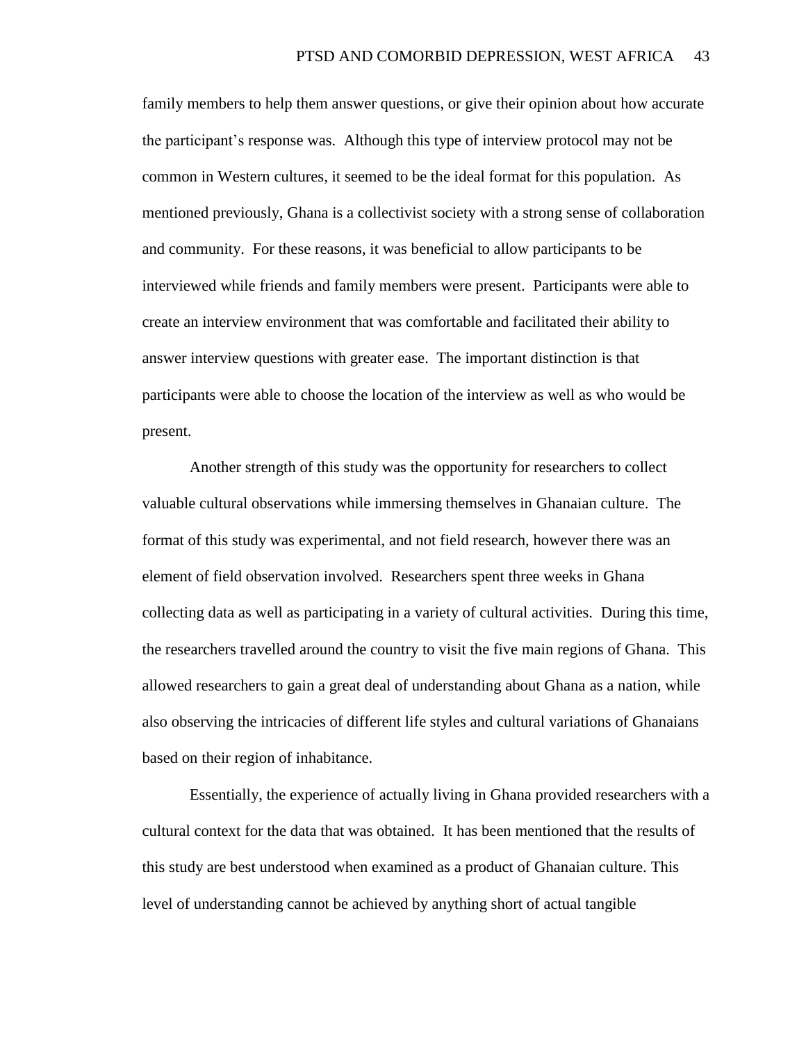family members to help them answer questions, or give their opinion about how accurate the participant's response was. Although this type of interview protocol may not be common in Western cultures, it seemed to be the ideal format for this population. As mentioned previously, Ghana is a collectivist society with a strong sense of collaboration and community. For these reasons, it was beneficial to allow participants to be interviewed while friends and family members were present. Participants were able to create an interview environment that was comfortable and facilitated their ability to answer interview questions with greater ease. The important distinction is that participants were able to choose the location of the interview as well as who would be present.

Another strength of this study was the opportunity for researchers to collect valuable cultural observations while immersing themselves in Ghanaian culture. The format of this study was experimental, and not field research, however there was an element of field observation involved. Researchers spent three weeks in Ghana collecting data as well as participating in a variety of cultural activities. During this time, the researchers travelled around the country to visit the five main regions of Ghana. This allowed researchers to gain a great deal of understanding about Ghana as a nation, while also observing the intricacies of different life styles and cultural variations of Ghanaians based on their region of inhabitance.

Essentially, the experience of actually living in Ghana provided researchers with a cultural context for the data that was obtained. It has been mentioned that the results of this study are best understood when examined as a product of Ghanaian culture. This level of understanding cannot be achieved by anything short of actual tangible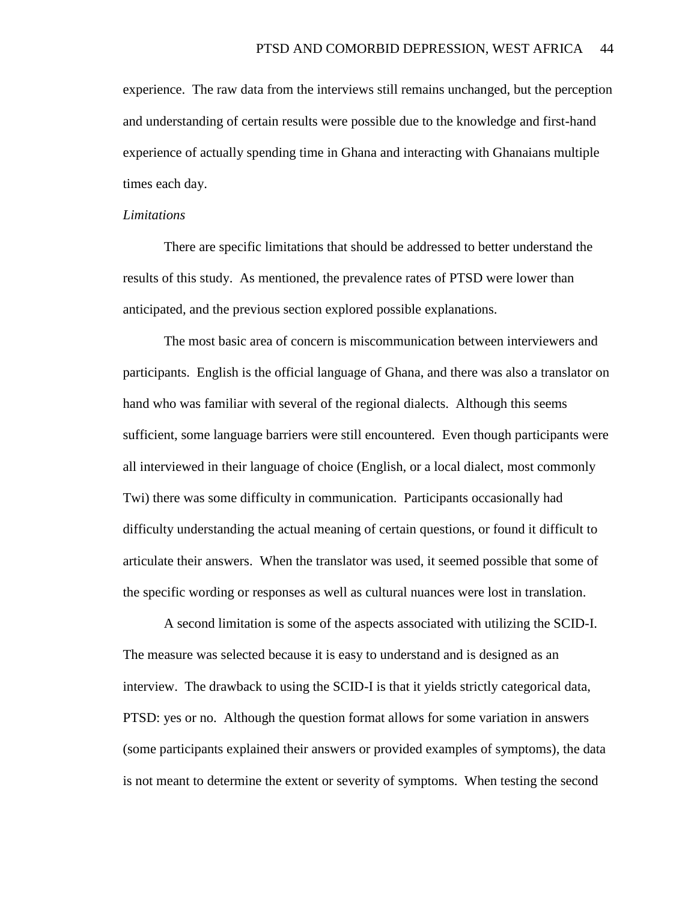experience. The raw data from the interviews still remains unchanged, but the perception and understanding of certain results were possible due to the knowledge and first-hand experience of actually spending time in Ghana and interacting with Ghanaians multiple times each day.

*Limitations*

There are specific limitations that should be addressed to better understand the results of this study. As mentioned, the prevalence rates of PTSD were lower than anticipated, and the previous section explored possible explanations.

The most basic area of concern is miscommunication between interviewers and participants. English is the official language of Ghana, and there was also a translator on hand who was familiar with several of the regional dialects. Although this seems sufficient, some language barriers were still encountered. Even though participants were all interviewed in their language of choice (English, or a local dialect, most commonly Twi) there was some difficulty in communication. Participants occasionally had difficulty understanding the actual meaning of certain questions, or found it difficult to articulate their answers. When the translator was used, it seemed possible that some of the specific wording or responses as well as cultural nuances were lost in translation.

A second limitation is some of the aspects associated with utilizing the SCID-I. The measure was selected because it is easy to understand and is designed as an interview. The drawback to using the SCID-I is that it yields strictly categorical data, PTSD: yes or no. Although the question format allows for some variation in answers (some participants explained their answers or provided examples of symptoms), the data is not meant to determine the extent or severity of symptoms. When testing the second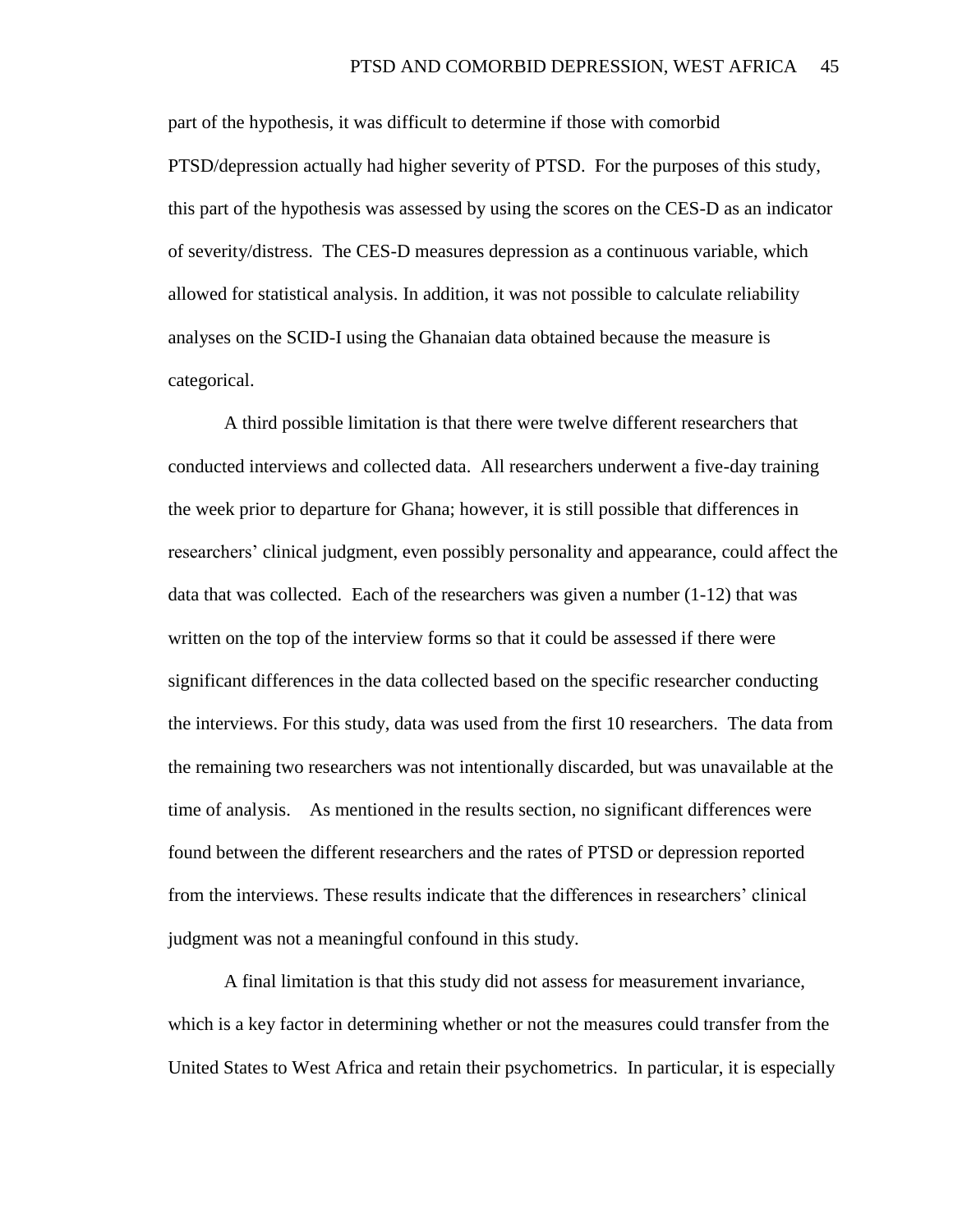part of the hypothesis, it was difficult to determine if those with comorbid PTSD/depression actually had higher severity of PTSD. For the purposes of this study, this part of the hypothesis was assessed by using the scores on the CES-D as an indicator of severity/distress. The CES-D measures depression as a continuous variable, which allowed for statistical analysis. In addition, it was not possible to calculate reliability analyses on the SCID-I using the Ghanaian data obtained because the measure is categorical.

A third possible limitation is that there were twelve different researchers that conducted interviews and collected data. All researchers underwent a five-day training the week prior to departure for Ghana; however, it is still possible that differences in researchers' clinical judgment, even possibly personality and appearance, could affect the data that was collected. Each of the researchers was given a number (1-12) that was written on the top of the interview forms so that it could be assessed if there were significant differences in the data collected based on the specific researcher conducting the interviews. For this study, data was used from the first 10 researchers. The data from the remaining two researchers was not intentionally discarded, but was unavailable at the time of analysis. As mentioned in the results section, no significant differences were found between the different researchers and the rates of PTSD or depression reported from the interviews. These results indicate that the differences in researchers' clinical judgment was not a meaningful confound in this study.

A final limitation is that this study did not assess for measurement invariance, which is a key factor in determining whether or not the measures could transfer from the United States to West Africa and retain their psychometrics. In particular, it is especially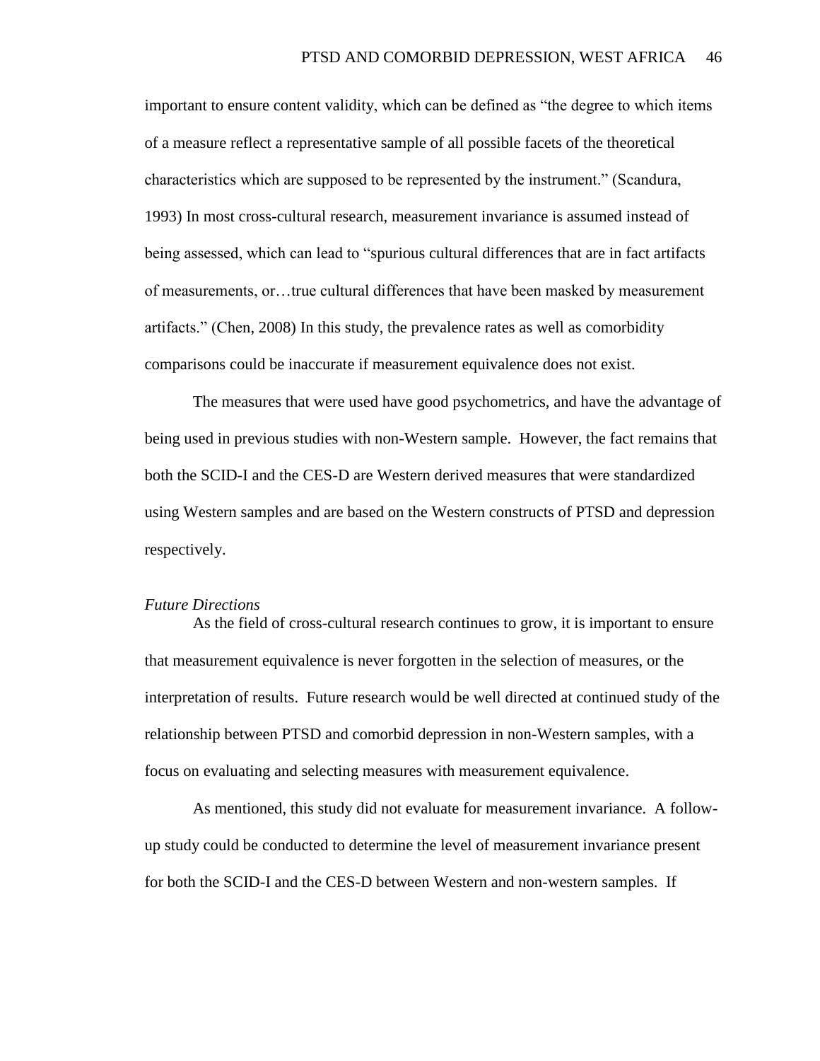important to ensure content validity, which can be defined as "the degree to which items of a measure reflect a representative sample of all possible facets of the theoretical characteristics which are supposed to be represented by the instrument." (Scandura, 1993) In most cross-cultural research, measurement invariance is assumed instead of being assessed, which can lead to "spurious cultural differences that are in fact artifacts of measurements, or…true cultural differences that have been masked by measurement artifacts." (Chen, 2008) In this study, the prevalence rates as well as comorbidity comparisons could be inaccurate if measurement equivalence does not exist.

The measures that were used have good psychometrics, and have the advantage of being used in previous studies with non-Western sample. However, the fact remains that both the SCID-I and the CES-D are Western derived measures that were standardized using Western samples and are based on the Western constructs of PTSD and depression respectively.

*Future Directions*

As the field of cross-cultural research continues to grow, it is important to ensure that measurement equivalence is never forgotten in the selection of measures, or the interpretation of results. Future research would be well directed at continued study of the relationship between PTSD and comorbid depression in non-Western samples, with a focus on evaluating and selecting measures with measurement equivalence.

As mentioned, this study did not evaluate for measurement invariance. A follow-up study could be conducted to determine the level of measurement invariance present for both the SCID-I and the CES-D between Western and non-western samples. If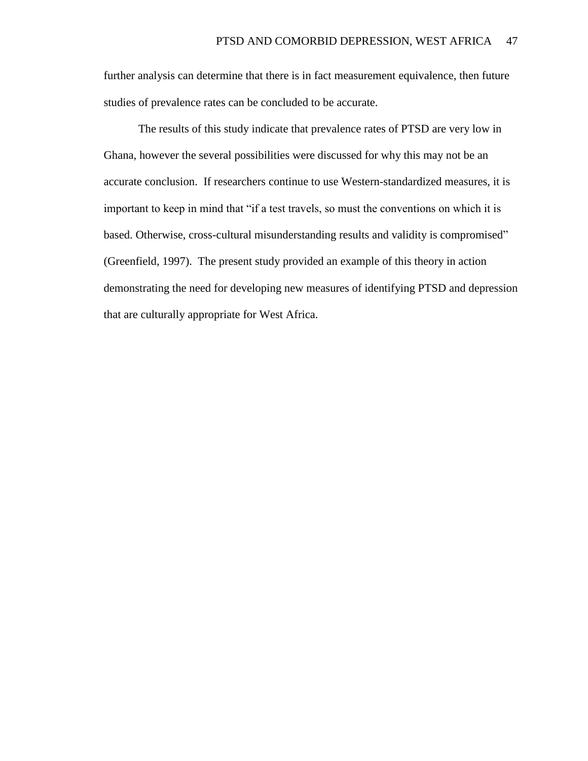further analysis can determine that there is in fact measurement equivalence, then future studies of prevalence rates can be concluded to be accurate.

The results of this study indicate that prevalence rates of PTSD are very low in Ghana, however the several possibilities were discussed for why this may not be an accurate conclusion. If researchers continue to use Western-standardized measures, it is important to keep in mind that "if a test travels, so must the conventions on which it is based. Otherwise, cross-cultural misunderstanding results and validity is compromised" (Greenfield, 1997). The present study provided an example of this theory in action demonstrating the need for developing new measures of identifying PTSD and depression that are culturally appropriate for West Africa.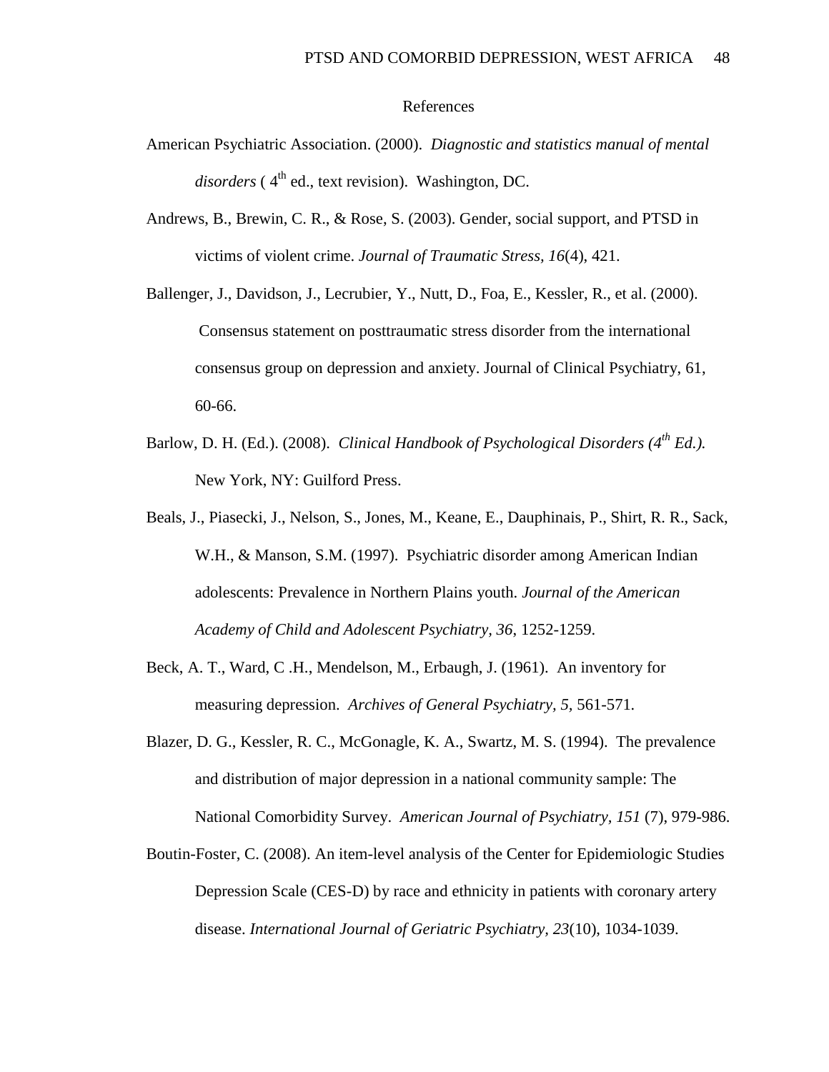# References

American Psychiatric Association. (2000). *Diagnostic and statistics manual of mental disorders* ( 4th ed., text revision). Washington, DC.

Andrews, B., Brewin, C. R., & Rose, S. (2003). Gender, social support, and PTSD in victims of violent crime. *Journal of Traumatic Stress, 16*(4), 421.

Ballenger, J., Davidson, J., Lecrubier, Y., Nutt, D., Foa, E., Kessler, R., et al. (2000). Consensus statement on posttraumatic stress disorder from the international consensus group on depression and anxiety. Journal of Clinical Psychiatry, 61, 60-66.

Barlow, D. H. (Ed.). (2008). *Clinical Handbook of Psychological Disorders (4th Ed.).* New York, NY: Guilford Press.

Beals, J., Piasecki, J., Nelson, S., Jones, M., Keane, E., Dauphinais, P., Shirt, R. R., Sack, W.H., & Manson, S.M. (1997). Psychiatric disorder among American Indian adolescents: Prevalence in Northern Plains youth. *Journal of the American Academy of Child and Adolescent Psychiatry, 36*, 1252-1259.

Beck, A. T., Ward, C .H., Mendelson, M., Erbaugh, J. (1961). An inventory for measuring depression. *Archives of General Psychiatry, 5*, 561-571.

Blazer, D. G., Kessler, R. C., McGonagle, K. A., Swartz, M. S. (1994). The prevalence and distribution of major depression in a national community sample: The National Comorbidity Survey. *American Journal of Psychiatry, 151* (7), 979-986.

Boutin-Foster, C. (2008). An item-level analysis of the Center for Epidemiologic Studies Depression Scale (CES-D) by race and ethnicity in patients with coronary artery disease. *International Journal of Geriatric Psychiatry, 23*(10), 1034-1039.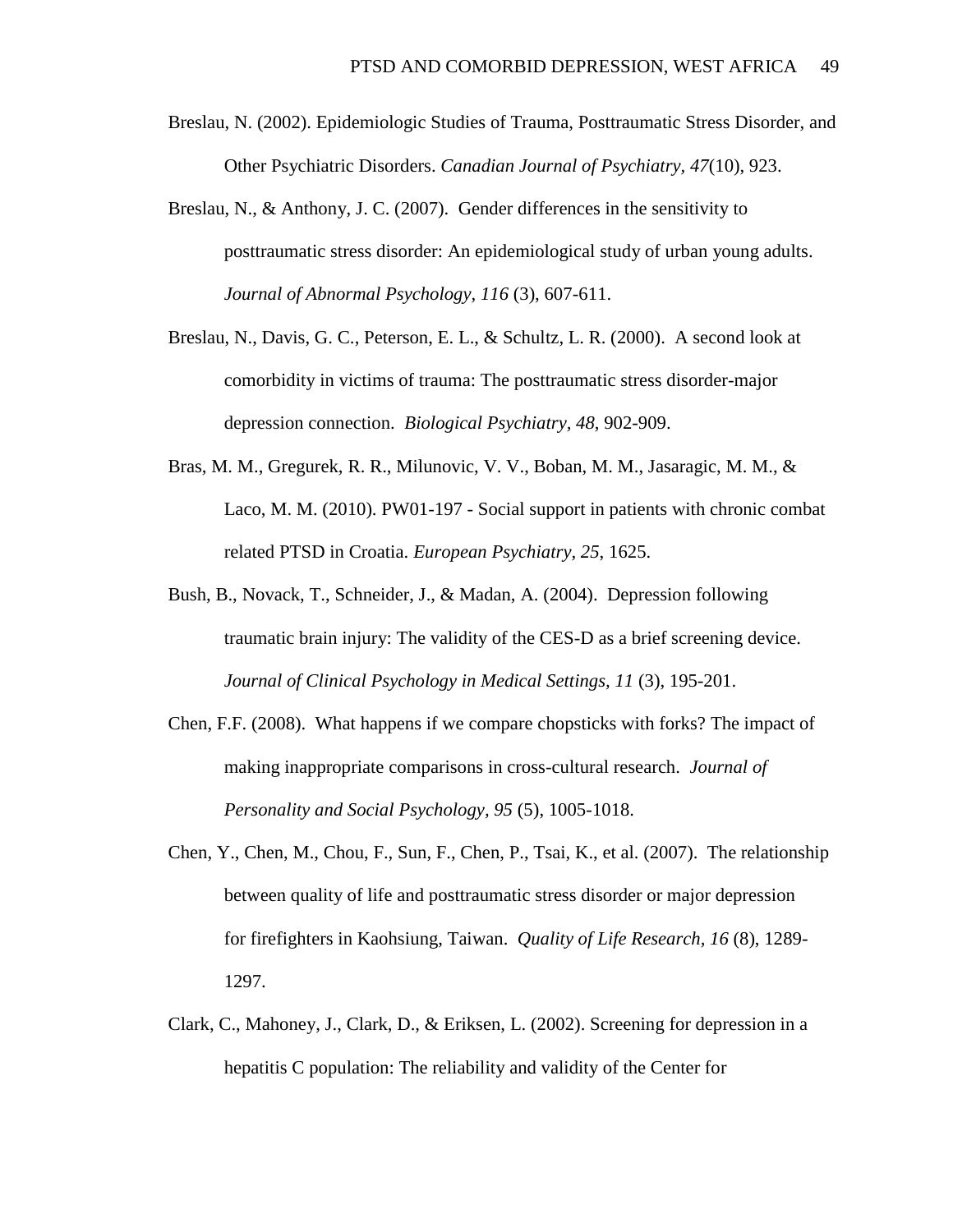Breslau, N. (2002). Epidemiologic Studies of Trauma, Posttraumatic Stress Disorder, and Other Psychiatric Disorders. *Canadian Journal of Psychiatry, 47*(10), 923.

Breslau, N., & Anthony, J. C. (2007). Gender differences in the sensitivity to posttraumatic stress disorder: An epidemiological study of urban young adults. *Journal of Abnormal Psychology, 116* (3), 607-611.

Breslau, N., Davis, G. C., Peterson, E. L., & Schultz, L. R. (2000). A second look at comorbidity in victims of trauma: The posttraumatic stress disorder-major depression connection. *Biological Psychiatry, 48*, 902-909.

Bras, M. M., Gregurek, R. R., Milunovic, V. V., Boban, M. M., Jasaragic, M. M., & Laco, M. M. (2010). PW01-197 - Social support in patients with chronic combat related PTSD in Croatia. *European Psychiatry, 25*, 1625.

Bush, B., Novack, T., Schneider, J., & Madan, A. (2004). Depression following traumatic brain injury: The validity of the CES-D as a brief screening device. *Journal of Clinical Psychology in Medical Settings, 11* (3), 195-201.

Chen, F.F. (2008). What happens if we compare chopsticks with forks? The impact of making inappropriate comparisons in cross-cultural research. *Journal of Personality and Social Psychology, 95* (5), 1005-1018.

Chen, Y., Chen, M., Chou, F., Sun, F., Chen, P., Tsai, K., et al. (2007). The relationship between quality of life and posttraumatic stress disorder or major depression for firefighters in Kaohsiung, Taiwan. *Quality of Life Research, 16* (8), 1289-1297.

Clark, C., Mahoney, J., Clark, D., & Eriksen, L. (2002). Screening for depression in a hepatitis C population: The reliability and validity of the Center for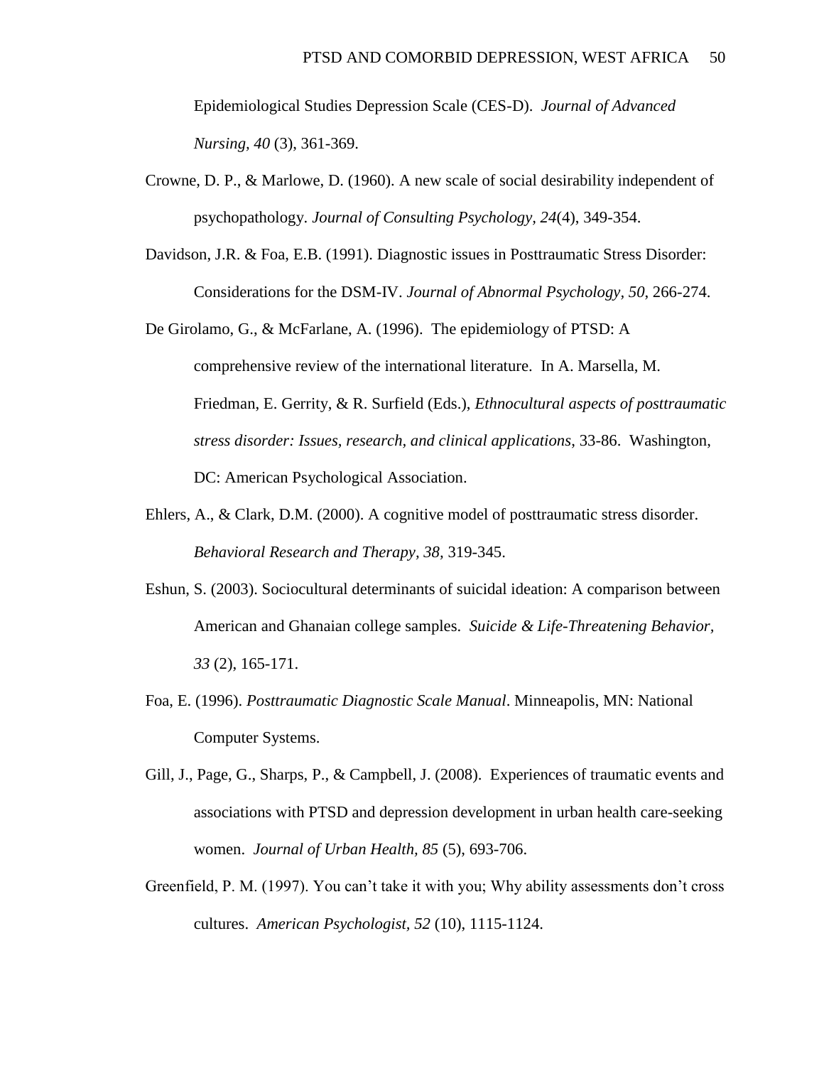Epidemiological Studies Depression Scale (CES-D). *Journal of Advanced Nursing, 40* (3), 361-369.

Crowne, D. P., & Marlowe, D. (1960). A new scale of social desirability independent of psychopathology. *Journal of Consulting Psychology, 24*(4), 349-354.

Davidson, J.R. & Foa, E.B. (1991). Diagnostic issues in Posttraumatic Stress Disorder: Considerations for the DSM-IV. *Journal of Abnormal Psychology, 50*, 266-274.

De Girolamo, G., & McFarlane, A. (1996). The epidemiology of PTSD: A comprehensive review of the international literature. In A. Marsella, M. Friedman, E. Gerrity, & R. Surfield (Eds.), *Ethnocultural aspects of posttraumatic stress disorder: Issues, research, and clinical applications*, 33-86. Washington, DC: American Psychological Association.

Ehlers, A., & Clark, D.M. (2000). A cognitive model of posttraumatic stress disorder. *Behavioral Research and Therapy, 38,* 319-345.

Eshun, S. (2003). Sociocultural determinants of suicidal ideation: A comparison between American and Ghanaian college samples. *Suicide & Life-Threatening Behavior, 33* (2), 165-171.

Foa, E. (1996). *Posttraumatic Diagnostic Scale Manual*. Minneapolis, MN: National Computer Systems.

Gill, J., Page, G., Sharps, P., & Campbell, J. (2008). Experiences of traumatic events and associations with PTSD and depression development in urban health care-seeking women. *Journal of Urban Health, 85* (5), 693-706.

Greenfield, P. M. (1997). You can't take it with you; Why ability assessments don't cross cultures. *American Psychologist, 52* (10), 1115-1124.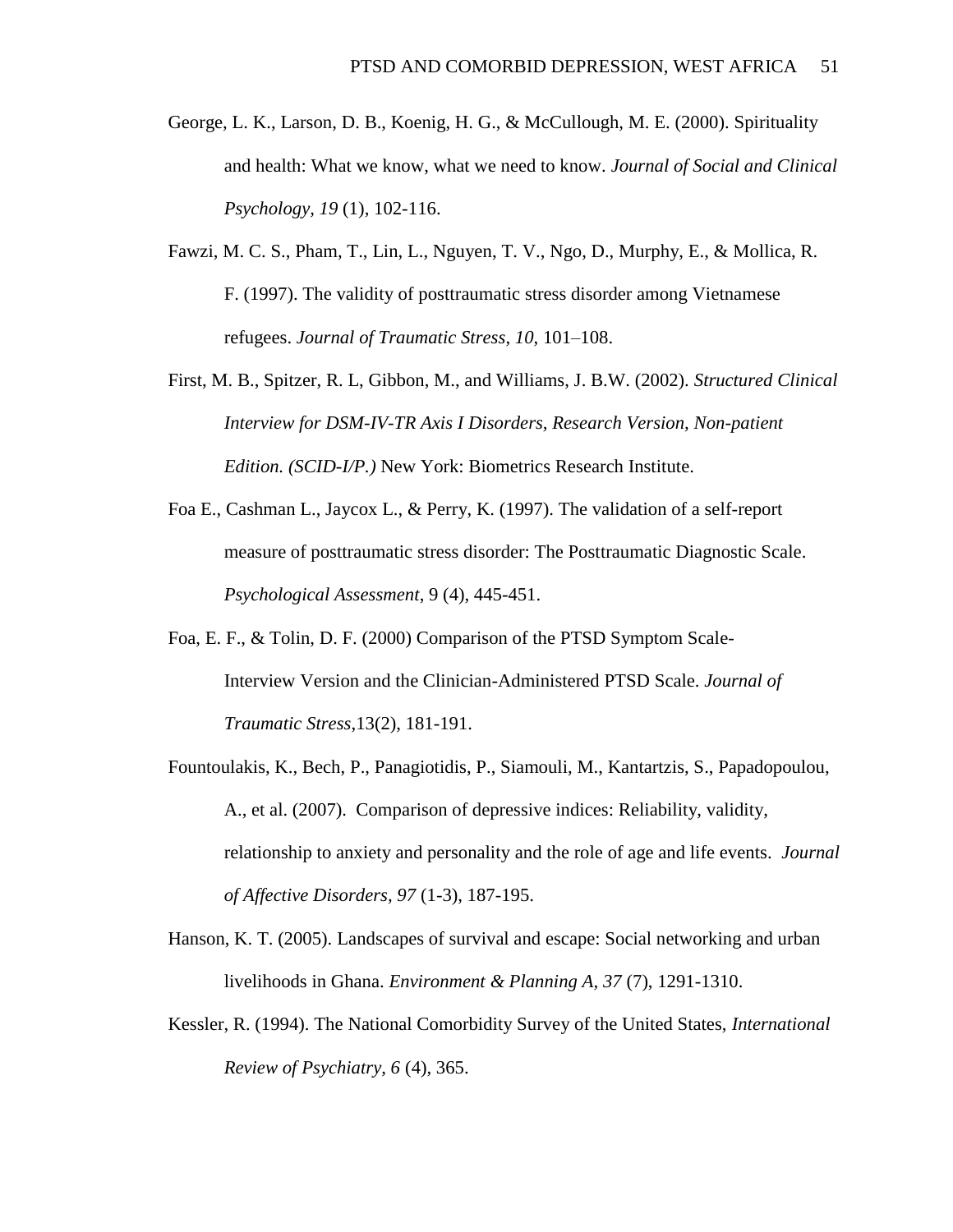George, L. K., Larson, D. B., Koenig, H. G., & McCullough, M. E. (2000). Spirituality and health: What we know, what we need to know. *Journal of Social and Clinical Psychology, 19* (1), 102-116.

Fawzi, M. C. S., Pham, T., Lin, L., Nguyen, T. V., Ngo, D., Murphy, E., & Mollica, R. F. (1997). The validity of posttraumatic stress disorder among Vietnamese refugees. *Journal of Traumatic Stress*, *10*, 101–108.

First, M. B., Spitzer, R. L, Gibbon, M., and Williams, J. B.W. (2002). *Structured Clinical Interview for DSM-IV-TR Axis I Disorders, Research Version, Non-patient Edition. (SCID-I/P.)* New York: Biometrics Research Institute.

Foa E., Cashman L., Jaycox L., & Perry, K. (1997). The validation of a self-report measure of posttraumatic stress disorder: The Posttraumatic Diagnostic Scale. *Psychological Assessment*, 9 (4), 445-451.

Foa, E. F., & Tolin, D. F. (2000) Comparison of the PTSD Symptom Scale-Interview Version and the Clinician-Administered PTSD Scale. *Journal of Traumatic Stress*,13(2), 181-191.

Fountoulakis, K., Bech, P., Panagiotidis, P., Siamouli, M., Kantartzis, S., Papadopoulou, A., et al. (2007). Comparison of depressive indices: Reliability, validity, relationship to anxiety and personality and the role of age and life events. *Journal of Affective Disorders, 97* (1-3), 187-195.

Hanson, K. T. (2005). Landscapes of survival and escape: Social networking and urban livelihoods in Ghana. *Environment & Planning A, 37* (7), 1291-1310.

Kessler, R. (1994). The National Comorbidity Survey of the United States, *International Review of Psychiatry, 6* (4), 365.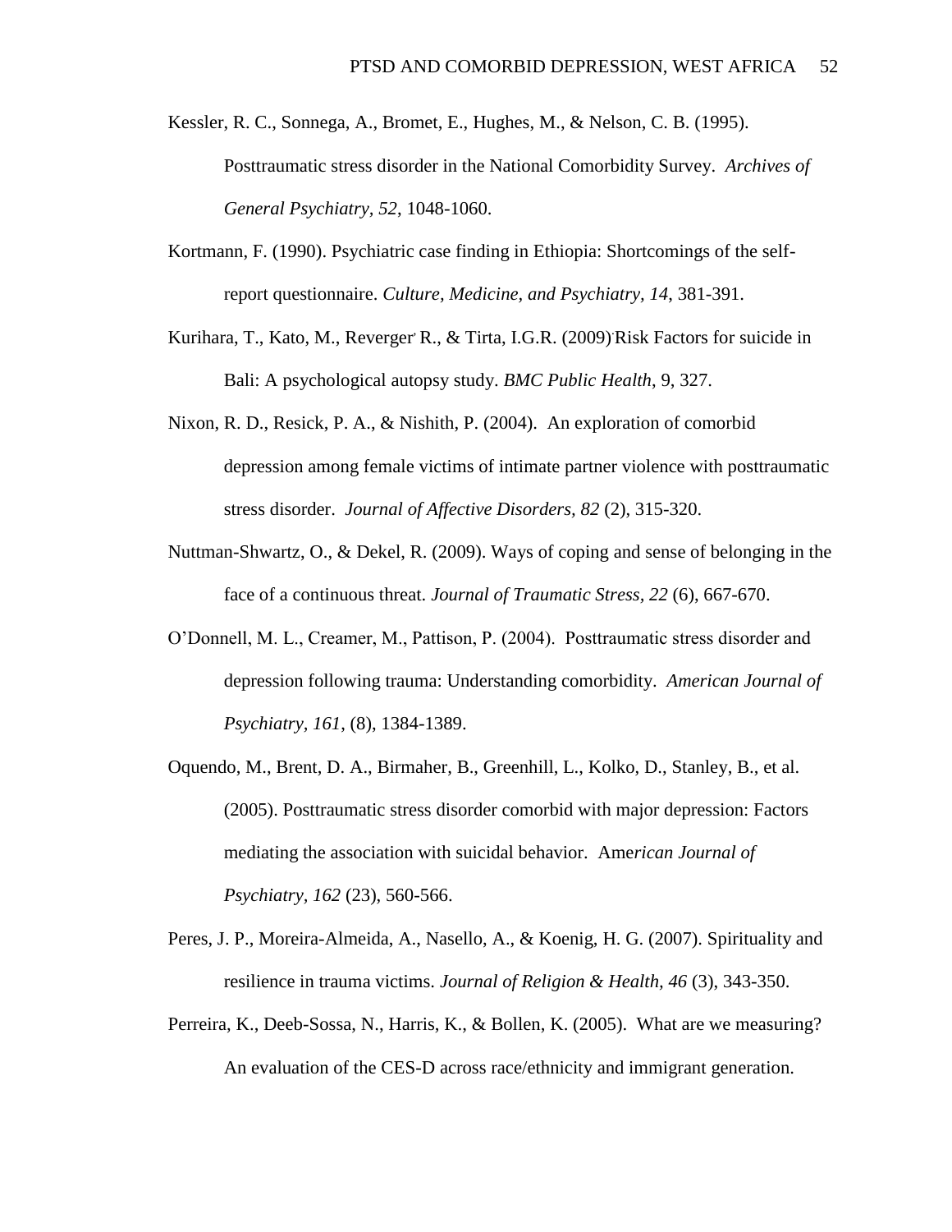Kessler, R. C., Sonnega, A., Bromet, E., Hughes, M., & Nelson, C. B. (1995). Posttraumatic stress disorder in the National Comorbidity Survey. *Archives of General Psychiatry, 52*, 1048-1060.

Kortmann, F. (1990). Psychiatric case finding in Ethiopia: Shortcomings of the self-report questionnaire. *Culture, Medicine, and Psychiatry, 14*, 381-391.

Kurihara, T., Kato, M., Reverger, R., & Tirta, I.G.R. (2009). Risk Factors for suicide in Bali: A psychological autopsy study. *BMC Public Health*, 9, 327.

Nixon, R. D., Resick, P. A., & Nishith, P. (2004). An exploration of comorbid depression among female victims of intimate partner violence with posttraumatic stress disorder. *Journal of Affective Disorders, 82* (2), 315-320.

Nuttman-Shwartz, O., & Dekel, R. (2009). Ways of coping and sense of belonging in the face of a continuous threat. *Journal of Traumatic Stress, 22* (6), 667-670.

O'Donnell, M. L., Creamer, M., Pattison, P. (2004). Posttraumatic stress disorder and depression following trauma: Understanding comorbidity. *American Journal of Psychiatry*, *161*, (8), 1384-1389.

Oquendo, M., Brent, D. A., Birmaher, B., Greenhill, L., Kolko, D., Stanley, B., et al. (2005). Posttraumatic stress disorder comorbid with major depression: Factors mediating the association with suicidal behavior. Am*erican Journal of Psychiatry, 162* (23), 560-566.

Peres, J. P., Moreira-Almeida, A., Nasello, A., & Koenig, H. G. (2007). Spirituality and resilience in trauma victims. *Journal of Religion & Health, 46* (3), 343-350.

Perreira, K., Deeb-Sossa, N., Harris, K., & Bollen, K. (2005). What are we measuring? An evaluation of the CES-D across race/ethnicity and immigrant generation.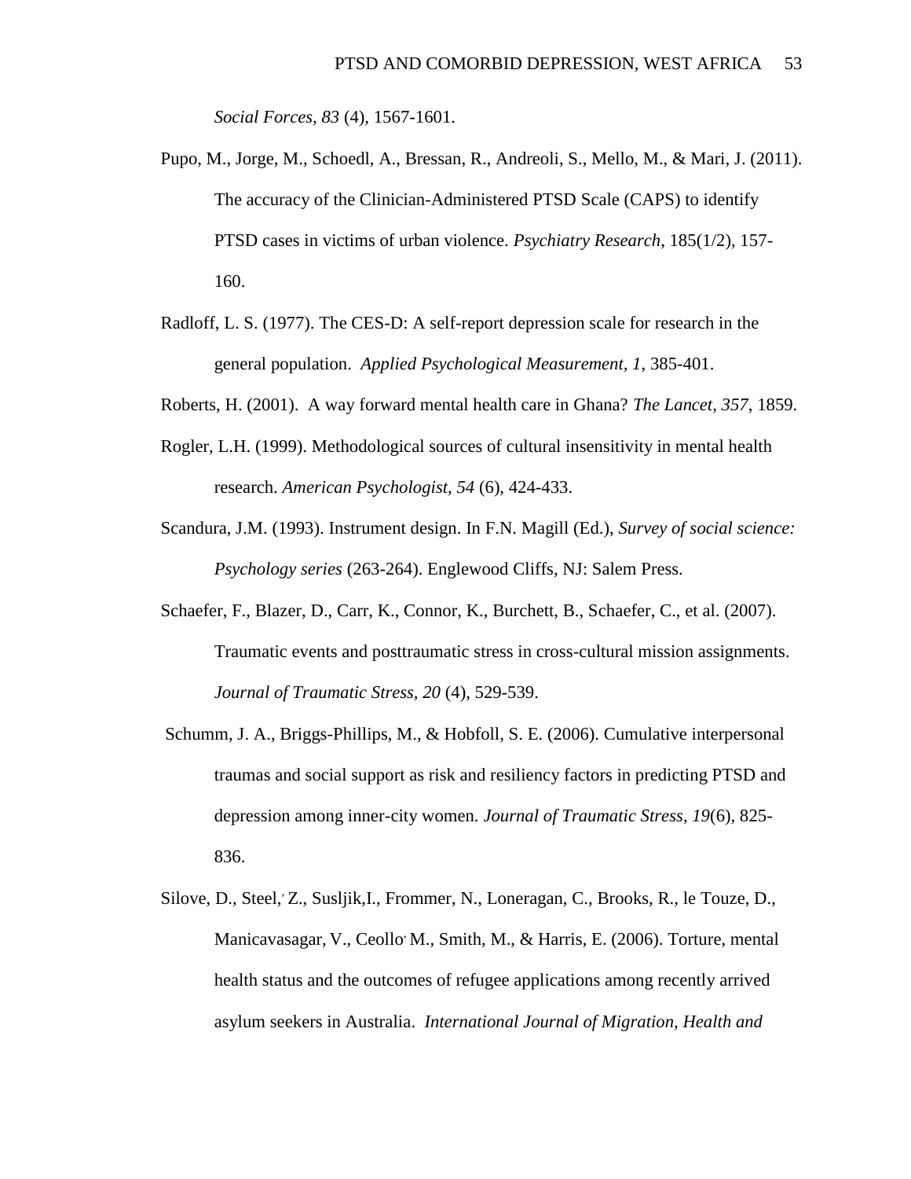*Social Forces, 83* (4), 1567-1601.

Pupo, M., Jorge, M., Schoedl, A., Bressan, R., Andreoli, S., Mello, M., & Mari, J. (2011). The accuracy of the Clinician-Administered PTSD Scale (CAPS) to identify PTSD cases in victims of urban violence. *Psychiatry Research*, 185(1/2), 157-160.

Radloff, L. S. (1977). The CES-D: A self-report depression scale for research in the general population. *Applied Psychological Measurement, 1*, 385-401.

Roberts, H. (2001). A way forward mental health care in Ghana? *The Lancet, 357*, 1859.

Rogler, L.H. (1999). Methodological sources of cultural insensitivity in mental health research. *American Psychologist, 54* (6), 424-433.

Scandura, J.M. (1993). Instrument design. In F.N. Magill (Ed.), *Survey of social science: Psychology series* (263-264). Englewood Cliffs, NJ: Salem Press.

Schaefer, F., Blazer, D., Carr, K., Connor, K., Burchett, B., Schaefer, C., et al. (2007). Traumatic events and posttraumatic stress in cross-cultural mission assignments. *Journal of Traumatic Stress, 20* (4), 529-539.

Schumm, J. A., Briggs-Phillips, M., & Hobfoll, S. E. (2006). Cumulative interpersonal traumas and social support as risk and resiliency factors in predicting PTSD and depression among inner-city women. *Journal of Traumatic Stress, 19*(6), 825-836.

Silove, D., Steel, Z., Susljik,I., Frommer, N., Loneragan, C., Brooks, R., le Touze, D., Manicavasagar, V., Ceollo M., Smith, M., & Harris, E. (2006). Torture, mental health status and the outcomes of refugee applications among recently arrived asylum seekers in Australia. *International Journal of Migration, Health and*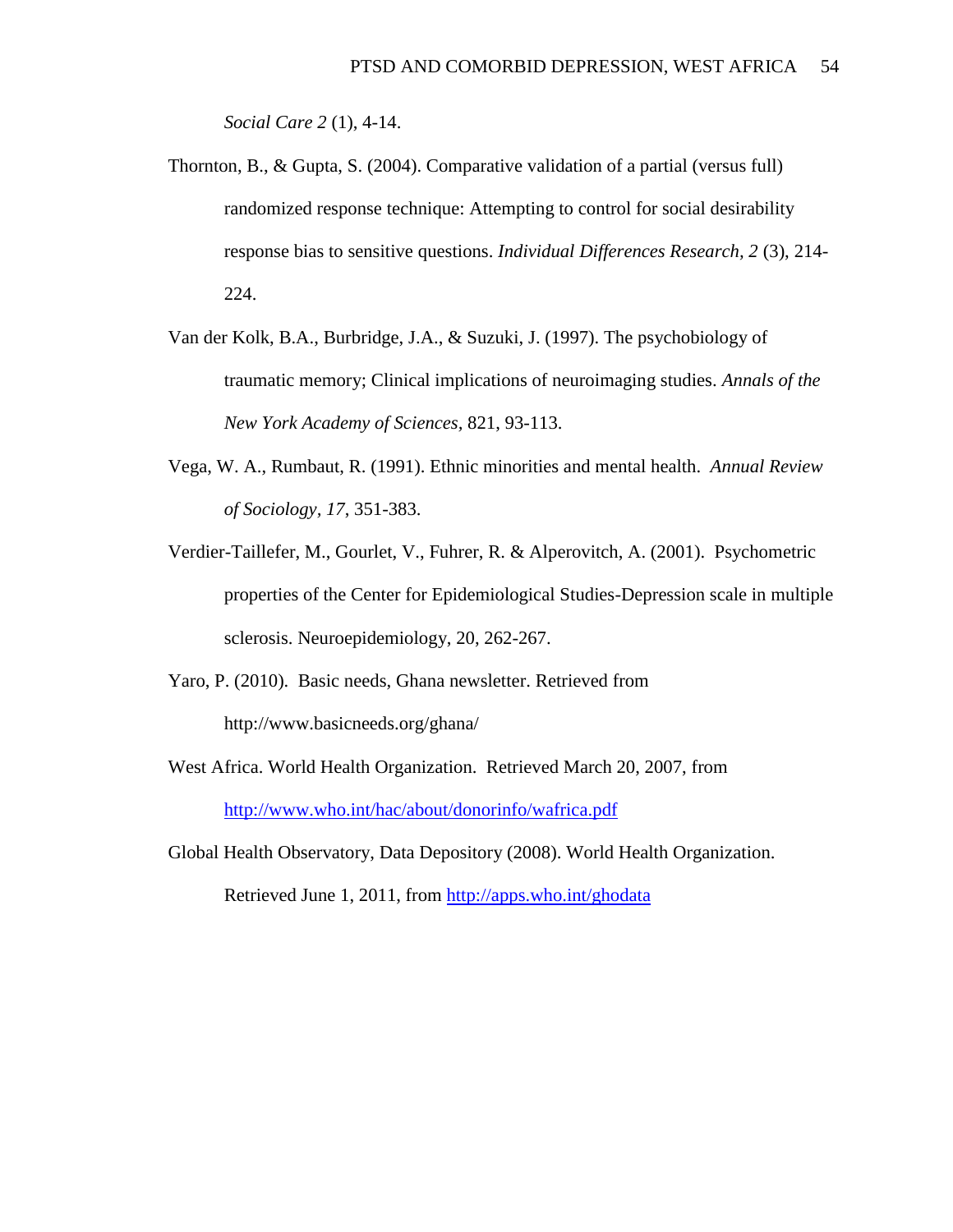*Social Care 2* (1), 4-14.

Thornton, B., & Gupta, S. (2004). Comparative validation of a partial (versus full) randomized response technique: Attempting to control for social desirability response bias to sensitive questions. *Individual Differences Research, 2* (3), 214-224.

Van der Kolk, B.A., Burbridge, J.A., & Suzuki, J. (1997). The psychobiology of traumatic memory; Clinical implications of neuroimaging studies. *Annals of the New York Academy of Sciences,* 821, 93-113.

Vega, W. A., Rumbaut, R. (1991). Ethnic minorities and mental health. *Annual Review of Sociology, 17*, 351-383.

Verdier-Taillefer, M., Gourlet, V., Fuhrer, R. & Alperovitch, A. (2001). Psychometric properties of the Center for Epidemiological Studies-Depression scale in multiple sclerosis. Neuroepidemiology, 20, 262-267.

Yaro, P. (2010). Basic needs, Ghana newsletter. Retrieved from http://www.basicneeds.org/ghana/

West Africa. World Health Organization. Retrieved March 20, 2007, from http://www.who.int/hac/about/donorinfo/wafrica.pdf

Global Health Observatory, Data Depository (2008). World Health Organization. Retrieved June 1, 2011, from http://apps.who.int/ghodata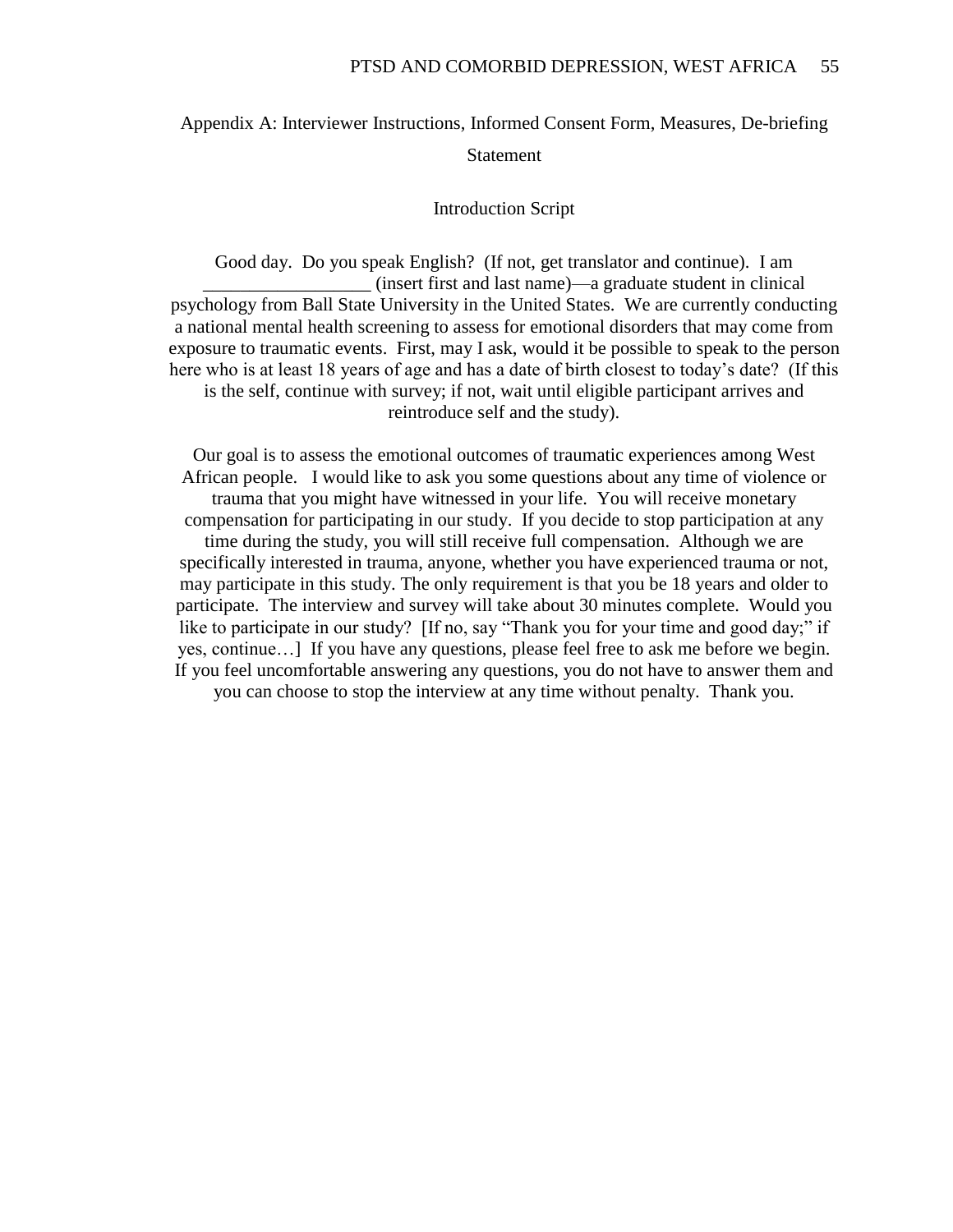# Appendix A: Interviewer Instructions, Informed Consent Form, Measures, De-briefing Statement

## Introduction Script

Good day. Do you speak English? (If not, get translator and continue). I am __________________ (insert first and last name)—a graduate student in clinical psychology from Ball State University in the United States. We are currently conducting a national mental health screening to assess for emotional disorders that may come from exposure to traumatic events. First, may I ask, would it be possible to speak to the person here who is at least 18 years of age and has a date of birth closest to today's date? (If this is the self, continue with survey; if not, wait until eligible participant arrives and reintroduce self and the study).

Our goal is to assess the emotional outcomes of traumatic experiences among West African people. I would like to ask you some questions about any time of violence or trauma that you might have witnessed in your life. You will receive monetary compensation for participating in our study. If you decide to stop participation at any time during the study, you will still receive full compensation. Although we are specifically interested in trauma, anyone, whether you have experienced trauma or not, may participate in this study. The only requirement is that you be 18 years and older to participate. The interview and survey will take about 30 minutes complete. Would you like to participate in our study? [If no, say "Thank you for your time and good day;" if yes, continue…] If you have any questions, please feel free to ask me before we begin. If you feel uncomfortable answering any questions, you do not have to answer them and you can choose to stop the interview at any time without penalty. Thank you.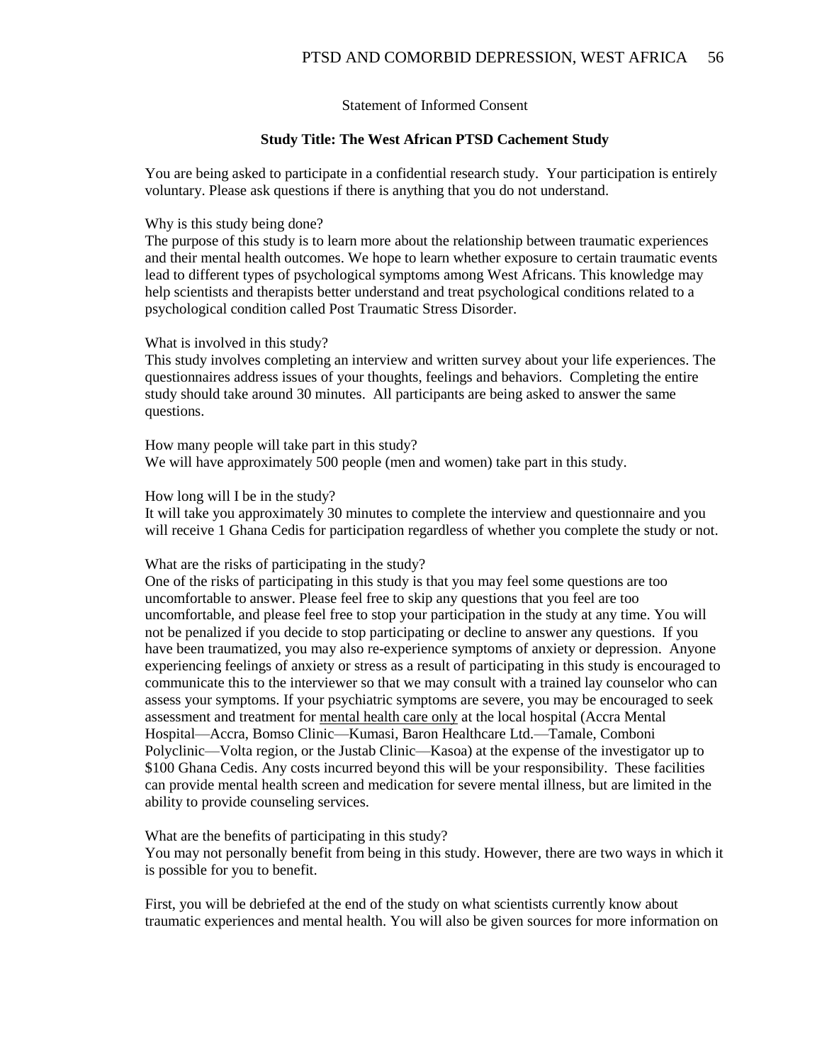Statement of Informed Consent

**Study Title: The West African PTSD Cachement Study**

You are being asked to participate in a confidential research study. Your participation is entirely voluntary. Please ask questions if there is anything that you do not understand.

Why is this study being done?
The purpose of this study is to learn more about the relationship between traumatic experiences and their mental health outcomes. We hope to learn whether exposure to certain traumatic events lead to different types of psychological symptoms among West Africans. This knowledge may help scientists and therapists better understand and treat psychological conditions related to a psychological condition called Post Traumatic Stress Disorder.

What is involved in this study?
This study involves completing an interview and written survey about your life experiences. The questionnaires address issues of your thoughts, feelings and behaviors. Completing the entire study should take around 30 minutes. All participants are being asked to answer the same questions.

How many people will take part in this study?
We will have approximately 500 people (men and women) take part in this study.

How long will I be in the study?
It will take you approximately 30 minutes to complete the interview and questionnaire and you will receive 1 Ghana Cedis for participation regardless of whether you complete the study or not.

What are the risks of participating in the study?
One of the risks of participating in this study is that you may feel some questions are too uncomfortable to answer. Please feel free to skip any questions that you feel are too uncomfortable, and please feel free to stop your participation in the study at any time. You will not be penalized if you decide to stop participating or decline to answer any questions. If you have been traumatized, you may also re-experience symptoms of anxiety or depression. Anyone experiencing feelings of anxiety or stress as a result of participating in this study is encouraged to communicate this to the interviewer so that we may consult with a trained lay counselor who can assess your symptoms. If your psychiatric symptoms are severe, you may be encouraged to seek assessment and treatment for <u>mental health care only</u> at the local hospital (Accra Mental Hospital—Accra, Bomso Clinic—Kumasi, Baron Healthcare Ltd.—Tamale, Comboni Polyclinic—Volta region, or the Justab Clinic—Kasoa) at the expense of the investigator up to $100 Ghana Cedis. Any costs incurred beyond this will be your responsibility. These facilities can provide mental health screen and medication for severe mental illness, but are limited in the ability to provide counseling services.

What are the benefits of participating in this study?
You may not personally benefit from being in this study. However, there are two ways in which it is possible for you to benefit.

First, you will be debriefed at the end of the study on what scientists currently know about traumatic experiences and mental health. You will also be given sources for more information on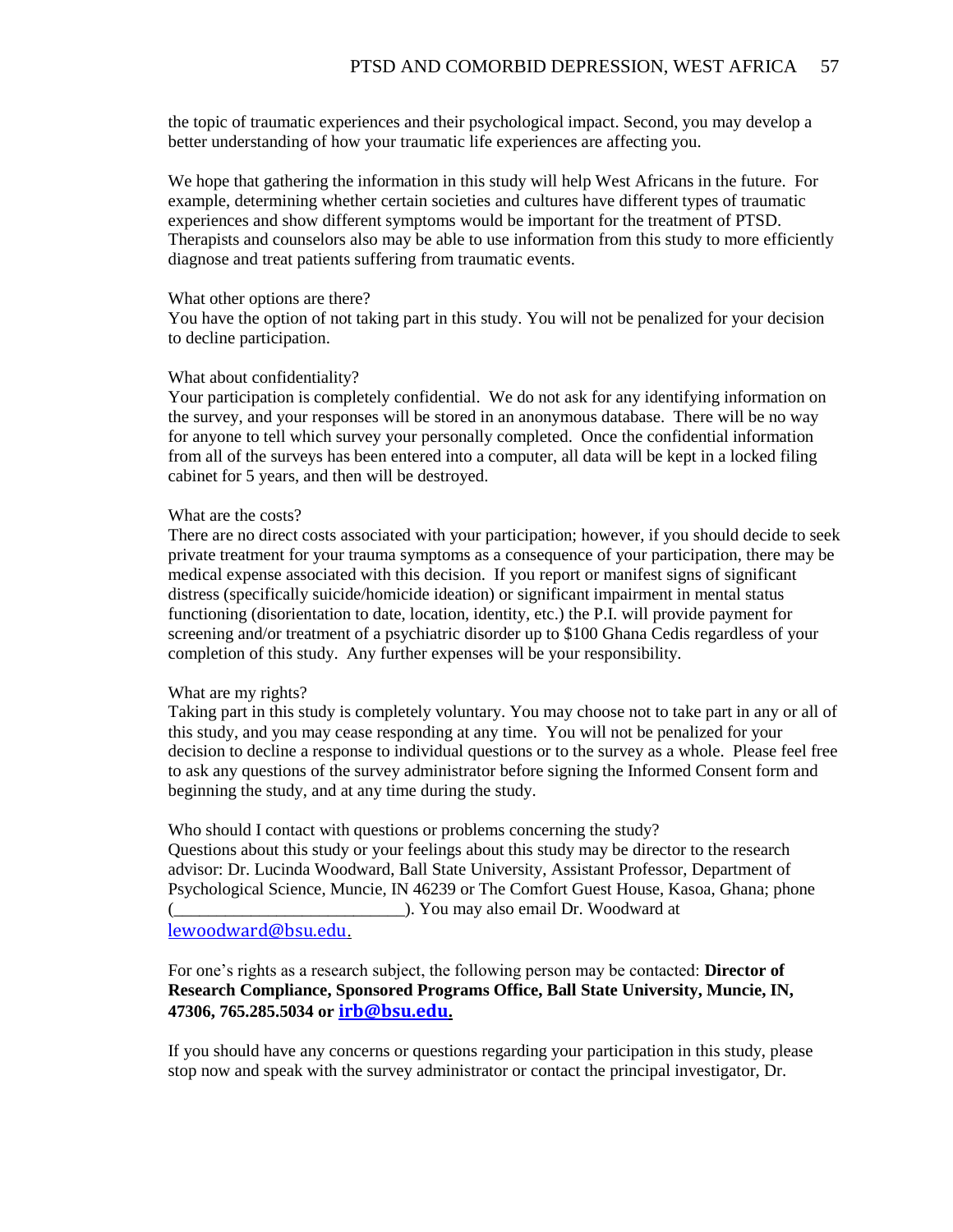the topic of traumatic experiences and their psychological impact. Second, you may develop a better understanding of how your traumatic life experiences are affecting you.

We hope that gathering the information in this study will help West Africans in the future. For example, determining whether certain societies and cultures have different types of traumatic experiences and show different symptoms would be important for the treatment of PTSD. Therapists and counselors also may be able to use information from this study to more efficiently diagnose and treat patients suffering from traumatic events.

What other options are there?
You have the option of not taking part in this study. You will not be penalized for your decision to decline participation.

What about confidentiality?
Your participation is completely confidential. We do not ask for any identifying information on the survey, and your responses will be stored in an anonymous database. There will be no way for anyone to tell which survey your personally completed. Once the confidential information from all of the surveys has been entered into a computer, all data will be kept in a locked filing cabinet for 5 years, and then will be destroyed.

What are the costs?
There are no direct costs associated with your participation; however, if you should decide to seek private treatment for your trauma symptoms as a consequence of your participation, there may be medical expense associated with this decision. If you report or manifest signs of significant distress (specifically suicide/homicide ideation) or significant impairment in mental status functioning (disorientation to date, location, identity, etc.) the P.I. will provide payment for screening and/or treatment of a psychiatric disorder up to $100 Ghana Cedis regardless of your completion of this study. Any further expenses will be your responsibility.

What are my rights?
Taking part in this study is completely voluntary. You may choose not to take part in any or all of this study, and you may cease responding at any time. You will not be penalized for your decision to decline a response to individual questions or to the survey as a whole. Please feel free to ask any questions of the survey administrator before signing the Informed Consent form and beginning the study, and at any time during the study.

Who should I contact with questions or problems concerning the study?
Questions about this study or your feelings about this study may be director to the research advisor: Dr. Lucinda Woodward, Ball State University, Assistant Professor, Department of Psychological Science, Muncie, IN 46239 or The Comfort Guest House, Kasoa, Ghana; phone (__________________________). You may also email Dr. Woodward at lewoodward@bsu.edu.

For one's rights as a research subject, the following person may be contacted: **Director of Research Compliance, Sponsored Programs Office, Ball State University, Muncie, IN, 47306, 765.285.5034 or irb@bsu.edu.**

If you should have any concerns or questions regarding your participation in this study, please stop now and speak with the survey administrator or contact the principal investigator, Dr.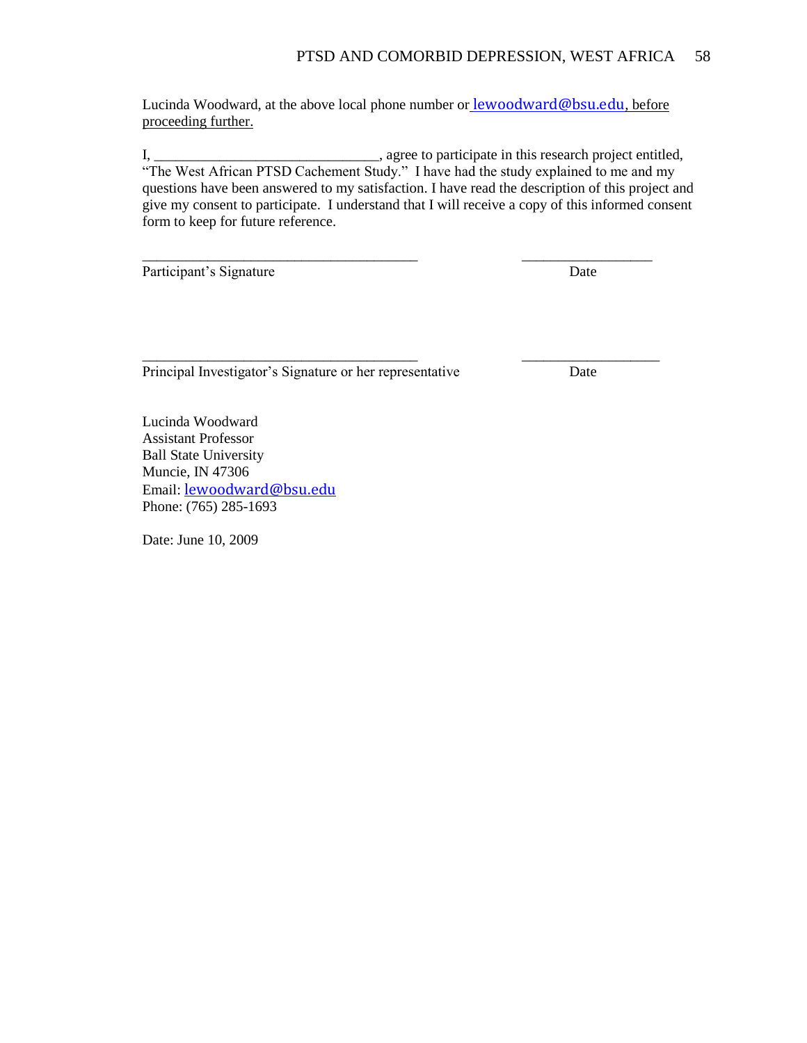Lucinda Woodward, at the above local phone number or lewoodward@bsu.edu, before proceeding further.

I, _______________________________, agree to participate in this research project entitled, "The West African PTSD Cachement Study." I have had the study explained to me and my questions have been answered to my satisfaction. I have read the description of this project and give my consent to participate. I understand that I will receive a copy of this informed consent form to keep for future reference.

______________________________________ ________________

Participant's Signature Date

______________________________________ ________________

Principal Investigator's Signature or her representative Date

Lucinda Woodward
Assistant Professor
Ball State University
Muncie, IN 47306
Email: lewoodward@bsu.edu
Phone: (765) 285-1693

Date: June 10, 2009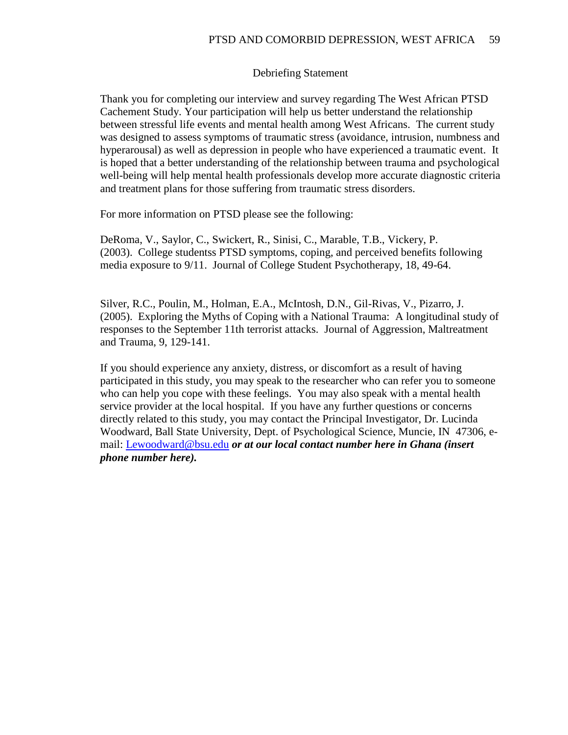## Debriefing Statement

Thank you for completing our interview and survey regarding The West African PTSD Cachement Study. Your participation will help us better understand the relationship between stressful life events and mental health among West Africans. The current study was designed to assess symptoms of traumatic stress (avoidance, intrusion, numbness and hyperarousal) as well as depression in people who have experienced a traumatic event. It is hoped that a better understanding of the relationship between trauma and psychological well-being will help mental health professionals develop more accurate diagnostic criteria and treatment plans for those suffering from traumatic stress disorders.

For more information on PTSD please see the following:

DeRoma, V., Saylor, C., Swickert, R., Sinisi, C., Marable, T.B., Vickery, P. (2003). College studentss PTSD symptoms, coping, and perceived benefits following media exposure to 9/11. Journal of College Student Psychotherapy, 18, 49-64.

Silver, R.C., Poulin, M., Holman, E.A., McIntosh, D.N., Gil-Rivas, V., Pizarro, J. (2005). Exploring the Myths of Coping with a National Trauma: A longitudinal study of responses to the September 11th terrorist attacks. Journal of Aggression, Maltreatment and Trauma, 9, 129-141.

If you should experience any anxiety, distress, or discomfort as a result of having participated in this study, you may speak to the researcher who can refer you to someone who can help you cope with these feelings. You may also speak with a mental health service provider at the local hospital. If you have any further questions or concerns directly related to this study, you may contact the Principal Investigator, Dr. Lucinda Woodward, Ball State University, Dept. of Psychological Science, Muncie, IN 47306, e-mail: Lewoodward@bsu.edu ***or at our local contact number here in Ghana (insert phone number here).***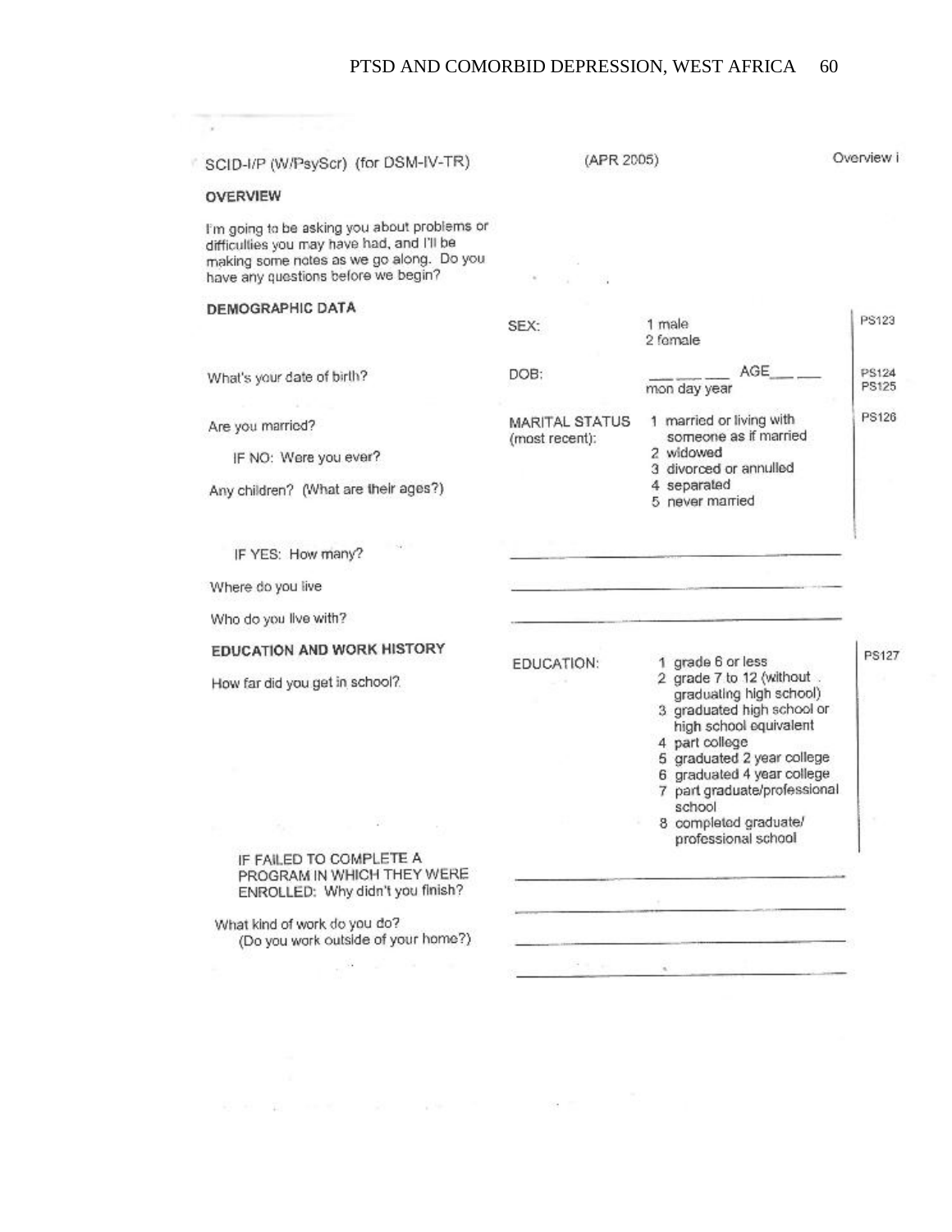SCID-I/P (W/PsyScr) (for DSM-IV-TR) (APR 2005) Overview i

## OVERVIEW

I'm going to be asking you about problems or difficulties you may have had, and I'll be making some notes as we go along. Do you have any questions before we begin?

## DEMOGRAPHIC DATA

| | | | |
|---|---|---|---|
| | SEX: | 1 male<br>2 female | PS123 |
| What's your date of birth? | DOB: | \_\_\_ \_\_\_ \_\_\_ AGE\_\_\_ \_\_\_<br>mon day year | PS124<br>PS125 |
| Are you married?<br>IF NO: Were you ever?<br>Any children? (What are their ages?) | MARITAL STATUS (most recent): | 1 married or living with someone as if married<br>2 widowed<br>3 divorced or annulled<br>4 separated<br>5 never married | PS126 |

IF YES: How many? \_\_\_\_\_\_\_\_\_\_\_\_\_\_\_\_\_\_\_\_\_\_\_\_\_\_\_\_\_\_\_\_

Where do you live \_\_\_\_\_\_\_\_\_\_\_\_\_\_\_\_\_\_\_\_\_\_\_\_\_\_\_\_\_\_\_\_

Who do you live with? \_\_\_\_\_\_\_\_\_\_\_\_\_\_\_\_\_\_\_\_\_\_\_\_\_\_\_\_\_\_\_\_

## EDUCATION AND WORK HISTORY

| | | | |
|---|---|---|---|
| How far did you get in school? | EDUCATION: | 1 grade 6 or less<br>2 grade 7 to 12 (without graduating high school)<br>3 graduated high school or high school equivalent<br>4 part college<br>5 graduated 2 year college<br>6 graduated 4 year college<br>7 part graduate/professional school<br>8 completed graduate/ professional school | PS127 |

IF FAILED TO COMPLETE A PROGRAM IN WHICH THEY WERE ENROLLED: Why didn't you finish? \_\_\_\_\_\_\_\_\_\_\_\_\_\_\_\_\_\_\_\_\_\_\_\_\_\_\_\_\_\_\_\_

\_\_\_\_\_\_\_\_\_\_\_\_\_\_\_\_\_\_\_\_\_\_\_\_\_\_\_\_\_\_\_\_

What kind of work do you do?
(Do you work outside of your home?) \_\_\_\_\_\_\_\_\_\_\_\_\_\_\_\_\_\_\_\_\_\_\_\_\_\_\_\_\_\_\_\_

\_\_\_\_\_\_\_\_\_\_\_\_\_\_\_\_\_\_\_\_\_\_\_\_\_\_\_\_\_\_\_\_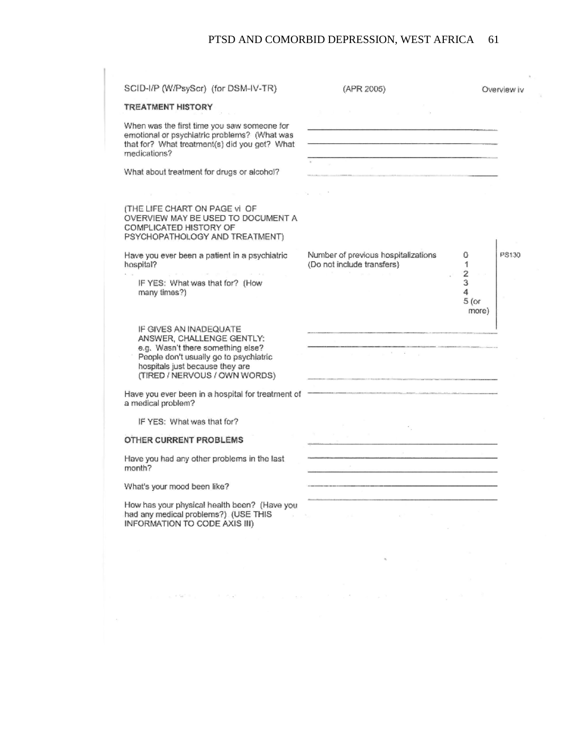SCID-I/P (W/PsyScr) (for DSM-IV-TR) (APR 2005) Overview iv

**TREATMENT HISTORY**

When was the first time you saw someone for emotional or psychiatric problems? (What was that for? What treatment(s) did you get? What medications?

What about treatment for drugs or alcohol?

(THE LIFE CHART ON PAGE vi OF OVERVIEW MAY BE USED TO DOCUMENT A COMPLICATED HISTORY OF PSYCHOPATHOLOGY AND TREATMENT)

Have you ever been a patient in a psychiatric hospital?

IF YES: What was that for? (How many times?)

Number of previous hospitalizations (Do not include transfers)

0
1
2
3
4
5 (or more)

PS130

IF GIVES AN INADEQUATE ANSWER, CHALLENGE GENTLY: e.g. Wasn't there something else? People don't usually go to psychiatric hospitals just because they are (TIRED / NERVOUS / OWN WORDS)

Have you ever been in a hospital for treatment of a medical problem?

IF YES: What was that for?

**OTHER CURRENT PROBLEMS**

Have you had any other problems in the last month?

What's your mood been like?

How has your physical health been? (Have you had any medical problems?) (USE THIS INFORMATION TO CODE AXIS III)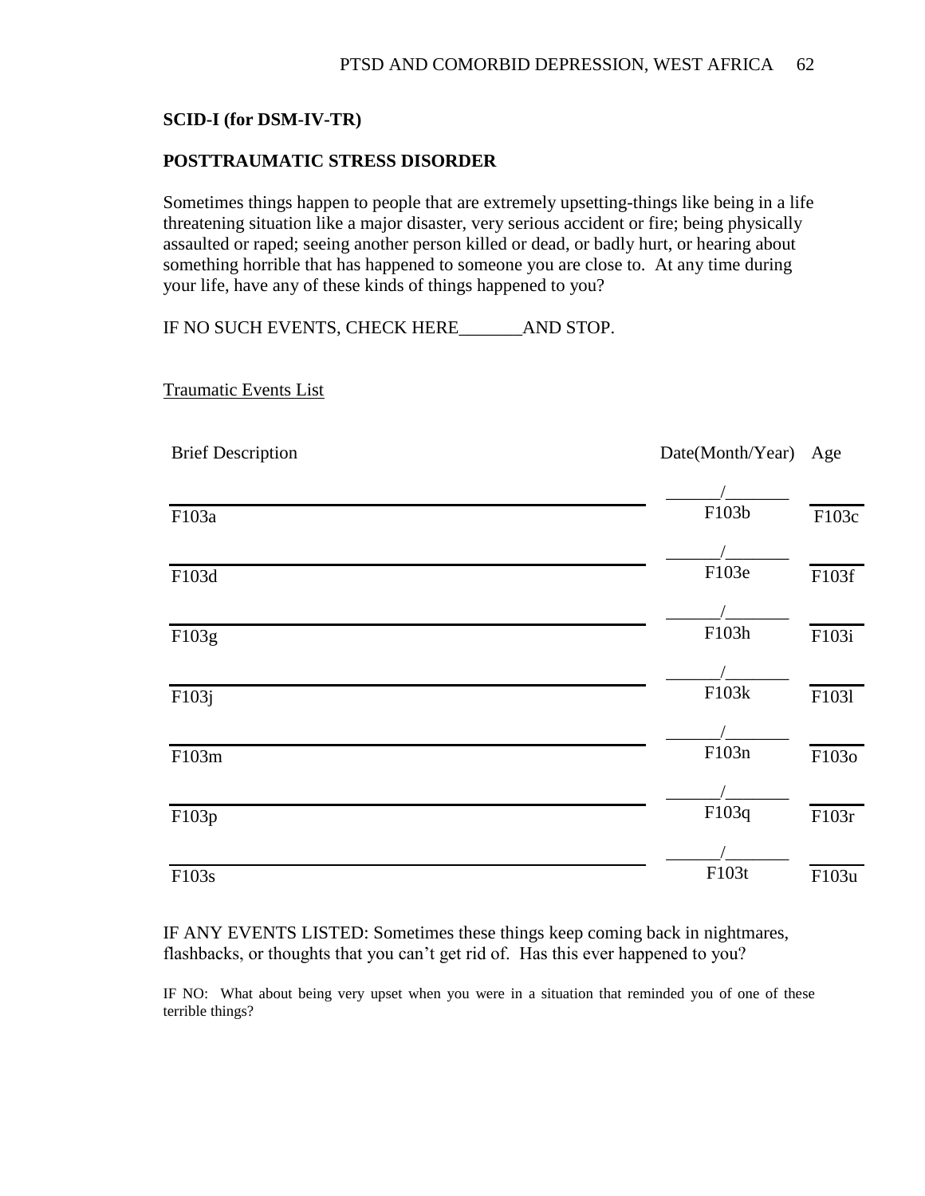**SCID-I (for DSM-IV-TR)**

**POSTTRAUMATIC STRESS DISORDER**

Sometimes things happen to people that are extremely upsetting-things like being in a life threatening situation like a major disaster, very serious accident or fire; being physically assaulted or raped; seeing another person killed or dead, or badly hurt, or hearing about something horrible that has happened to someone you are close to. At any time during your life, have any of these kinds of things happened to you?

IF NO SUCH EVENTS, CHECK HERE_______AND STOP.

Traumatic Events List

| Brief Description | Date(Month/Year) | Age |
| --- | --- | --- |
| F103a | ______/_______ F103b | F103c |
| F103d | ______/_______ F103e | F103f |
| F103g | ______/_______ F103h | F103i |
| F103j | ______/_______ F103k | F103l |
| F103m | ______/_______ F103n | F103o |
| F103p | ______/_______ F103q | F103r |
| F103s | ______/_______ F103t | F103u |

IF ANY EVENTS LISTED: Sometimes these things keep coming back in nightmares, flashbacks, or thoughts that you can't get rid of. Has this ever happened to you?

IF NO: What about being very upset when you were in a situation that reminded you of one of these terrible things?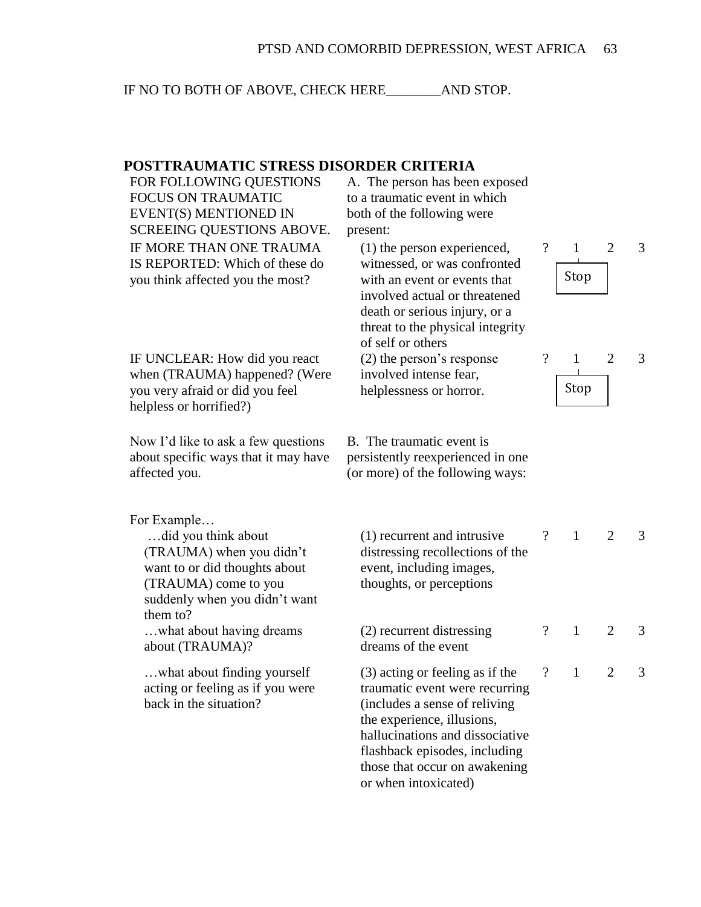IF NO TO BOTH OF ABOVE, CHECK HERE________AND STOP.

**POSTTRAUMATIC STRESS DISORDER CRITERIA**

| | | | | | |
|---|---|---|---|---|---|
| FOR FOLLOWING QUESTIONS FOCUS ON TRAUMATIC EVENT(S) MENTIONED IN SCREEING QUESTIONS ABOVE. | A. The person has been exposed to a traumatic event in which both of the following were present: | | | | |
| IF MORE THAN ONE TRAUMA IS REPORTED: Which of these do you think affected you the most? | (1) the person experienced, witnessed, or was confronted with an event or events that involved actual or threatened death or serious injury, or a threat to the physical integrity of self or others | ? | 1 (Stop) | 2 | 3 |
| IF UNCLEAR: How did you react when (TRAUMA) happened? (Were you very afraid or did you feel helpless or horrified?) | (2) the person's response involved intense fear, helplessness or horror. | ? | 1 (Stop) | 2 | 3 |
| Now I'd like to ask a few questions about specific ways that it may have affected you. | B. The traumatic event is persistently reexperienced in one (or more) of the following ways: | | | | |
| For Example… …did you think about (TRAUMA) when you didn't want to or did thoughts about (TRAUMA) come to you suddenly when you didn't want them to? | (1) recurrent and intrusive distressing recollections of the event, including images, thoughts, or perceptions | ? | 1 | 2 | 3 |
| …what about having dreams about (TRAUMA)? | (2) recurrent distressing dreams of the event | ? | 1 | 2 | 3 |
| …what about finding yourself acting or feeling as if you were back in the situation? | (3) acting or feeling as if the traumatic event were recurring (includes a sense of reliving the experience, illusions, hallucinations and dissociative flashback episodes, including those that occur on awakening or when intoxicated) | ? | 1 | 2 | 3 |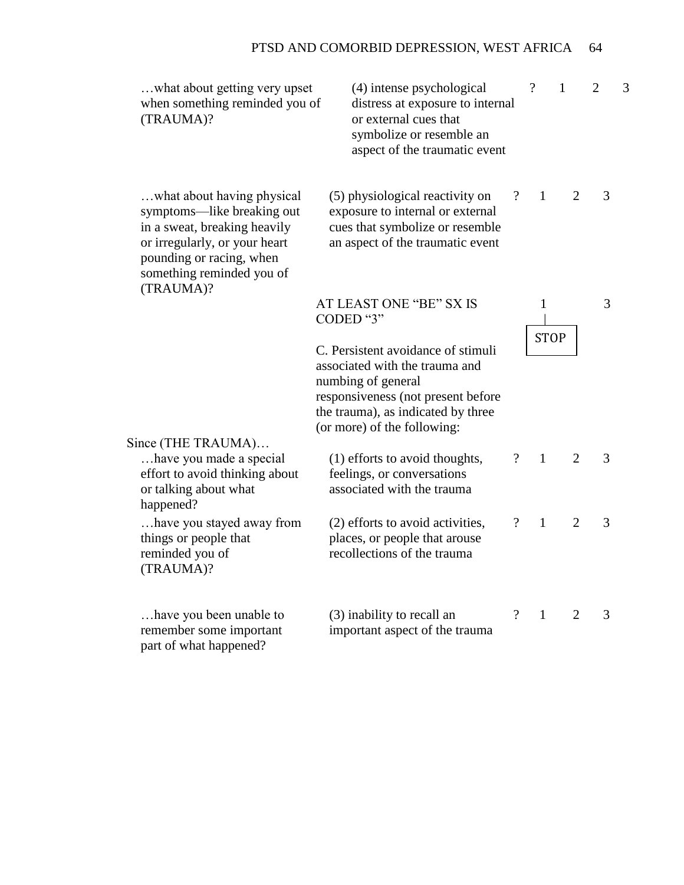| | | | | | |
|---|---|---|---|---|---|
| …what about getting very upset when something reminded you of (TRAUMA)? | (4) intense psychological distress at exposure to internal or external cues that symbolize or resemble an aspect of the traumatic event | ? | 1 | 2 | 3 |
| …what about having physical symptoms—like breaking out in a sweat, breaking heavily or irregularly, or your heart pounding or racing, when something reminded you of (TRAUMA)? | (5) physiological reactivity on exposure to internal or external cues that symbolize or resemble an aspect of the traumatic event | ? | 1 | 2 | 3 |
| | AT LEAST ONE "BE" SX IS CODED "3" | | 1 (STOP) | | 3 |
| | C. Persistent avoidance of stimuli associated with the trauma and numbing of general responsiveness (not present before the trauma), as indicated by three (or more) of the following: | | | | |
| Since (THE TRAUMA)… …have you made a special effort to avoid thinking about or talking about what happened? | (1) efforts to avoid thoughts, feelings, or conversations associated with the trauma | ? | 1 | 2 | 3 |
| …have you stayed away from things or people that reminded you of (TRAUMA)? | (2) efforts to avoid activities, places, or people that arouse recollections of the trauma | ? | 1 | 2 | 3 |
| …have you been unable to remember some important part of what happened? | (3) inability to recall an important aspect of the trauma | ? | 1 | 2 | 3 |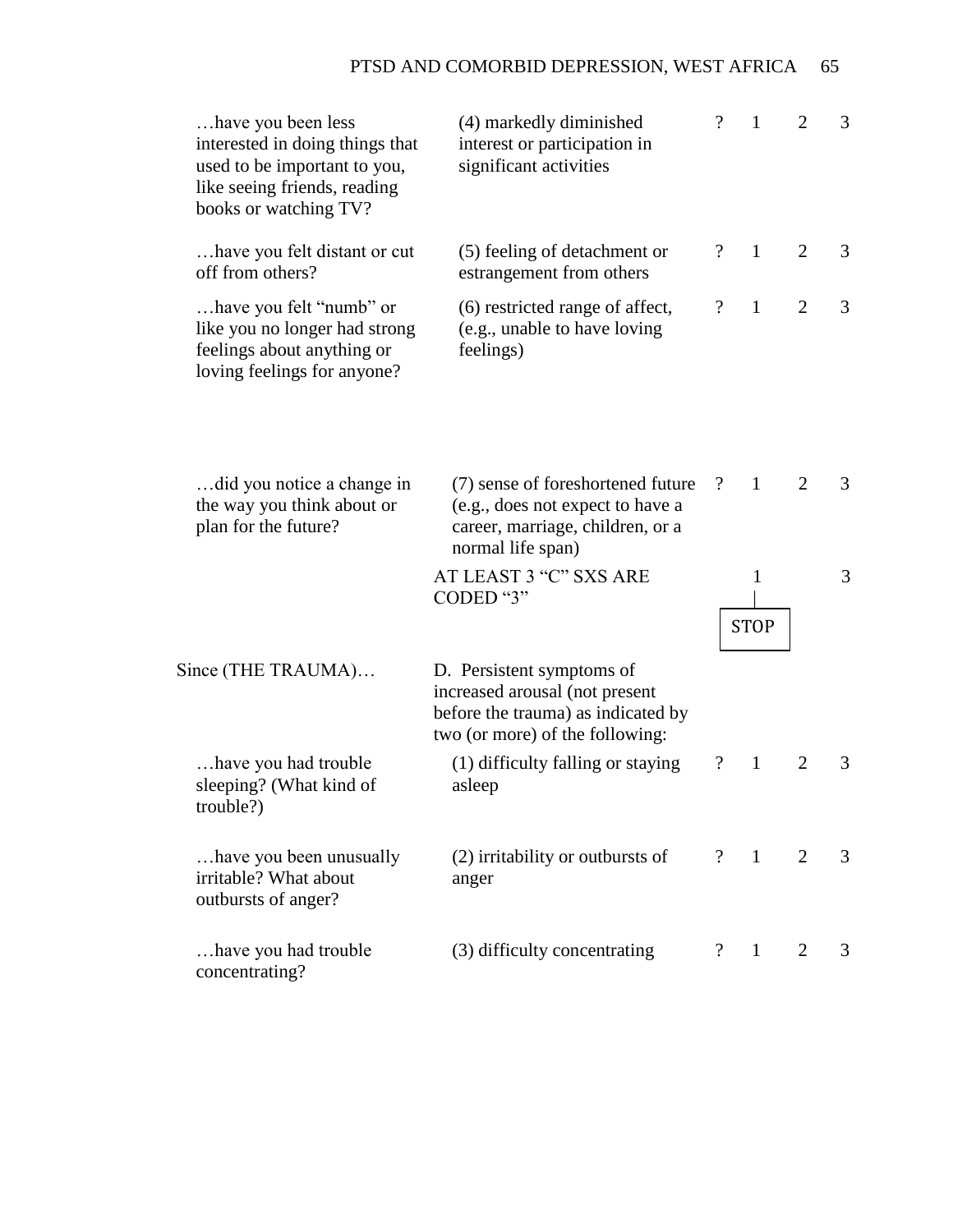| | | | | | |
|---|---|---|---|---|---|
| …have you been less interested in doing things that used to be important to you, like seeing friends, reading books or watching TV? | (4) markedly diminished interest or participation in significant activities | ? | 1 | 2 | 3 |
| …have you felt distant or cut off from others? | (5) feeling of detachment or estrangement from others | ? | 1 | 2 | 3 |
| …have you felt "numb" or like you no longer had strong feelings about anything or loving feelings for anyone? | (6) restricted range of affect, (e.g., unable to have loving feelings) | ? | 1 | 2 | 3 |
| …did you notice a change in the way you think about or plan for the future? | (7) sense of foreshortened future (e.g., does not expect to have a career, marriage, children, or a normal life span) | ? | 1 | 2 | 3 |
| | AT LEAST 3 "C" SXS ARE CODED "3" | | 1 STOP | | 3 |
| Since (THE TRAUMA)… | D. Persistent symptoms of increased arousal (not present before the trauma) as indicated by two (or more) of the following: | | | | |
| …have you had trouble sleeping? (What kind of trouble?) | (1) difficulty falling or staying asleep | ? | 1 | 2 | 3 |
| …have you been unusually irritable? What about outbursts of anger? | (2) irritability or outbursts of anger | ? | 1 | 2 | 3 |
| …have you had trouble concentrating? | (3) difficulty concentrating | ? | 1 | 2 | 3 |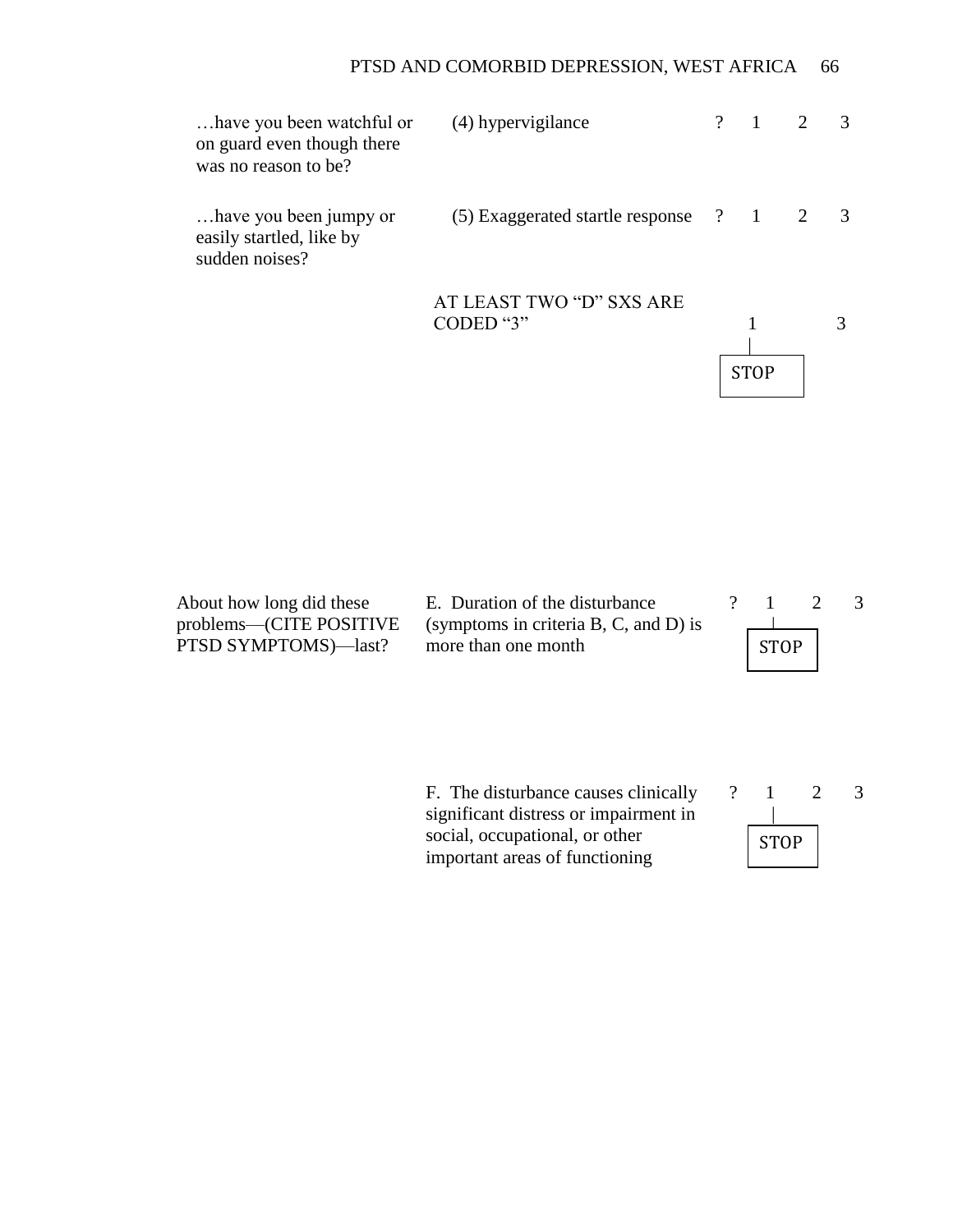| | | |
|---|---|---|
| …have you been watchful or on guard even though there was no reason to be? | (4) hypervigilance | ? 1 2 3 |
| …have you been jumpy or easily startled, like by sudden noises? | (5) Exaggerated startle response | ? 1 2 3 |
| | AT LEAST TWO “D” SXS ARE CODED “3” | 1 3 |
| | | STOP (if 1) |
| About how long did these problems—(CITE POSITIVE PTSD SYMPTOMS)—last? | E. Duration of the disturbance (symptoms in criteria B, C, and D) is more than one month | ? 1 2 3 |
| | | STOP (if 1) |
| | F. The disturbance causes clinically significant distress or impairment in social, occupational, or other important areas of functioning | ? 1 2 3 |
| | | STOP (if 1) |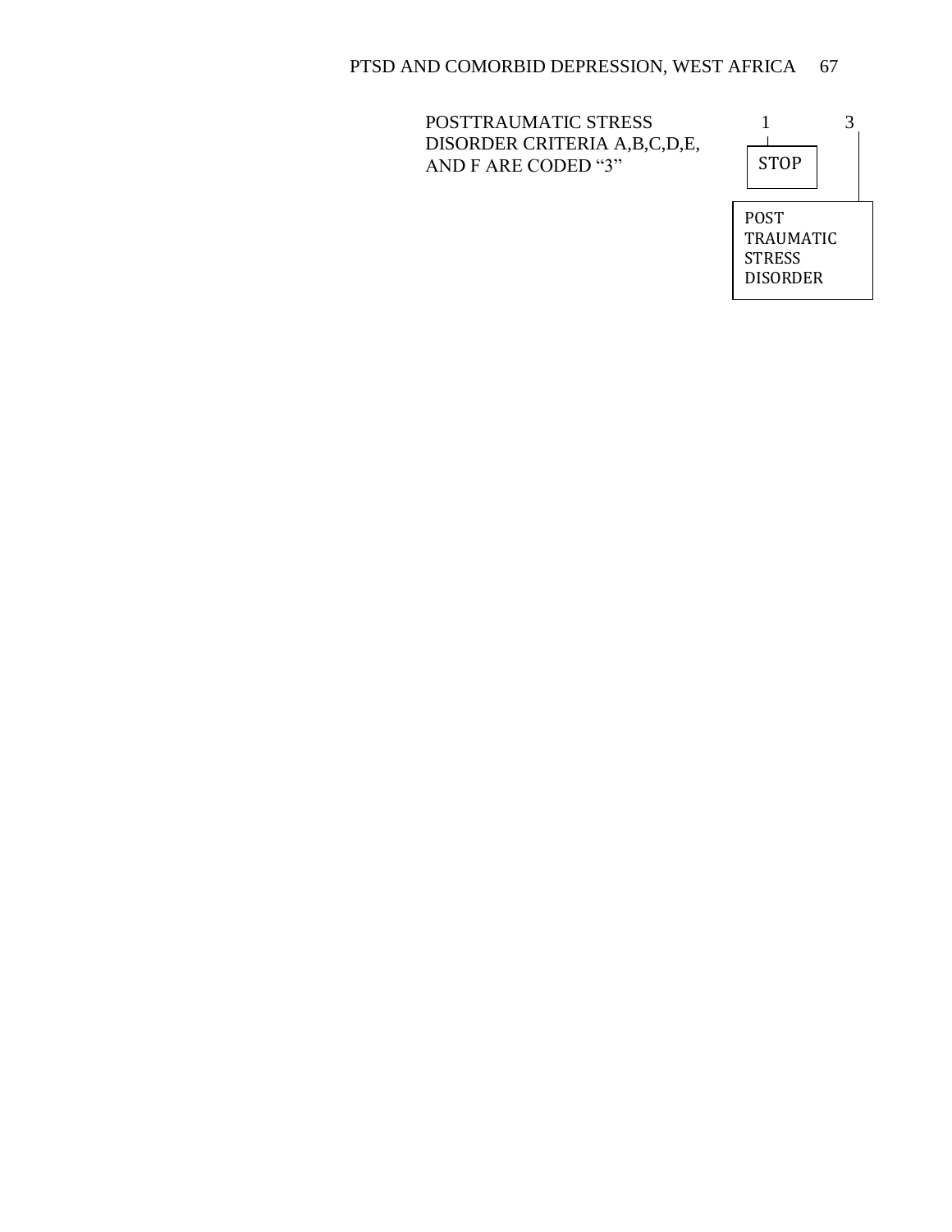POSTTRAUMATIC STRESS DISORDER CRITERIA A,B,C,D,E, AND F ARE CODED "3"

1

STOP

3

POST TRAUMATIC STRESS DISORDER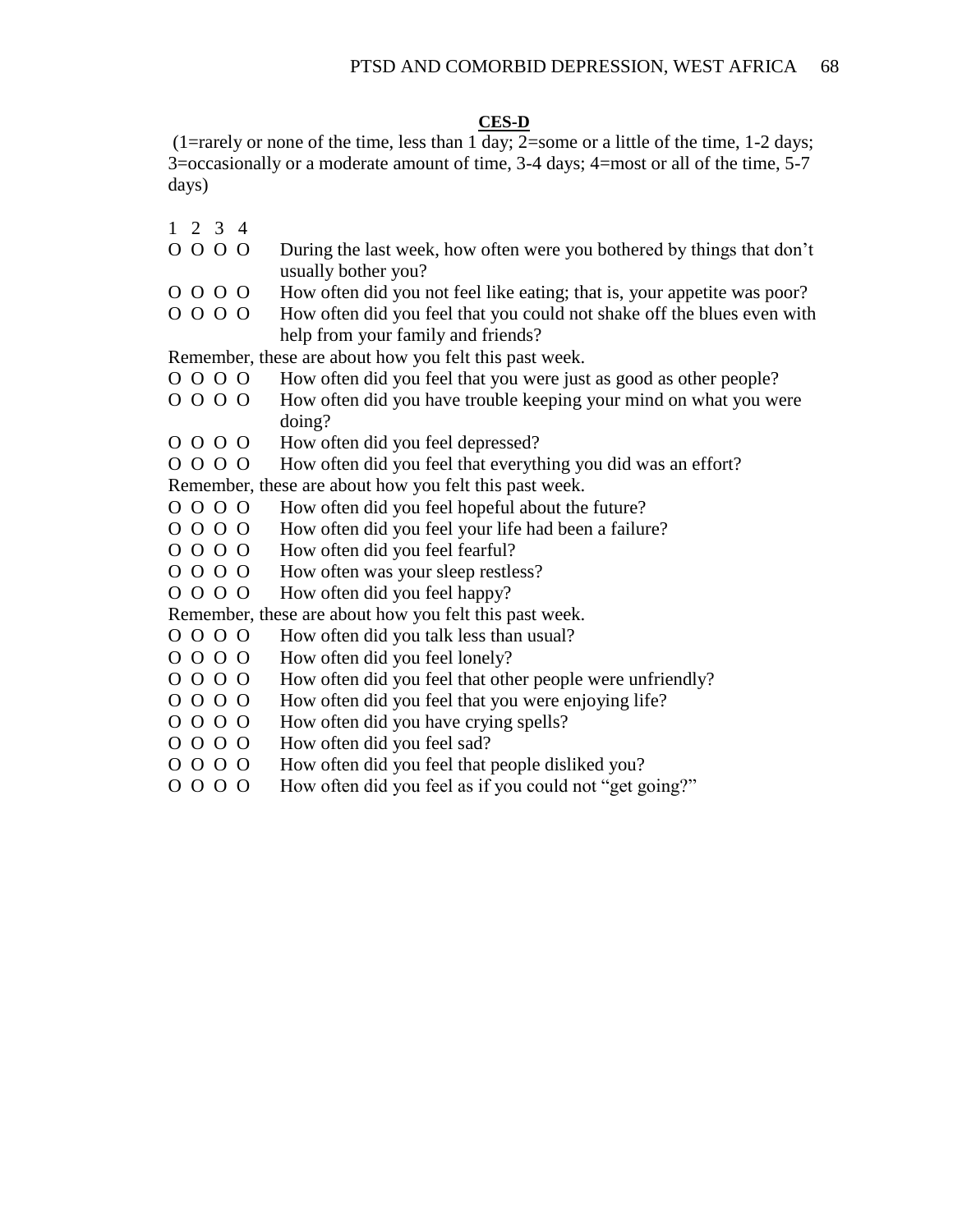**CES-D**

(1=rarely or none of the time, less than 1 day; 2=some or a little of the time, 1-2 days; 3=occasionally or a moderate amount of time, 3-4 days; 4=most or all of the time, 5-7 days)

| 1 | 2 | 3 | 4 | |
|---|---|---|---|---|
| O | O | O | O | During the last week, how often were you bothered by things that don't usually bother you? |
| O | O | O | O | How often did you not feel like eating; that is, your appetite was poor? |
| O | O | O | O | How often did you feel that you could not shake off the blues even with help from your family and friends? |
| | | | | Remember, these are about how you felt this past week. |
| O | O | O | O | How often did you feel that you were just as good as other people? |
| O | O | O | O | How often did you have trouble keeping your mind on what you were doing? |
| O | O | O | O | How often did you feel depressed? |
| O | O | O | O | How often did you feel that everything you did was an effort? |
| | | | | Remember, these are about how you felt this past week. |
| O | O | O | O | How often did you feel hopeful about the future? |
| O | O | O | O | How often did you feel your life had been a failure? |
| O | O | O | O | How often did you feel fearful? |
| O | O | O | O | How often was your sleep restless? |
| O | O | O | O | How often did you feel happy? |
| | | | | Remember, these are about how you felt this past week. |
| O | O | O | O | How often did you talk less than usual? |
| O | O | O | O | How often did you feel lonely? |
| O | O | O | O | How often did you feel that other people were unfriendly? |
| O | O | O | O | How often did you feel that you were enjoying life? |
| O | O | O | O | How often did you have crying spells? |
| O | O | O | O | How often did you feel sad? |
| O | O | O | O | How often did you feel that people disliked you? |
| O | O | O | O | How often did you feel as if you could not "get going?" |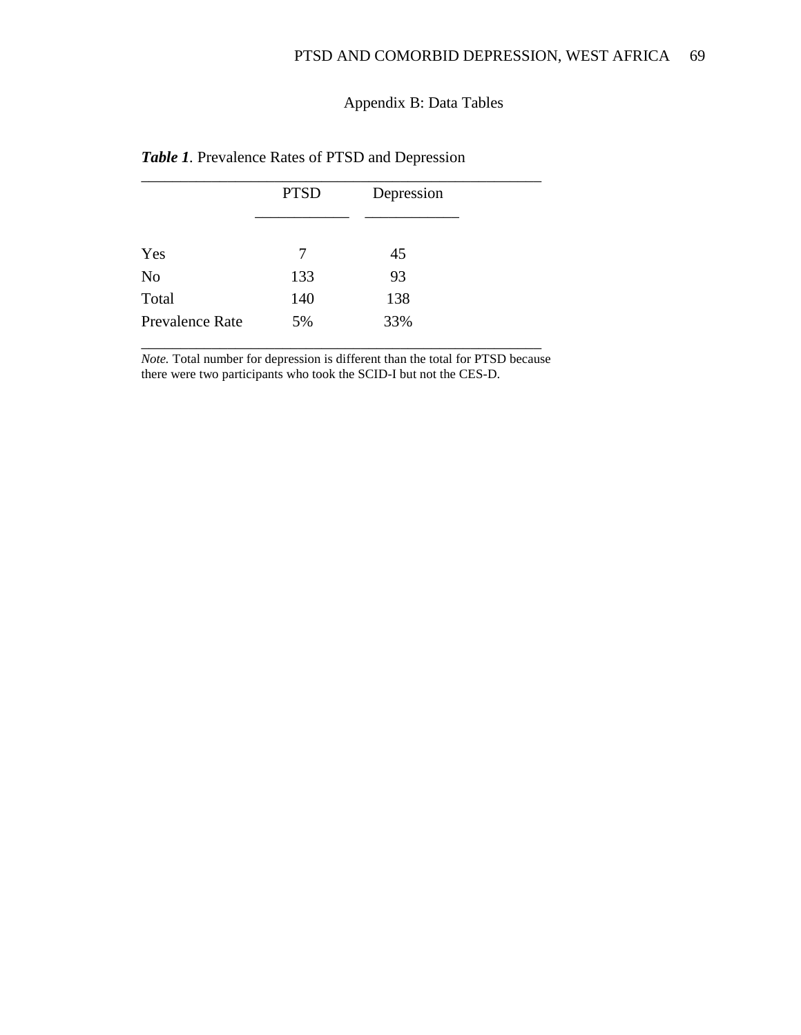# Appendix B: Data Tables

***Table 1***. Prevalence Rates of PTSD and Depression

| | PTSD | Depression |
|---|---|---|
| Yes | 7 | 45 |
| No | 133 | 93 |
| Total | 140 | 138 |
| Prevalence Rate | 5% | 33% |

*Note.* Total number for depression is different than the total for PTSD because there were two participants who took the SCID-I but not the CES-D.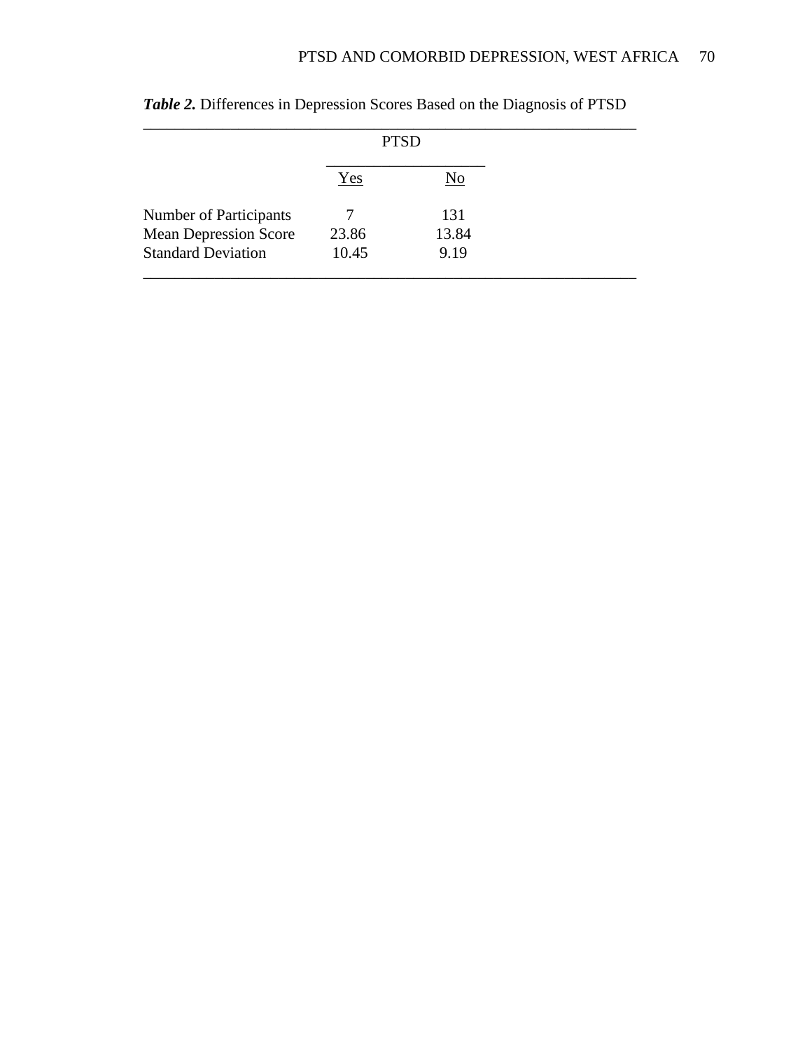***Table 2.*** Differences in Depression Scores Based on the Diagnosis of PTSD

| | PTSD | |
|---|---|---|
| | Yes | No |
| Number of Participants | 7 | 131 |
| Mean Depression Score | 23.86 | 13.84 |
| Standard Deviation | 10.45 | 9.19 |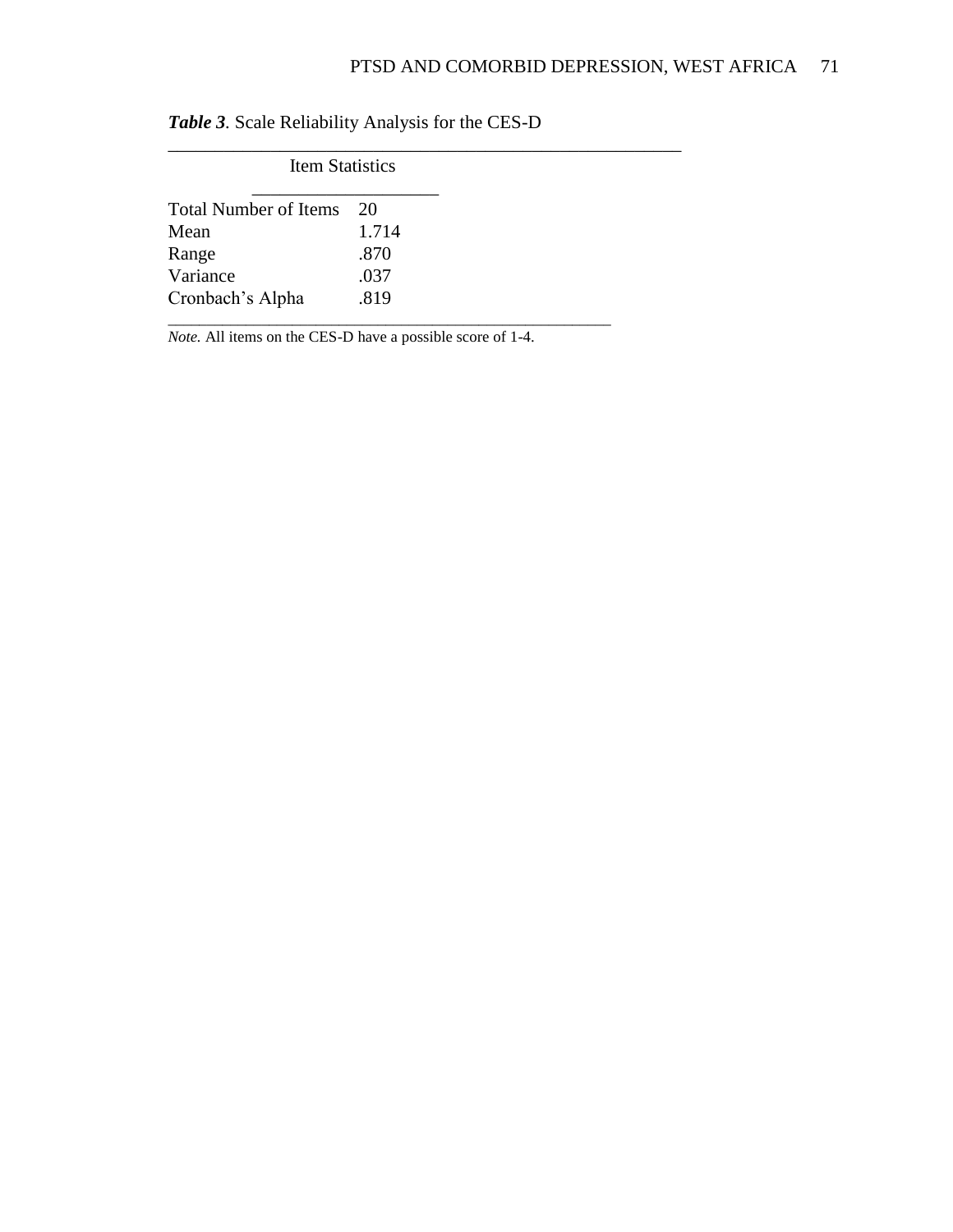***Table 3.*** Scale Reliability Analysis for the CES-D

| Item Statistics | |
|---|---|
| Total Number of Items | 20 |
| Mean | 1.714 |
| Range | .870 |
| Variance | .037 |
| Cronbach's Alpha | .819 |

*Note.* All items on the CES-D have a possible score of 1-4.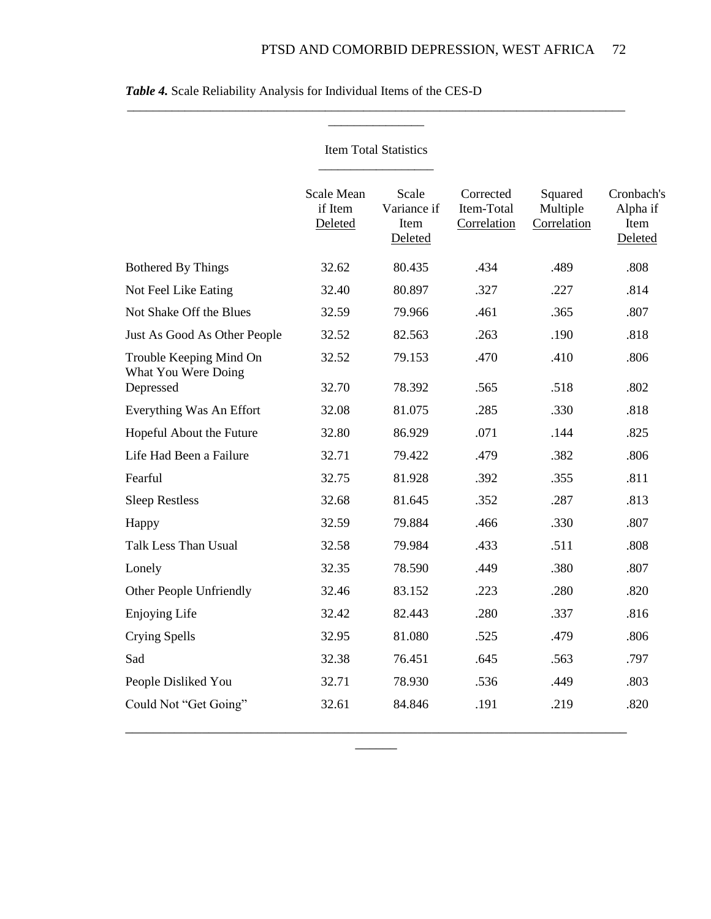***Table 4.*** Scale Reliability Analysis for Individual Items of the CES-D

| | Item Total Statistics | | | | |
|---|---|---|---|---|---|
| | Scale Mean if Item Deleted | Scale Variance if Item Deleted | Corrected Item-Total Correlation | Squared Multiple Correlation | Cronbach's Alpha if Item Deleted |
| Bothered By Things | 32.62 | 80.435 | .434 | .489 | .808 |
| Not Feel Like Eating | 32.40 | 80.897 | .327 | .227 | .814 |
| Not Shake Off the Blues | 32.59 | 79.966 | .461 | .365 | .807 |
| Just As Good As Other People | 32.52 | 82.563 | .263 | .190 | .818 |
| Trouble Keeping Mind On What You Were Doing | 32.52 | 79.153 | .470 | .410 | .806 |
| Depressed | 32.70 | 78.392 | .565 | .518 | .802 |
| Everything Was An Effort | 32.08 | 81.075 | .285 | .330 | .818 |
| Hopeful About the Future | 32.80 | 86.929 | .071 | .144 | .825 |
| Life Had Been a Failure | 32.71 | 79.422 | .479 | .382 | .806 |
| Fearful | 32.75 | 81.928 | .392 | .355 | .811 |
| Sleep Restless | 32.68 | 81.645 | .352 | .287 | .813 |
| Happy | 32.59 | 79.884 | .466 | .330 | .807 |
| Talk Less Than Usual | 32.58 | 79.984 | .433 | .511 | .808 |
| Lonely | 32.35 | 78.590 | .449 | .380 | .807 |
| Other People Unfriendly | 32.46 | 83.152 | .223 | .280 | .820 |
| Enjoying Life | 32.42 | 82.443 | .280 | .337 | .816 |
| Crying Spells | 32.95 | 81.080 | .525 | .479 | .806 |
| Sad | 32.38 | 76.451 | .645 | .563 | .797 |
| People Disliked You | 32.71 | 78.930 | .536 | .449 | .803 |
| Could Not "Get Going" | 32.61 | 84.846 | .191 | .219 | .820 |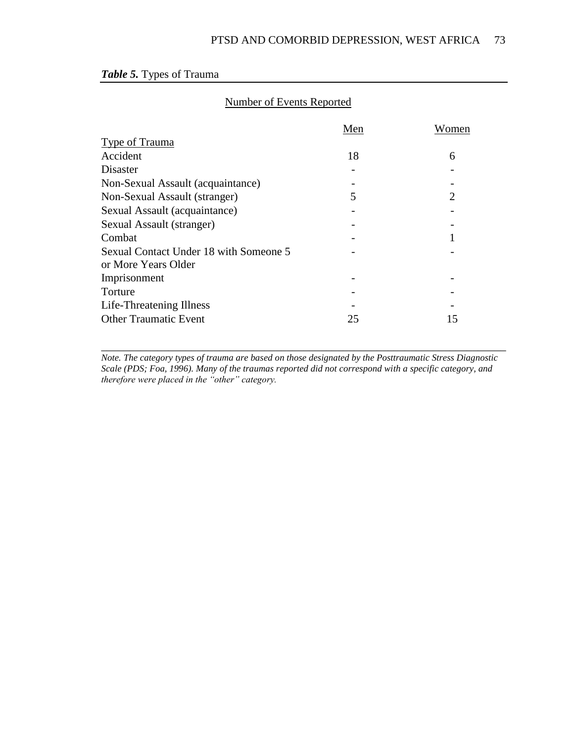***Table 5.*** Types of Trauma

| | Number of Events Reported | |
|---|---|---|
| Type of Trauma | Men | Women |
| Accident | 18 | 6 |
| Disaster | - | - |
| Non-Sexual Assault (acquaintance) | - | - |
| Non-Sexual Assault (stranger) | 5 | 2 |
| Sexual Assault (acquaintance) | - | - |
| Sexual Assault (stranger) | - | - |
| Combat | - | 1 |
| Sexual Contact Under 18 with Someone 5 or More Years Older | - | - |
| Imprisonment | - | - |
| Torture | - | - |
| Life-Threatening Illness | - | - |
| Other Traumatic Event | 25 | 15 |

*Note. The category types of trauma are based on those designated by the Posttraumatic Stress Diagnostic Scale (PDS; Foa, 1996). Many of the traumas reported did not correspond with a specific category, and therefore were placed in the "other" category.*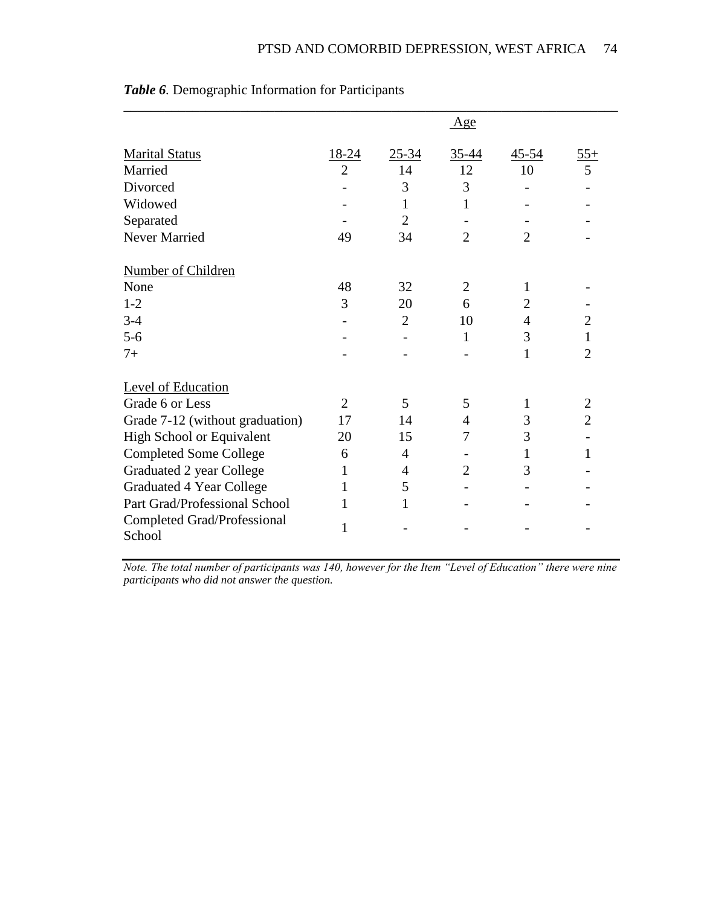*Table 6.* Demographic Information for Participants

| | Age | | | | |
|---|---|---|---|---|---|
| Marital Status | 18-24 | 25-34 | 35-44 | 45-54 | 55+ |
| Married | 2 | 14 | 12 | 10 | 5 |
| Divorced | - | 3 | 3 | - | - |
| Widowed | - | 1 | 1 | - | - |
| Separated | - | 2 | - | - | - |
| Never Married | 49 | 34 | 2 | 2 | - |
| Number of Children | | | | | |
| None | 48 | 32 | 2 | 1 | - |
| 1-2 | 3 | 20 | 6 | 2 | - |
| 3-4 | - | 2 | 10 | 4 | 2 |
| 5-6 | - | - | 1 | 3 | 1 |
| 7+ | - | - | - | 1 | 2 |
| Level of Education | | | | | |
| Grade 6 or Less | 2 | 5 | 5 | 1 | 2 |
| Grade 7-12 (without graduation) | 17 | 14 | 4 | 3 | 2 |
| High School or Equivalent | 20 | 15 | 7 | 3 | - |
| Completed Some College | 6 | 4 | - | 1 | 1 |
| Graduated 2 year College | 1 | 4 | 2 | 3 | - |
| Graduated 4 Year College | 1 | 5 | - | - | - |
| Part Grad/Professional School | 1 | 1 | - | - | - |
| Completed Grad/Professional School | 1 | - | - | - | - |

*Note. The total number of participants was 140, however for the Item "Level of Education" there were nine participants who did not answer the question.*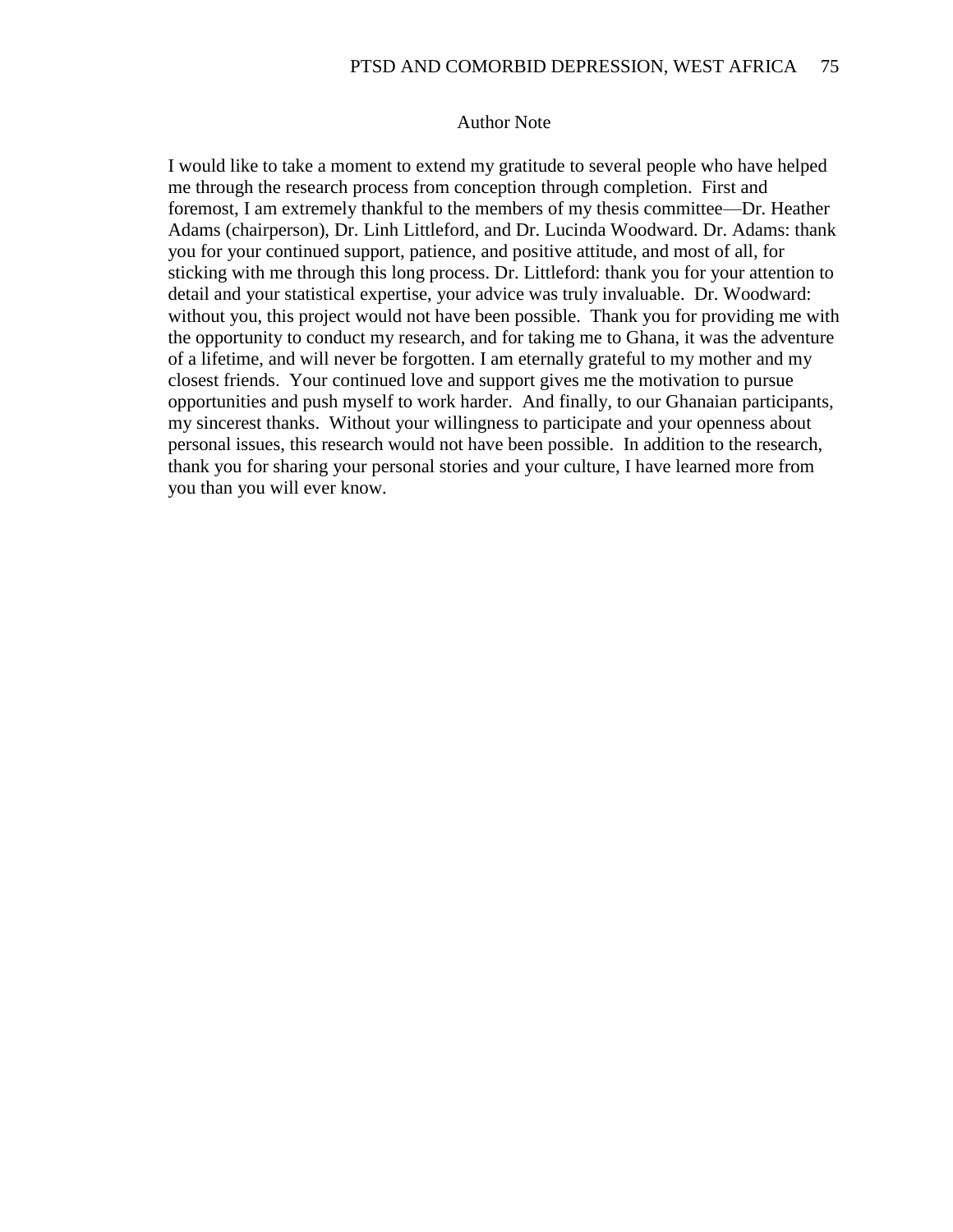# Author Note

I would like to take a moment to extend my gratitude to several people who have helped me through the research process from conception through completion. First and foremost, I am extremely thankful to the members of my thesis committee—Dr. Heather Adams (chairperson), Dr. Linh Littleford, and Dr. Lucinda Woodward. Dr. Adams: thank you for your continued support, patience, and positive attitude, and most of all, for sticking with me through this long process. Dr. Littleford: thank you for your attention to detail and your statistical expertise, your advice was truly invaluable. Dr. Woodward: without you, this project would not have been possible. Thank you for providing me with the opportunity to conduct my research, and for taking me to Ghana, it was the adventure of a lifetime, and will never be forgotten. I am eternally grateful to my mother and my closest friends. Your continued love and support gives me the motivation to pursue opportunities and push myself to work harder. And finally, to our Ghanaian participants, my sincerest thanks. Without your willingness to participate and your openness about personal issues, this research would not have been possible. In addition to the research, thank you for sharing your personal stories and your culture, I have learned more from you than you will ever know.